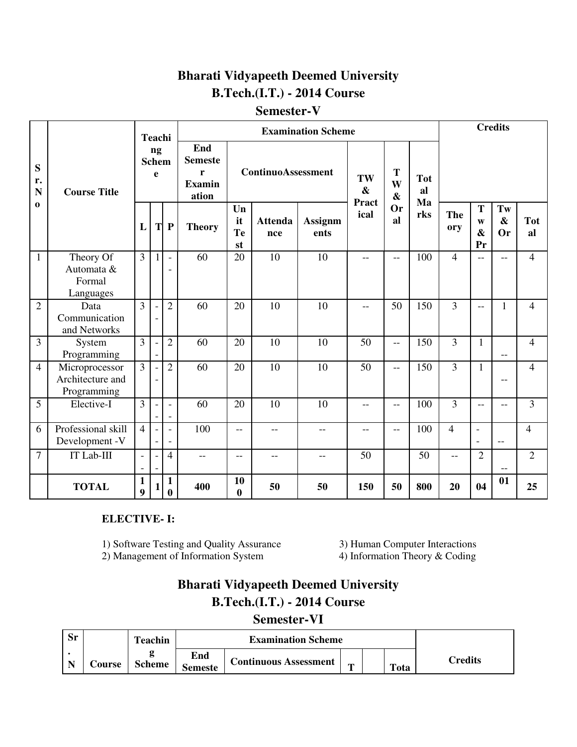# Bharati Vidyapeeth Deemed University
## B.Tech.(I.T.) - 2014 Course
### Semester-V

| Sr. No | Course Title | Teaching Scheme | | | Examination Scheme | | | | | | | Credits | | | |
|---|---|---|---|---|---|---|---|---|---|---|---|---|---|---|---|
| | | | | | End Semester Examination | ContinuoAssessment | | | TW & Practical | TW & Oral | Total Marks | | | | |
| | | L | T | P | Theory | Unit Test | Attendance | Assignments | | | | Theory | Tw & Pr | Tw & Or | Total |
| 1 | Theory Of Automata & Formal Languages | 3 | 1 | -- | 60 | 20 | 10 | 10 | -- | -- | 100 | 4 | -- | -- | 4 |
| 2 | Data Communication and Networks | 3 | -- | 2 | 60 | 20 | 10 | 10 | -- | 50 | 150 | 3 | -- | 1 | 4 |
| 3 | System Programming | 3 | -- | 2 | 60 | 20 | 10 | 10 | 50 | -- | 150 | 3 | 1 | -- | 4 |
| 4 | Microprocessor Architecture and Programming | 3 | -- | 2 | 60 | 20 | 10 | 10 | 50 | -- | 150 | 3 | 1 | -- | 4 |
| 5 | Elective-I | 3 | -- | -- | 60 | 20 | 10 | 10 | -- | -- | 100 | 3 | -- | -- | 3 |
| 6 | Professional skill Development -V | 4 | -- | -- | 100 | -- | -- | -- | -- | -- | 100 | 4 | -- | -- | 4 |
| 7 | IT Lab-III | -- | -- | 4 | -- | -- | -- | -- | 50 | | 50 | -- | 2 | -- | 2 |
| | **TOTAL** | **19** | **1** | **10** | **400** | **100** | **50** | **50** | **150** | **50** | **800** | **20** | **04** | **01** | **25** |

**ELECTIVE- I:**

1) Software Testing and Quality Assurance
2) Management of Information System
3) Human Computer Interactions
4) Information Theory & Coding

# Bharati Vidyapeeth Deemed University
## B.Tech.(I.T.) - 2014 Course
### Semester-VI

| Sr. N | Course | Teaching Scheme | Examination Scheme | | | | | Credits |
|---|---|---|---|---|---|---|---|---|
| | | | End Semeste | Continuous Assessment | T | | Tota | |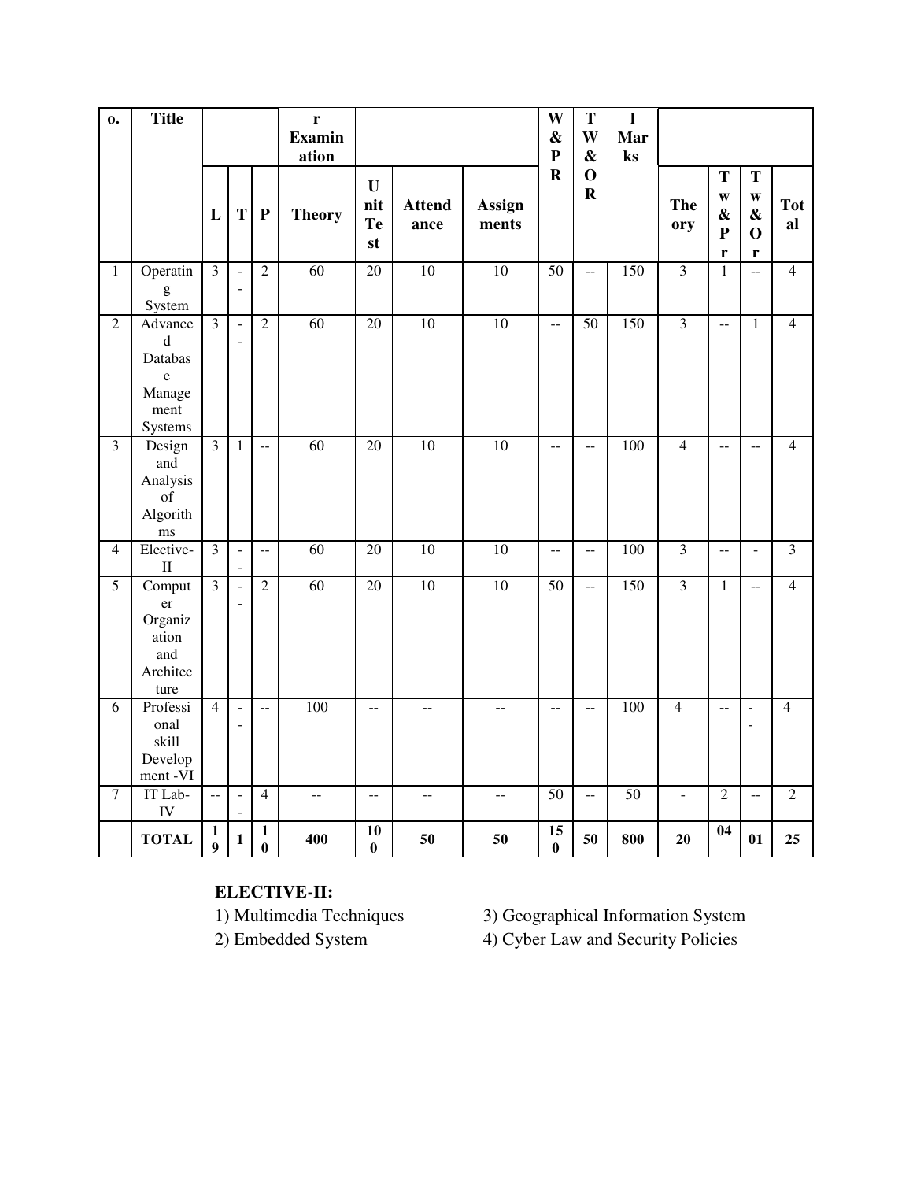| o. | Title | | | | r Examination | | | | W & PR | TW & OR | l Marks | | | | |
|---|---|---|---|---|---|---|---|---|---|---|---|---|---|---|---|
| | | L | T | P | Theory | Unit Test | Attendance | Assignments | | | | Theory | Tw & Pr | Tw & Or | Total |
| 1 | Operating System | 3 | -- | 2 | 60 | 20 | 10 | 10 | 50 | -- | 150 | 3 | 1 | -- | 4 |
| 2 | Advanced Database Management Systems | 3 | -- | 2 | 60 | 20 | 10 | 10 | -- | 50 | 150 | 3 | -- | 1 | 4 |
| 3 | Design and Analysis of Algorithms | 3 | 1 | -- | 60 | 20 | 10 | 10 | -- | -- | 100 | 4 | -- | -- | 4 |
| 4 | Elective-II | 3 | -- | -- | 60 | 20 | 10 | 10 | -- | -- | 100 | 3 | -- | - | 3 |
| 5 | Computer Organization and Architecture | 3 | -- | 2 | 60 | 20 | 10 | 10 | 50 | -- | 150 | 3 | 1 | -- | 4 |
| 6 | Professional skill Development -VI | 4 | -- | -- | 100 | -- | -- | -- | -- | -- | 100 | 4 | -- | -- | 4 |
| 7 | IT Lab-IV | -- | -- | 4 | -- | -- | -- | -- | 50 | -- | 50 | - | 2 | -- | 2 |
| | **TOTAL** | **19** | **1** | **10** | **400** | **100** | **50** | **50** | **150** | **50** | **800** | **20** | **04** | **01** | **25** |

**ELECTIVE-II:**

1) Multimedia Techniques
2) Embedded System
3) Geographical Information System
4) Cyber Law and Security Policies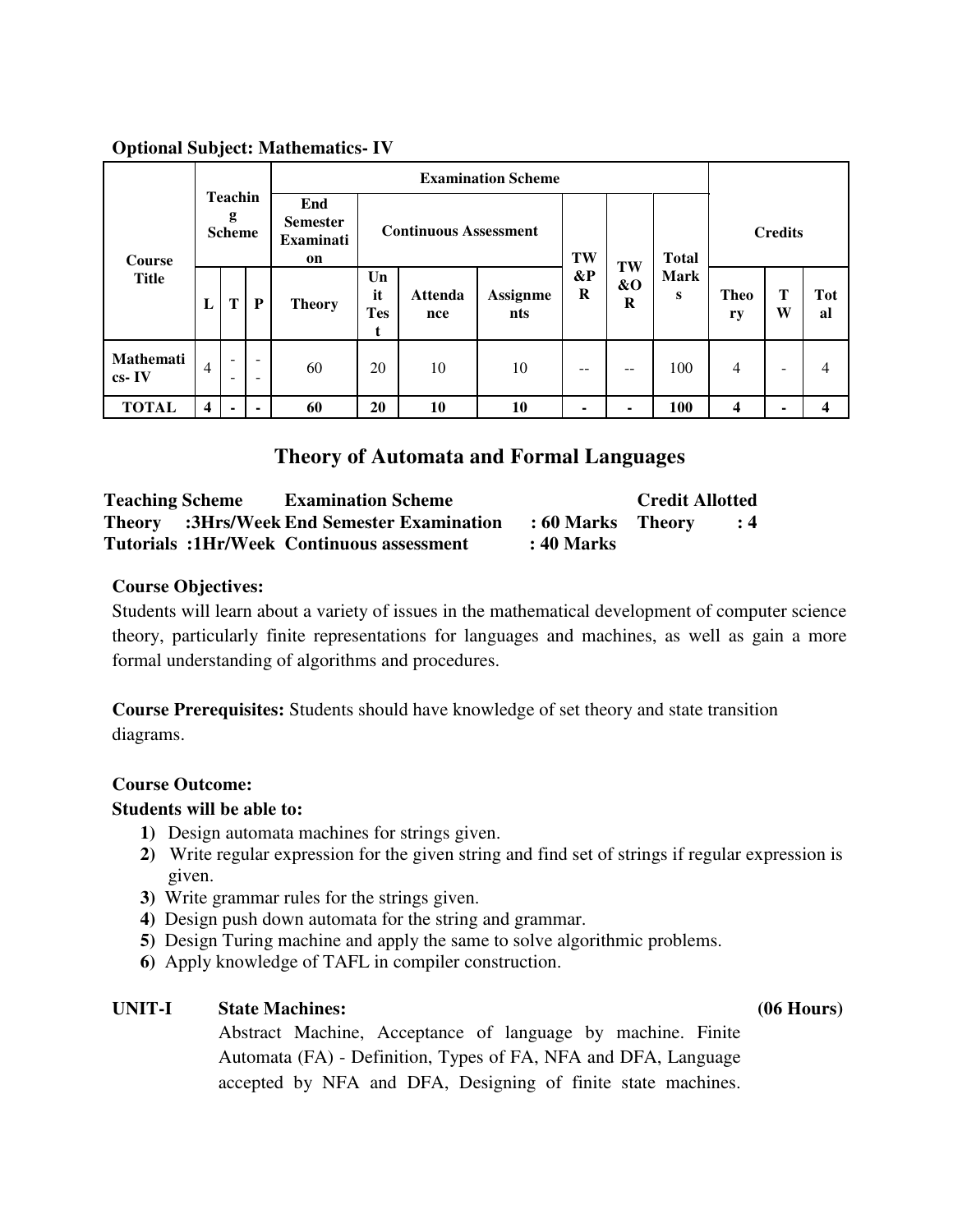**Optional Subject: Mathematics- IV**

| Course Title | Teaching Scheme | | | Examination Scheme | | | | | | | Credits | | |
|---|---|---|---|---|---|---|---|---|---|---|---|---|---|
| | | | | End Semester Examination | Continuous Assessment | | | TW &PR | TW &OR | Total Marks | | | |
| | L | T | P | Theory | Unit Test | Attendance | Assignments | | | | Theory | TW | Total |
| Mathematics- IV | 4 | - - | - - | 60 | 20 | 10 | 10 | -- | -- | 100 | 4 | - | 4 |
| **TOTAL** | **4** | **-** | **-** | **60** | **20** | **10** | **10** | **-** | **-** | **100** | **4** | **-** | **4** |

## Theory of Automata and Formal Languages

| Teaching Scheme | Examination Scheme | | Credit Allotted | |
|---|---|---|---|---|
| **Theory :3Hrs/Week** | **End Semester Examination** | **: 60 Marks** | **Theory** | **: 4** |
| **Tutorials :1Hr/Week** | **Continuous assessment** | **: 40 Marks** | | |

**Course Objectives:**

Students will learn about a variety of issues in the mathematical development of computer science theory, particularly finite representations for languages and machines, as well as gain a more formal understanding of algorithms and procedures.

**Course Prerequisites:** Students should have knowledge of set theory and state transition diagrams.

**Course Outcome:**

**Students will be able to:**

1. Design automata machines for strings given.
2. Write regular expression for the given string and find set of strings if regular expression is given.
3. Write grammar rules for the strings given.
4. Design push down automata for the string and grammar.
5. Design Turing machine and apply the same to solve algorithmic problems.
6. Apply knowledge of TAFL in compiler construction.

**UNIT-I State Machines: (06 Hours)**

Abstract Machine, Acceptance of language by machine. Finite Automata (FA) - Definition, Types of FA, NFA and DFA, Language accepted by NFA and DFA, Designing of finite state machines.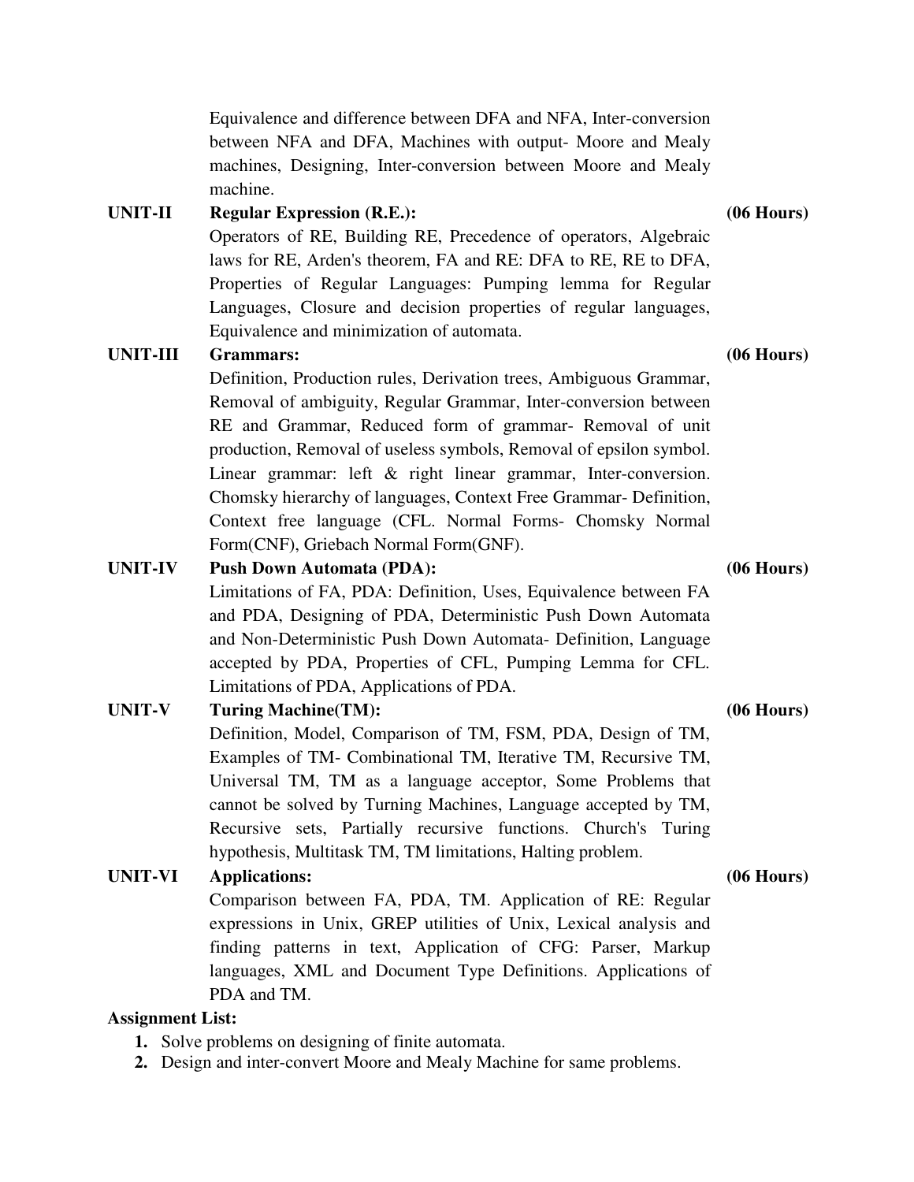Equivalence and difference between DFA and NFA, Inter-conversion between NFA and DFA, Machines with output- Moore and Mealy machines, Designing, Inter-conversion between Moore and Mealy machine.

**UNIT-II** **Regular Expression (R.E.):** **(06 Hours)**

Operators of RE, Building RE, Precedence of operators, Algebraic laws for RE, Arden's theorem, FA and RE: DFA to RE, RE to DFA, Properties of Regular Languages: Pumping lemma for Regular Languages, Closure and decision properties of regular languages, Equivalence and minimization of automata.

**UNIT-III** **Grammars:** **(06 Hours)**

Definition, Production rules, Derivation trees, Ambiguous Grammar, Removal of ambiguity, Regular Grammar, Inter-conversion between RE and Grammar, Reduced form of grammar- Removal of unit production, Removal of useless symbols, Removal of epsilon symbol. Linear grammar: left & right linear grammar, Inter-conversion. Chomsky hierarchy of languages, Context Free Grammar- Definition, Context free language (CFL. Normal Forms- Chomsky Normal Form(CNF), Griebach Normal Form(GNF).

**UNIT-IV** **Push Down Automata (PDA):** **(06 Hours)**

Limitations of FA, PDA: Definition, Uses, Equivalence between FA and PDA, Designing of PDA, Deterministic Push Down Automata and Non-Deterministic Push Down Automata- Definition, Language accepted by PDA, Properties of CFL, Pumping Lemma for CFL. Limitations of PDA, Applications of PDA.

**UNIT-V** **Turing Machine(TM):** **(06 Hours)**

Definition, Model, Comparison of TM, FSM, PDA, Design of TM, Examples of TM- Combinational TM, Iterative TM, Recursive TM, Universal TM, TM as a language acceptor, Some Problems that cannot be solved by Turning Machines, Language accepted by TM, Recursive sets, Partially recursive functions. Church's Turing hypothesis, Multitask TM, TM limitations, Halting problem.

**UNIT-VI** **Applications:** **(06 Hours)**

Comparison between FA, PDA, TM. Application of RE: Regular expressions in Unix, GREP utilities of Unix, Lexical analysis and finding patterns in text, Application of CFG: Parser, Markup languages, XML and Document Type Definitions. Applications of PDA and TM.

**Assignment List:**

1. Solve problems on designing of finite automata.
2. Design and inter-convert Moore and Mealy Machine for same problems.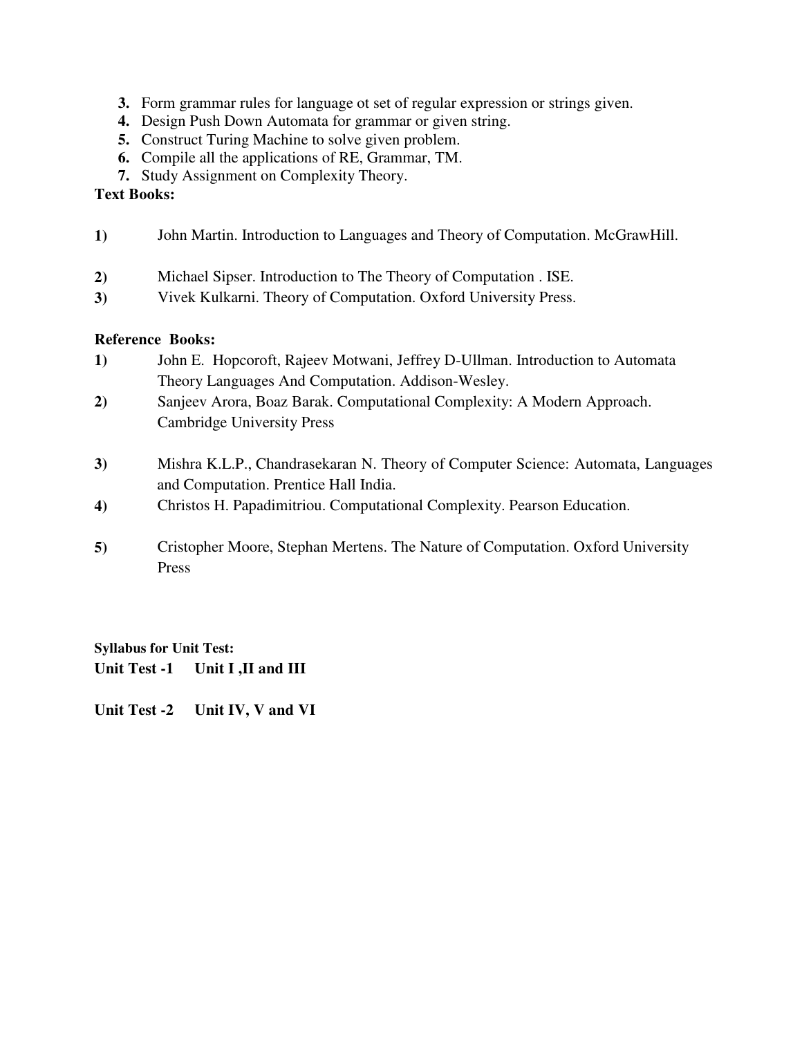3. Form grammar rules for language ot set of regular expression or strings given.
4. Design Push Down Automata for grammar or given string.
5. Construct Turing Machine to solve given problem.
6. Compile all the applications of RE, Grammar, TM.
7. Study Assignment on Complexity Theory.

**Text Books:**

**1)** John Martin. Introduction to Languages and Theory of Computation. McGrawHill.

**2)** Michael Sipser. Introduction to The Theory of Computation . ISE.

**3)** Vivek Kulkarni. Theory of Computation. Oxford University Press.

**Reference Books:**

**1)** John E. Hopcoroft, Rajeev Motwani, Jeffrey D-Ullman. Introduction to Automata Theory Languages And Computation. Addison-Wesley.

**2)** Sanjeev Arora, Boaz Barak. Computational Complexity: A Modern Approach. Cambridge University Press

**3)** Mishra K.L.P., Chandrasekaran N. Theory of Computer Science: Automata, Languages and Computation. Prentice Hall India.

**4)** Christos H. Papadimitriou. Computational Complexity. Pearson Education.

**5)** Cristopher Moore, Stephan Mertens. The Nature of Computation. Oxford University Press

**Syllabus for Unit Test:**

**Unit Test -1 Unit I ,II and III**

**Unit Test -2 Unit IV, V and VI**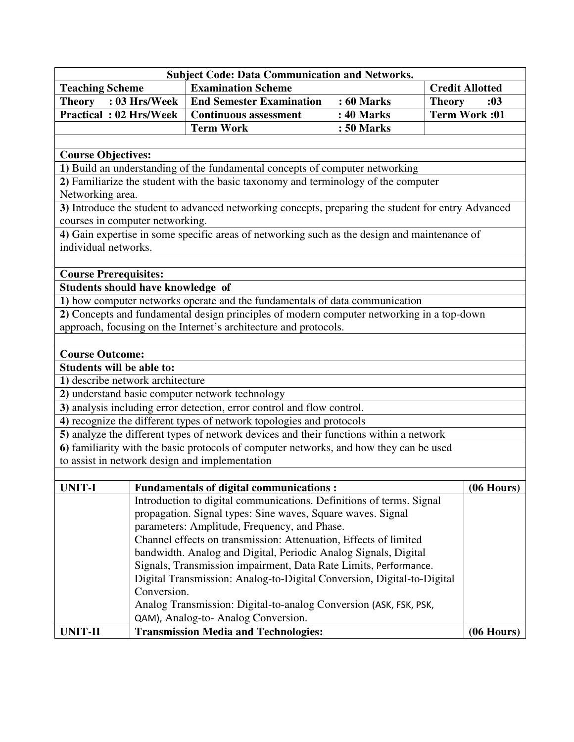| Subject Code: Data Communication and Networks. | | | |
|---|---|---|---|
| **Teaching Scheme** | **Examination Scheme** | | **Credit Allotted** |
| **Theory : 03 Hrs/Week** | **End Semester Examination** | **: 60 Marks** | **Theory :03** |
| **Practical : 02 Hrs/Week** | **Continuous assessment** | **: 40 Marks** | **Term Work :01** |
| | **Term Work** | **: 50 Marks** | |

**Course Objectives:**

1) Build an understanding of the fundamental concepts of computer networking

2) Familiarize the student with the basic taxonomy and terminology of the computer Networking area.

3) Introduce the student to advanced networking concepts, preparing the student for entry Advanced courses in computer networking.

4) Gain expertise in some specific areas of networking such as the design and maintenance of individual networks.

**Course Prerequisites:**

**Students should have knowledge of**

1) how computer networks operate and the fundamentals of data communication

2) Concepts and fundamental design principles of modern computer networking in a top-down approach, focusing on the Internet's architecture and protocols.

**Course Outcome:**

**Students will be able to:**

1) describe network architecture

2) understand basic computer network technology

3) analysis including error detection, error control and flow control.

4) recognize the different types of network topologies and protocols

5) analyze the different types of network devices and their functions within a network

6) familiarity with the basic protocols of computer networks, and how they can be used to assist in network design and implementation

| **UNIT-I** | **Fundamentals of digital communications :** | **(06 Hours)** |
|---|---|---|
| | Introduction to digital communications. Definitions of terms. Signal propagation. Signal types: Sine waves, Square waves. Signal parameters: Amplitude, Frequency, and Phase. Channel effects on transmission: Attenuation, Effects of limited bandwidth. Analog and Digital, Periodic Analog Signals, Digital Signals, Transmission impairment, Data Rate Limits, Performance. Digital Transmission: Analog-to-Digital Conversion, Digital-to-Digital Conversion. Analog Transmission: Digital-to-analog Conversion (ASK, FSK, PSK, QAM), Analog-to- Analog Conversion. | |
| **UNIT-II** | **Transmission Media and Technologies:** | **(06 Hours)** |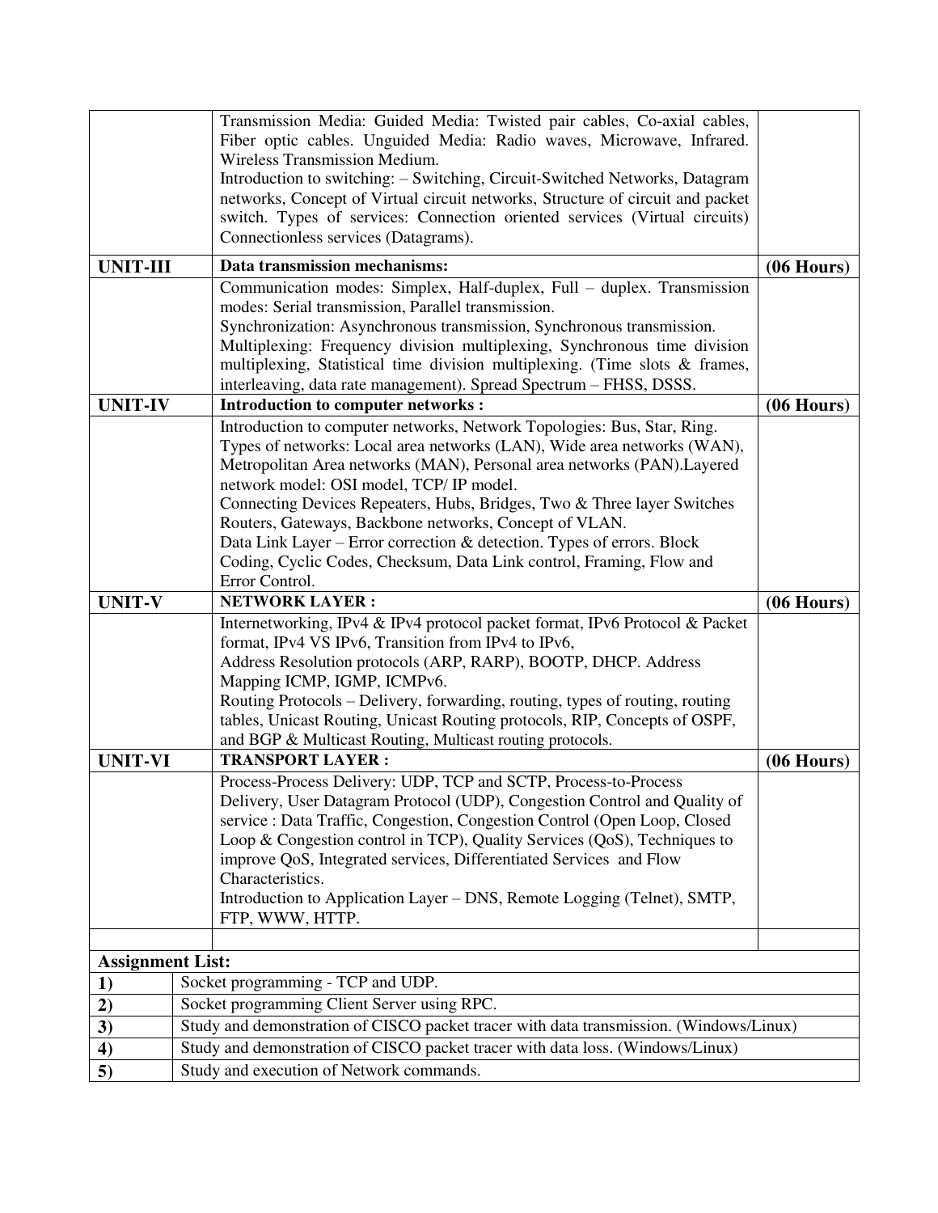| | | |
|---|---|---|
| | Transmission Media: Guided Media: Twisted pair cables, Co-axial cables, Fiber optic cables. Unguided Media: Radio waves, Microwave, Infrared. Wireless Transmission Medium. Introduction to switching: – Switching, Circuit-Switched Networks, Datagram networks, Concept of Virtual circuit networks, Structure of circuit and packet switch. Types of services: Connection oriented services (Virtual circuits) Connectionless services (Datagrams). | |
| **UNIT-III** | **Data transmission mechanisms:** | **(06 Hours)** |
| | Communication modes: Simplex, Half-duplex, Full – duplex. Transmission modes: Serial transmission, Parallel transmission. Synchronization: Asynchronous transmission, Synchronous transmission. Multiplexing: Frequency division multiplexing, Synchronous time division multiplexing, Statistical time division multiplexing. (Time slots & frames, interleaving, data rate management). Spread Spectrum – FHSS, DSSS. | |
| **UNIT-IV** | **Introduction to computer networks :** | **(06 Hours)** |
| | Introduction to computer networks, Network Topologies: Bus, Star, Ring. Types of networks: Local area networks (LAN), Wide area networks (WAN), Metropolitan Area networks (MAN), Personal area networks (PAN).Layered network model: OSI model, TCP/ IP model. Connecting Devices Repeaters, Hubs, Bridges, Two & Three layer Switches Routers, Gateways, Backbone networks, Concept of VLAN. Data Link Layer – Error correction & detection. Types of errors. Block Coding, Cyclic Codes, Checksum, Data Link control, Framing, Flow and Error Control. | |
| **UNIT-V** | **NETWORK LAYER :** | **(06 Hours)** |
| | Internetworking, IPv4 & IPv4 protocol packet format, IPv6 Protocol & Packet format, IPv4 VS IPv6, Transition from IPv4 to IPv6, Address Resolution protocols (ARP, RARP), BOOTP, DHCP. Address Mapping ICMP, IGMP, ICMPv6. Routing Protocols – Delivery, forwarding, routing, types of routing, routing tables, Unicast Routing, Unicast Routing protocols, RIP, Concepts of OSPF, and BGP & Multicast Routing, Multicast routing protocols. | |
| **UNIT-VI** | **TRANSPORT LAYER :** | **(06 Hours)** |
| | Process-Process Delivery: UDP, TCP and SCTP, Process-to-Process Delivery, User Datagram Protocol (UDP), Congestion Control and Quality of service : Data Traffic, Congestion, Congestion Control (Open Loop, Closed Loop & Congestion control in TCP), Quality Services (QoS), Techniques to improve QoS, Integrated services, Differentiated Services and Flow Characteristics. Introduction to Application Layer – DNS, Remote Logging (Telnet), SMTP, FTP, WWW, HTTP. | |
| | | |

| **Assignment List:** | |
|---|---|
| **1)** | Socket programming - TCP and UDP. |
| **2)** | Socket programming Client Server using RPC. |
| **3)** | Study and demonstration of CISCO packet tracer with data transmission. (Windows/Linux) |
| **4)** | Study and demonstration of CISCO packet tracer with data loss. (Windows/Linux) |
| **5)** | Study and execution of Network commands. |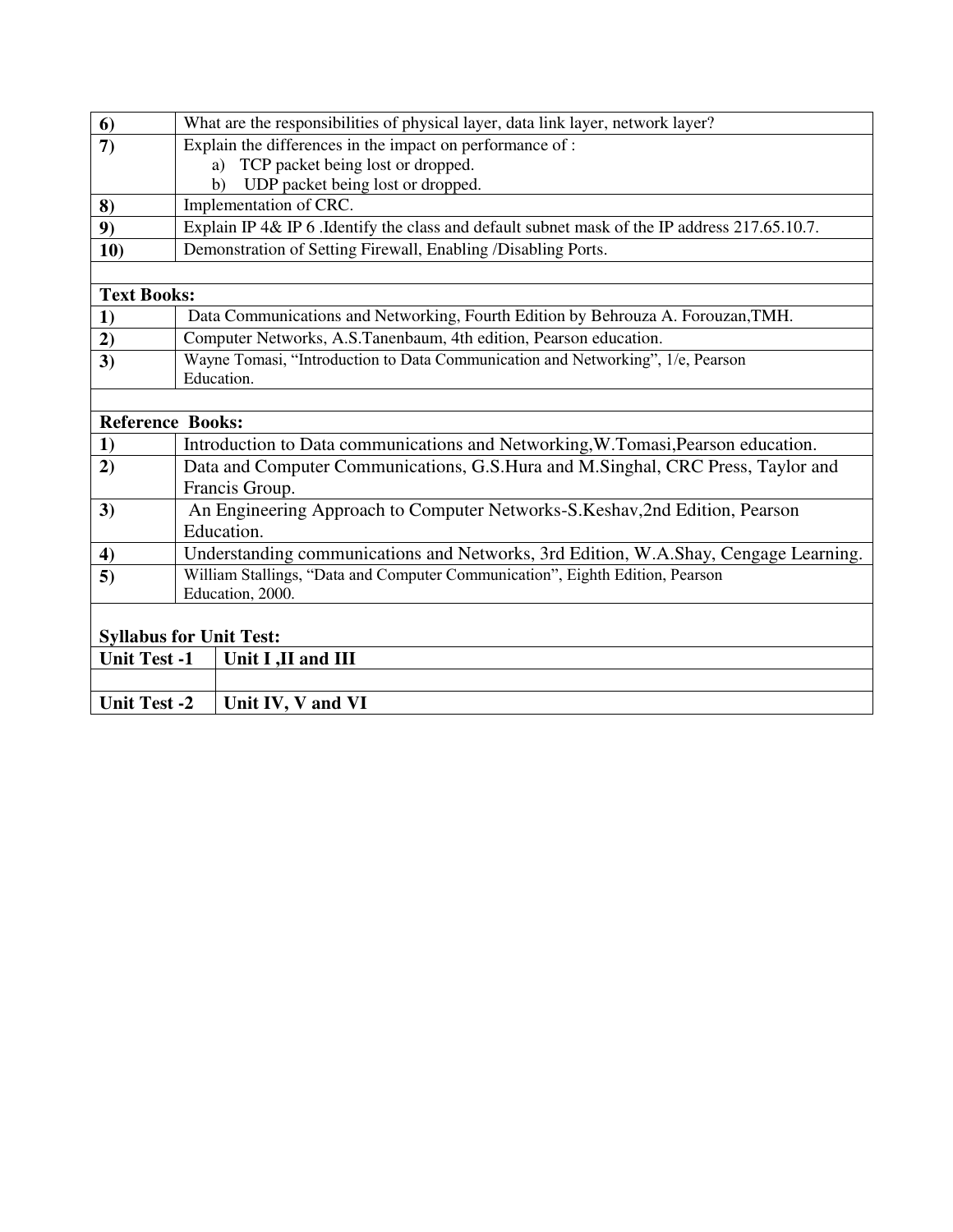| | |
|---|---|
| **6)** | What are the responsibilities of physical layer, data link layer, network layer? |
| **7)** | Explain the differences in the impact on performance of :<br>a) TCP packet being lost or dropped.<br>b) UDP packet being lost or dropped. |
| **8)** | Implementation of CRC. |
| **9)** | Explain IP 4& IP 6 .Identify the class and default subnet mask of the IP address 217.65.10.7. |
| **10)** | Demonstration of Setting Firewall, Enabling /Disabling Ports. |

**Text Books:**

| | |
|---|---|
| **1)** | Data Communications and Networking, Fourth Edition by Behrouza A. Forouzan,TMH. |
| **2)** | Computer Networks, A.S.Tanenbaum, 4th edition, Pearson education. |
| **3)** | Wayne Tomasi, "Introduction to Data Communication and Networking", 1/e, Pearson Education. |

**Reference Books:**

| | |
|---|---|
| **1)** | Introduction to Data communications and Networking,W.Tomasi,Pearson education. |
| **2)** | Data and Computer Communications, G.S.Hura and M.Singhal, CRC Press, Taylor and Francis Group. |
| **3)** | An Engineering Approach to Computer Networks-S.Keshav,2nd Edition, Pearson Education. |
| **4)** | Understanding communications and Networks, 3rd Edition, W.A.Shay, Cengage Learning. |
| **5)** | William Stallings, "Data and Computer Communication", Eighth Edition, Pearson Education, 2000. |

**Syllabus for Unit Test:**

| | |
|---|---|
| **Unit Test -1** | **Unit I ,II and III** |
| | |
| **Unit Test -2** | **Unit IV, V and VI** |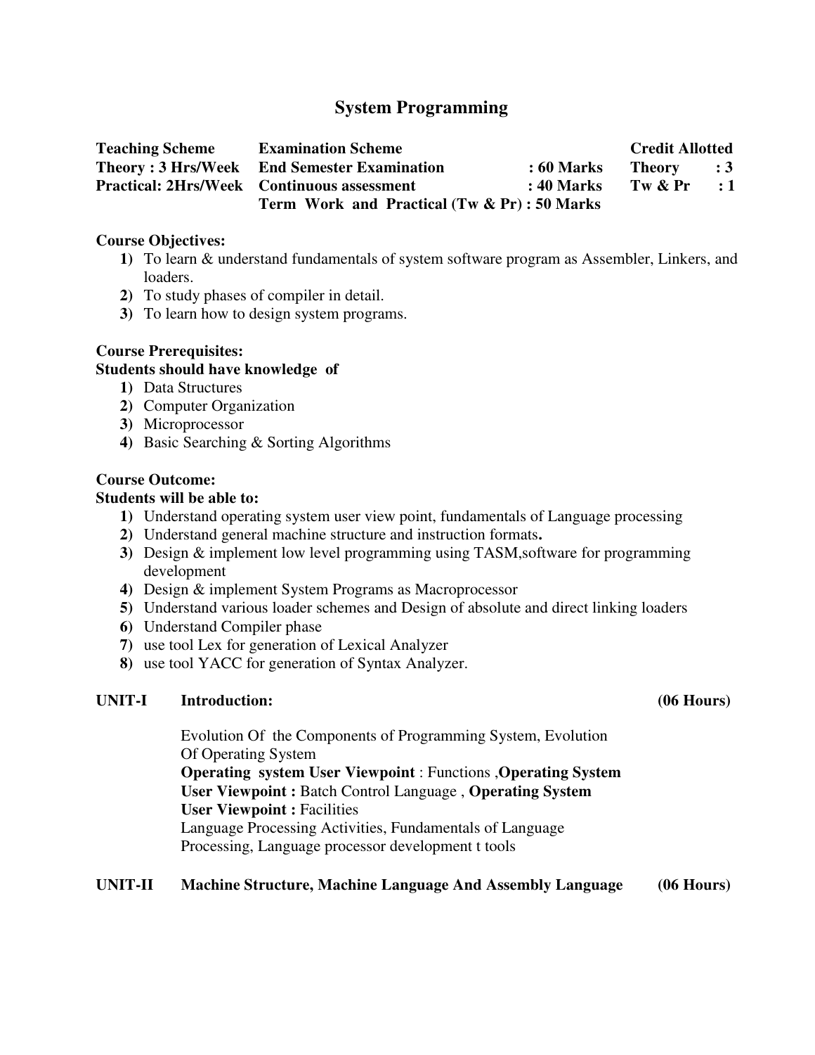# System Programming

| Teaching Scheme | Examination Scheme | | Credit Allotted | |
|---|---|---|---|---|
| **Theory : 3 Hrs/Week** | **End Semester Examination** | **: 60 Marks** | **Theory** | **: 3** |
| **Practical: 2Hrs/Week** | **Continuous assessment** | **: 40 Marks** | **Tw & Pr** | **: 1** |
| | **Term Work and Practical (Tw & Pr) : 50 Marks** | | | |

**Course Objectives:**

1) To learn & understand fundamentals of system software program as Assembler, Linkers, and loaders.
2) To study phases of compiler in detail.
3) To learn how to design system programs.

**Course Prerequisites:**

**Students should have knowledge of**

1) Data Structures
2) Computer Organization
3) Microprocessor
4) Basic Searching & Sorting Algorithms

**Course Outcome:**

**Students will be able to:**

1) Understand operating system user view point, fundamentals of Language processing
2) Understand general machine structure and instruction formats**.**
3) Design & implement low level programming using TASM,software for programming development
4) Design & implement System Programs as Macroprocessor
5) Understand various loader schemes and Design of absolute and direct linking loaders
6) Understand Compiler phase
7) use tool Lex for generation of Lexical Analyzer
8) use tool YACC for generation of Syntax Analyzer.

**UNIT-I Introduction: (06 Hours)**

Evolution Of the Components of Programming System, Evolution Of Operating System
**Operating system User Viewpoint** : Functions ,**Operating System User Viewpoint :** Batch Control Language , **Operating System User Viewpoint :** Facilities
Language Processing Activities, Fundamentals of Language Processing, Language processor development t tools

**UNIT-II Machine Structure, Machine Language And Assembly Language (06 Hours)**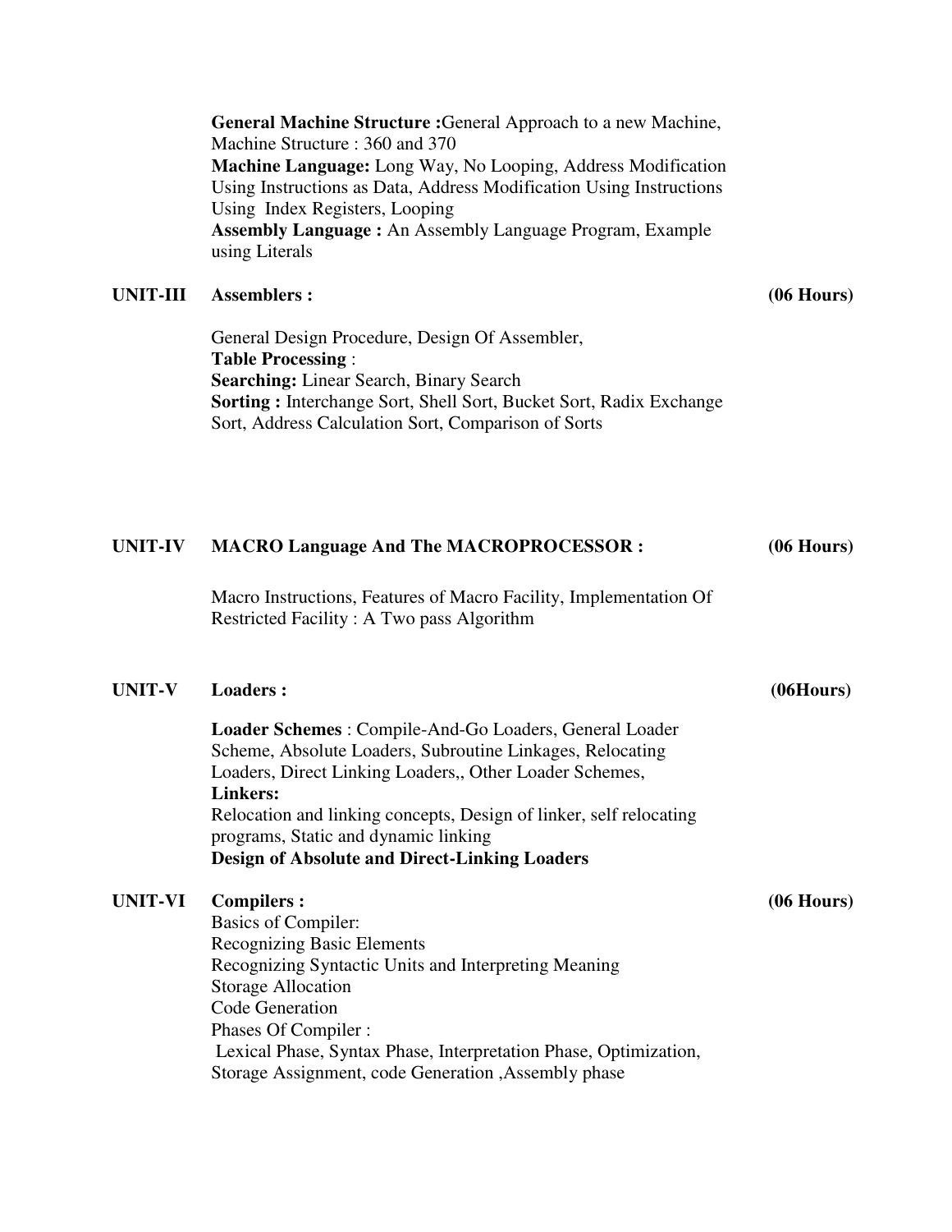**General Machine Structure :**General Approach to a new Machine, Machine Structure : 360 and 370
**Machine Language:** Long Way, No Looping, Address Modification Using Instructions as Data, Address Modification Using Instructions Using Index Registers, Looping
**Assembly Language :** An Assembly Language Program, Example using Literals

**UNIT-III Assemblers : (06 Hours)**

General Design Procedure, Design Of Assembler,
**Table Processing** :
**Searching:** Linear Search, Binary Search
**Sorting :** Interchange Sort, Shell Sort, Bucket Sort, Radix Exchange Sort, Address Calculation Sort, Comparison of Sorts

**UNIT-IV MACRO Language And The MACROPROCESSOR : (06 Hours)**

Macro Instructions, Features of Macro Facility, Implementation Of Restricted Facility : A Two pass Algorithm

**UNIT-V Loaders : (06Hours)**

**Loader Schemes** : Compile-And-Go Loaders, General Loader Scheme, Absolute Loaders, Subroutine Linkages, Relocating Loaders, Direct Linking Loaders,, Other Loader Schemes,
**Linkers:**
Relocation and linking concepts, Design of linker, self relocating programs, Static and dynamic linking
**Design of Absolute and Direct-Linking Loaders**

**UNIT-VI Compilers : (06 Hours)**

Basics of Compiler:
Recognizing Basic Elements
Recognizing Syntactic Units and Interpreting Meaning
Storage Allocation
Code Generation
Phases Of Compiler :
Lexical Phase, Syntax Phase, Interpretation Phase, Optimization, Storage Assignment, code Generation ,Assembly phase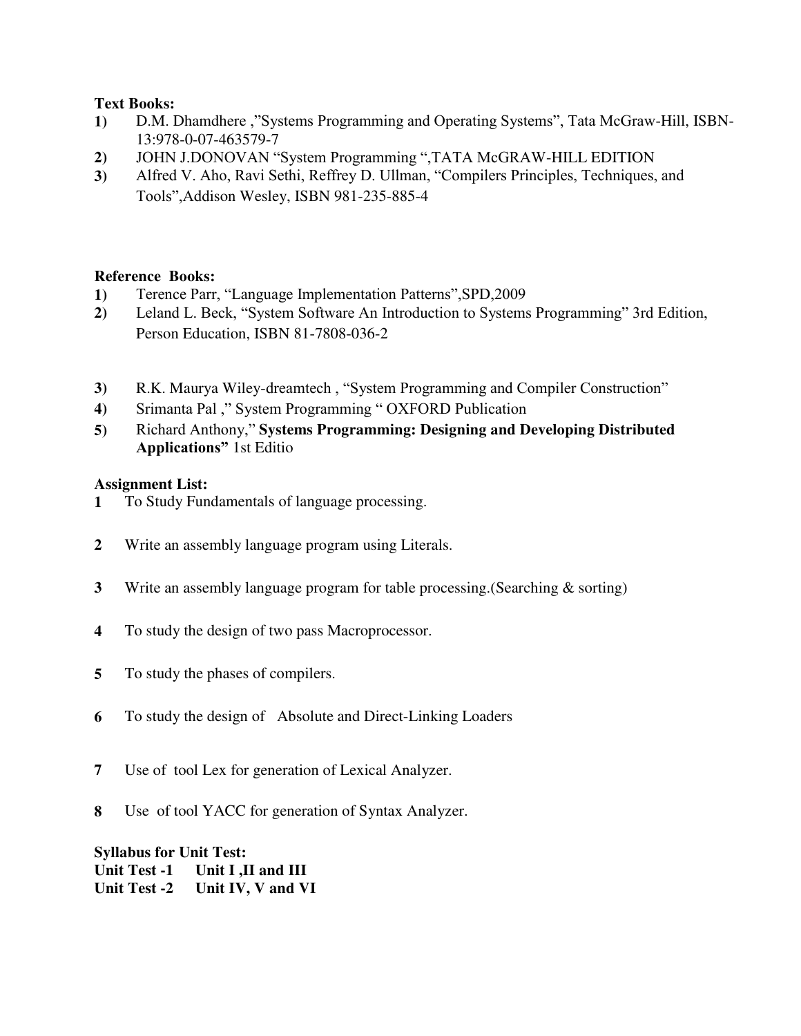**Text Books:**

1) D.M. Dhamdhere ,"Systems Programming and Operating Systems", Tata McGraw-Hill, ISBN-13:978-0-07-463579-7
2) JOHN J.DONOVAN "System Programming ",TATA McGRAW-HILL EDITION
3) Alfred V. Aho, Ravi Sethi, Reffrey D. Ullman, "Compilers Principles, Techniques, and Tools",Addison Wesley, ISBN 981-235-885-4

**Reference Books:**

1) Terence Parr, "Language Implementation Patterns",SPD,2009
2) Leland L. Beck, "System Software An Introduction to Systems Programming" 3rd Edition, Person Education, ISBN 81-7808-036-2
3) R.K. Maurya Wiley-dreamtech , "System Programming and Compiler Construction"
4) Srimanta Pal ," System Programming " OXFORD Publication
5) Richard Anthony," **Systems Programming: Designing and Developing Distributed Applications"** 1st Editio

**Assignment List:**

1 To Study Fundamentals of language processing.

2 Write an assembly language program using Literals.

3 Write an assembly language program for table processing.(Searching & sorting)

4 To study the design of two pass Macroprocessor.

5 To study the phases of compilers.

6 To study the design of Absolute and Direct-Linking Loaders

7 Use of tool Lex for generation of Lexical Analyzer.

8 Use of tool YACC for generation of Syntax Analyzer.

**Syllabus for Unit Test:**

**Unit Test -1 Unit I ,II and III**

**Unit Test -2 Unit IV, V and VI**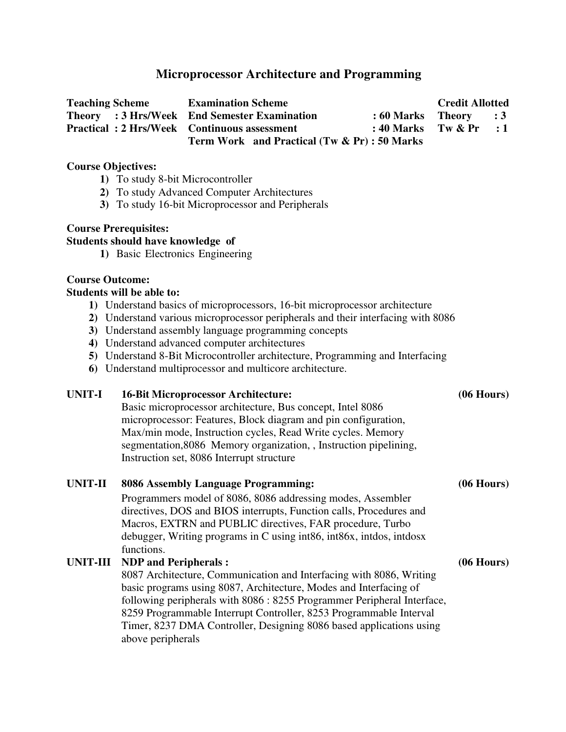# Microprocessor Architecture and Programming

| Teaching Scheme | Examination Scheme | | Credit Allotted |
|---|---|---|---|
| Theory : 3 Hrs/Week | End Semester Examination | : 60 Marks | Theory : 3 |
| Practical : 2 Hrs/Week | Continuous assessment | : 40 Marks | Tw & Pr : 1 |
| | Term Work and Practical (Tw & Pr) : 50 Marks | | |

**Course Objectives:**

1) To study 8-bit Microcontroller
2) To study Advanced Computer Architectures
3) To study 16-bit Microprocessor and Peripherals

**Course Prerequisites:**

**Students should have knowledge of**

1) Basic Electronics Engineering

**Course Outcome:**

**Students will be able to:**

1) Understand basics of microprocessors, 16-bit microprocessor architecture
2) Understand various microprocessor peripherals and their interfacing with 8086
3) Understand assembly language programming concepts
4) Understand advanced computer architectures
5) Understand 8-Bit Microcontroller architecture, Programming and Interfacing
6) Understand multiprocessor and multicore architecture.

**UNIT-I 16-Bit Microprocessor Architecture: (06 Hours)**

Basic microprocessor architecture, Bus concept, Intel 8086 microprocessor: Features, Block diagram and pin configuration, Max/min mode, Instruction cycles, Read Write cycles. Memory segmentation,8086 Memory organization, , Instruction pipelining, Instruction set, 8086 Interrupt structure

**UNIT-II 8086 Assembly Language Programming: (06 Hours)**

Programmers model of 8086, 8086 addressing modes, Assembler directives, DOS and BIOS interrupts, Function calls, Procedures and Macros, EXTRN and PUBLIC directives, FAR procedure, Turbo debugger, Writing programs in C using int86, int86x, intdos, intdosx functions.

**UNIT-III NDP and Peripherals : (06 Hours)**

8087 Architecture, Communication and Interfacing with 8086, Writing basic programs using 8087, Architecture, Modes and Interfacing of following peripherals with 8086 : 8255 Programmer Peripheral Interface, 8259 Programmable Interrupt Controller, 8253 Programmable Interval Timer, 8237 DMA Controller, Designing 8086 based applications using above peripherals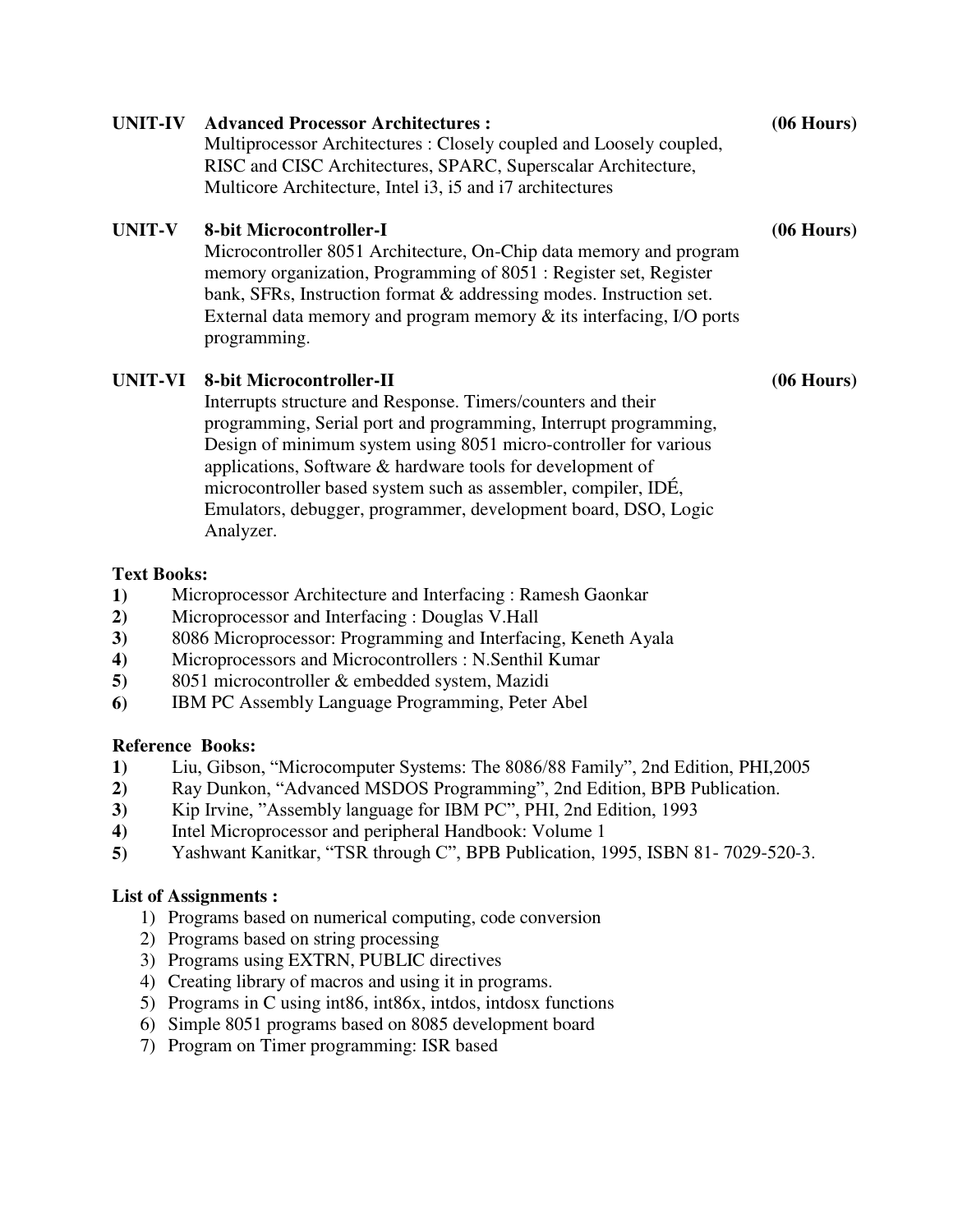**UNIT-IV Advanced Processor Architectures :** **(06 Hours)**

Multiprocessor Architectures : Closely coupled and Loosely coupled, RISC and CISC Architectures, SPARC, Superscalar Architecture, Multicore Architecture, Intel i3, i5 and i7 architectures

**UNIT-V 8-bit Microcontroller-I** **(06 Hours)**

Microcontroller 8051 Architecture, On-Chip data memory and program memory organization, Programming of 8051 : Register set, Register bank, SFRs, Instruction format & addressing modes. Instruction set. External data memory and program memory & its interfacing, I/O ports programming.

**UNIT-VI 8-bit Microcontroller-II** **(06 Hours)**

Interrupts structure and Response. Timers/counters and their programming, Serial port and programming, Interrupt programming, Design of minimum system using 8051 micro-controller for various applications, Software & hardware tools for development of microcontroller based system such as assembler, compiler, IDÉ, Emulators, debugger, programmer, development board, DSO, Logic Analyzer.

**Text Books:**

1) Microprocessor Architecture and Interfacing : Ramesh Gaonkar
2) Microprocessor and Interfacing : Douglas V.Hall
3) 8086 Microprocessor: Programming and Interfacing, Keneth Ayala
4) Microprocessors and Microcontrollers : N.Senthil Kumar
5) 8051 microcontroller & embedded system, Mazidi
6) IBM PC Assembly Language Programming, Peter Abel

**Reference Books:**

1) Liu, Gibson, "Microcomputer Systems: The 8086/88 Family", 2nd Edition, PHI,2005
2) Ray Dunkon, "Advanced MSDOS Programming", 2nd Edition, BPB Publication.
3) Kip Irvine, "Assembly language for IBM PC", PHI, 2nd Edition, 1993
4) Intel Microprocessor and peripheral Handbook: Volume 1
5) Yashwant Kanitkar, "TSR through C", BPB Publication, 1995, ISBN 81- 7029-520-3.

**List of Assignments :**

1) Programs based on numerical computing, code conversion
2) Programs based on string processing
3) Programs using EXTRN, PUBLIC directives
4) Creating library of macros and using it in programs.
5) Programs in C using int86, int86x, intdos, intdosx functions
6) Simple 8051 programs based on 8085 development board
7) Program on Timer programming: ISR based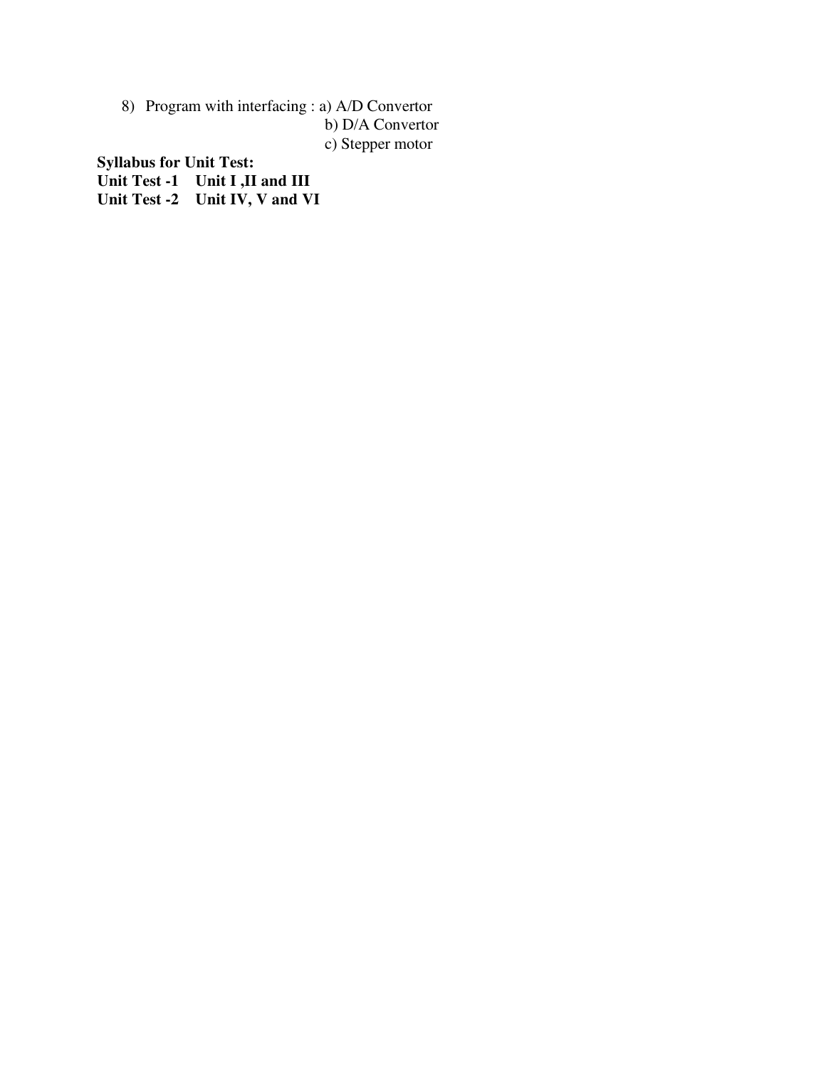8) Program with interfacing : a) A/D Convertor
   b) D/A Convertor
   c) Stepper motor

**Syllabus for Unit Test:**

**Unit Test -1 Unit I ,II and III**

**Unit Test -2 Unit IV, V and VI**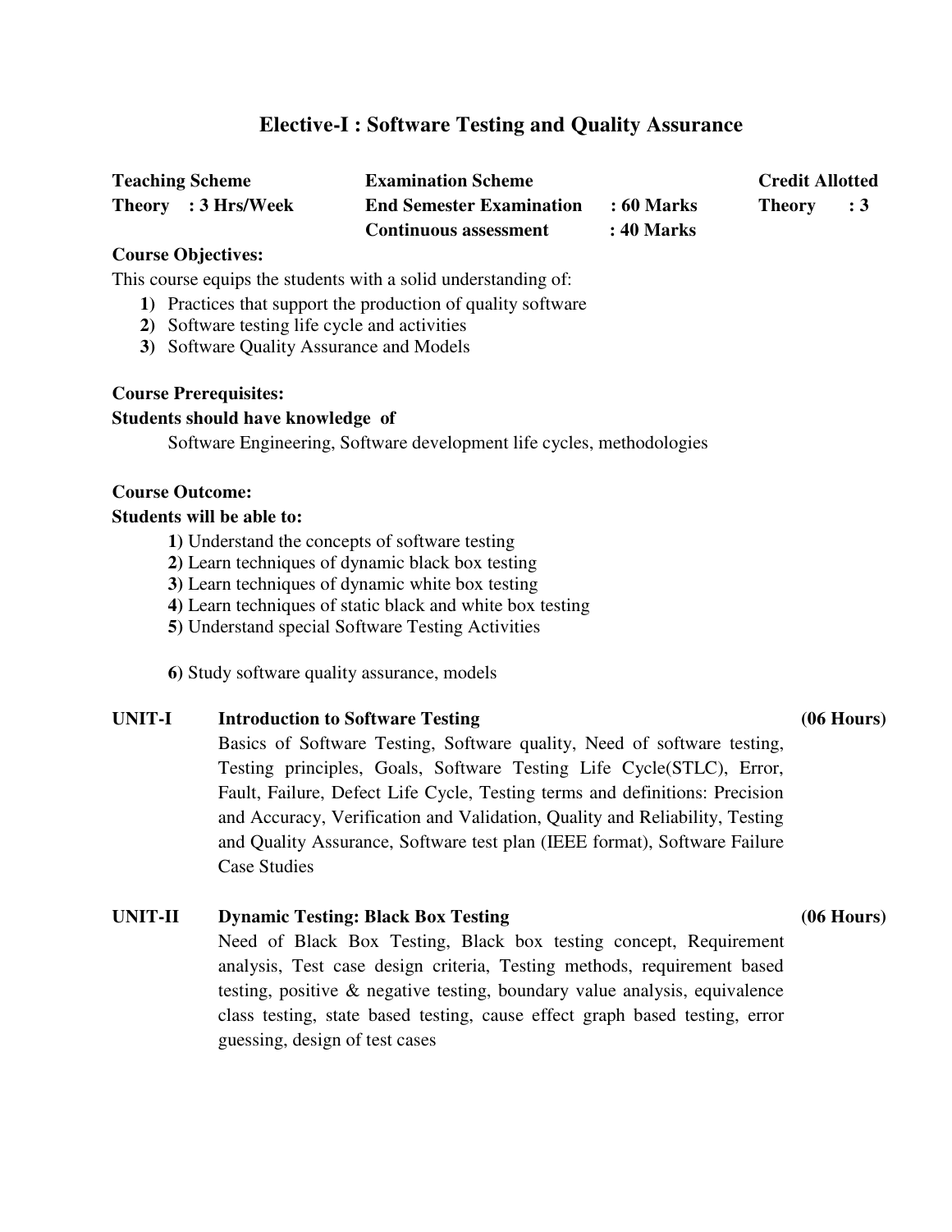# Elective-I : Software Testing and Quality Assurance

| Teaching Scheme | Examination Scheme | | Credit Allotted |
|---|---|---|---|
| Theory : 3 Hrs/Week | End Semester Examination | : 60 Marks | Theory : 3 |
| | Continuous assessment | : 40 Marks | |

**Course Objectives:**

This course equips the students with a solid understanding of:

1) Practices that support the production of quality software
2) Software testing life cycle and activities
3) Software Quality Assurance and Models

**Course Prerequisites:**

**Students should have knowledge of**

Software Engineering, Software development life cycles, methodologies

**Course Outcome:**

**Students will be able to:**

1) Understand the concepts of software testing
2) Learn techniques of dynamic black box testing
3) Learn techniques of dynamic white box testing
4) Learn techniques of static black and white box testing
5) Understand special Software Testing Activities
6) Study software quality assurance, models

**UNIT-I Introduction to Software Testing (06 Hours)**

Basics of Software Testing, Software quality, Need of software testing, Testing principles, Goals, Software Testing Life Cycle(STLC), Error, Fault, Failure, Defect Life Cycle, Testing terms and definitions: Precision and Accuracy, Verification and Validation, Quality and Reliability, Testing and Quality Assurance, Software test plan (IEEE format), Software Failure Case Studies

**UNIT-II Dynamic Testing: Black Box Testing (06 Hours)**

Need of Black Box Testing, Black box testing concept, Requirement analysis, Test case design criteria, Testing methods, requirement based testing, positive & negative testing, boundary value analysis, equivalence class testing, state based testing, cause effect graph based testing, error guessing, design of test cases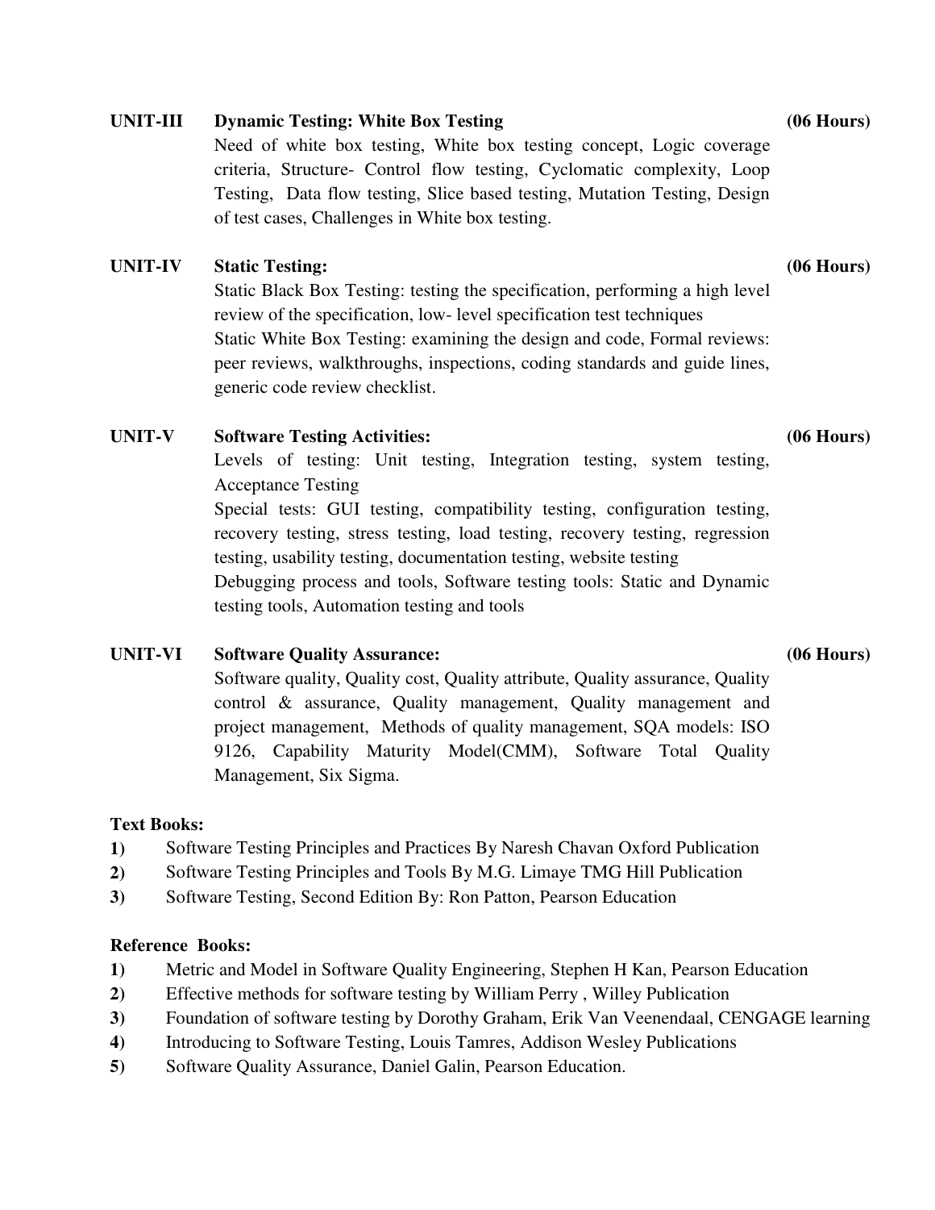**UNIT-III** **Dynamic Testing: White Box Testing** **(06 Hours)**

Need of white box testing, White box testing concept, Logic coverage criteria, Structure- Control flow testing, Cyclomatic complexity, Loop Testing, Data flow testing, Slice based testing, Mutation Testing, Design of test cases, Challenges in White box testing.

**UNIT-IV** **Static Testing:** **(06 Hours)**

Static Black Box Testing: testing the specification, performing a high level review of the specification, low- level specification test techniques

Static White Box Testing: examining the design and code, Formal reviews: peer reviews, walkthroughs, inspections, coding standards and guide lines, generic code review checklist.

**UNIT-V** **Software Testing Activities:** **(06 Hours)**

Levels of testing: Unit testing, Integration testing, system testing, Acceptance Testing

Special tests: GUI testing, compatibility testing, configuration testing, recovery testing, stress testing, load testing, recovery testing, regression testing, usability testing, documentation testing, website testing

Debugging process and tools, Software testing tools: Static and Dynamic testing tools, Automation testing and tools

**UNIT-VI** **Software Quality Assurance:** **(06 Hours)**

Software quality, Quality cost, Quality attribute, Quality assurance, Quality control & assurance, Quality management, Quality management and project management, Methods of quality management, SQA models: ISO 9126, Capability Maturity Model(CMM), Software Total Quality Management, Six Sigma.

**Text Books:**

1) Software Testing Principles and Practices By Naresh Chavan Oxford Publication
2) Software Testing Principles and Tools By M.G. Limaye TMG Hill Publication
3) Software Testing, Second Edition By: Ron Patton, Pearson Education

**Reference Books:**

1) Metric and Model in Software Quality Engineering, Stephen H Kan, Pearson Education
2) Effective methods for software testing by William Perry , Willey Publication
3) Foundation of software testing by Dorothy Graham, Erik Van Veenendaal, CENGAGE learning
4) Introducing to Software Testing, Louis Tamres, Addison Wesley Publications
5) Software Quality Assurance, Daniel Galin, Pearson Education.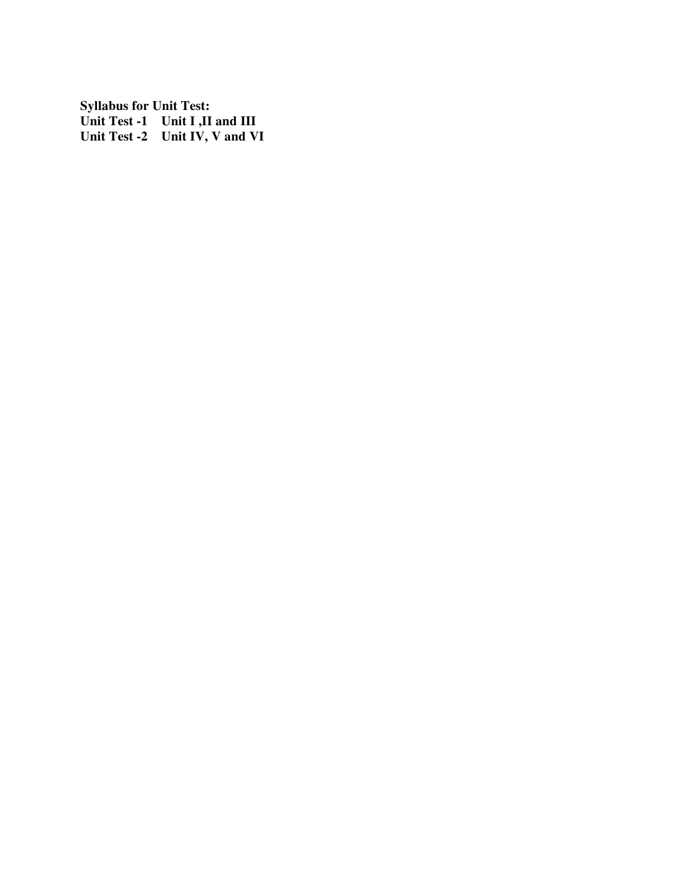**Syllabus for Unit Test:**

**Unit Test -1    Unit I ,II and III**

**Unit Test -2    Unit IV, V and VI**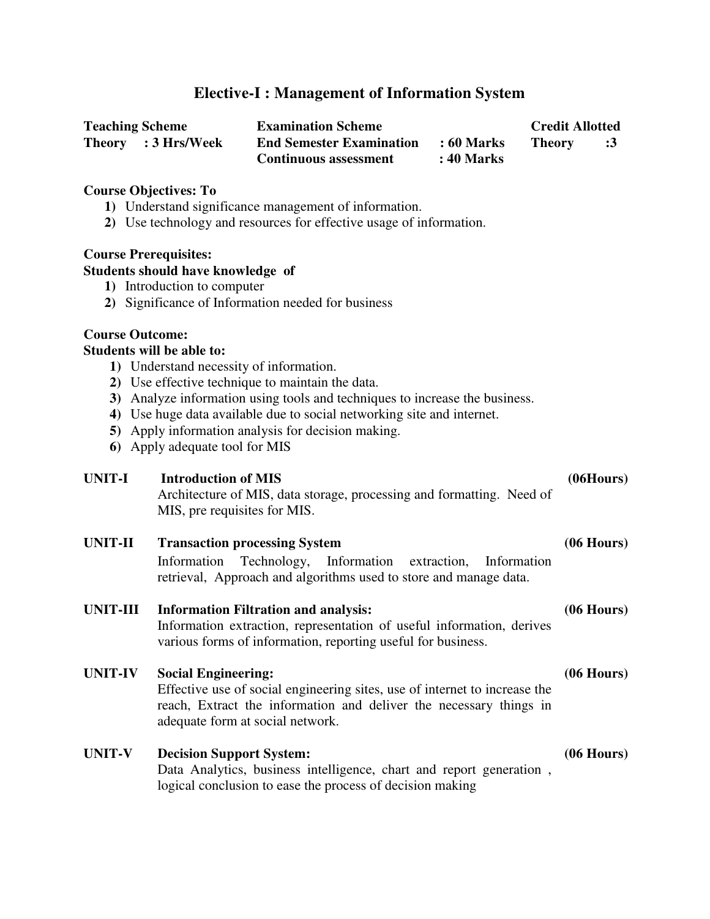# Elective-I : Management of Information System

| Teaching Scheme | Examination Scheme | | Credit Allotted |
|---|---|---|---|
| Theory : 3 Hrs/Week | End Semester Examination | : 60 Marks | Theory :3 |
| | Continuous assessment | : 40 Marks | |

**Course Objectives: To**

1) Understand significance management of information.
2) Use technology and resources for effective usage of information.

**Course Prerequisites:**

**Students should have knowledge of**

1) Introduction to computer
2) Significance of Information needed for business

**Course Outcome:**

**Students will be able to:**

1) Understand necessity of information.
2) Use effective technique to maintain the data.
3) Analyze information using tools and techniques to increase the business.
4) Use huge data available due to social networking site and internet.
5) Apply information analysis for decision making.
6) Apply adequate tool for MIS

**UNIT-I Introduction of MIS** **(06Hours)**

Architecture of MIS, data storage, processing and formatting. Need of MIS, pre requisites for MIS.

**UNIT-II Transaction processing System** **(06 Hours)**

Information Technology, Information extraction, Information retrieval, Approach and algorithms used to store and manage data.

**UNIT-III Information Filtration and analysis:** **(06 Hours)**

Information extraction, representation of useful information, derives various forms of information, reporting useful for business.

**UNIT-IV Social Engineering:** **(06 Hours)**

Effective use of social engineering sites, use of internet to increase the reach, Extract the information and deliver the necessary things in adequate form at social network.

**UNIT-V Decision Support System:** **(06 Hours)**

Data Analytics, business intelligence, chart and report generation , logical conclusion to ease the process of decision making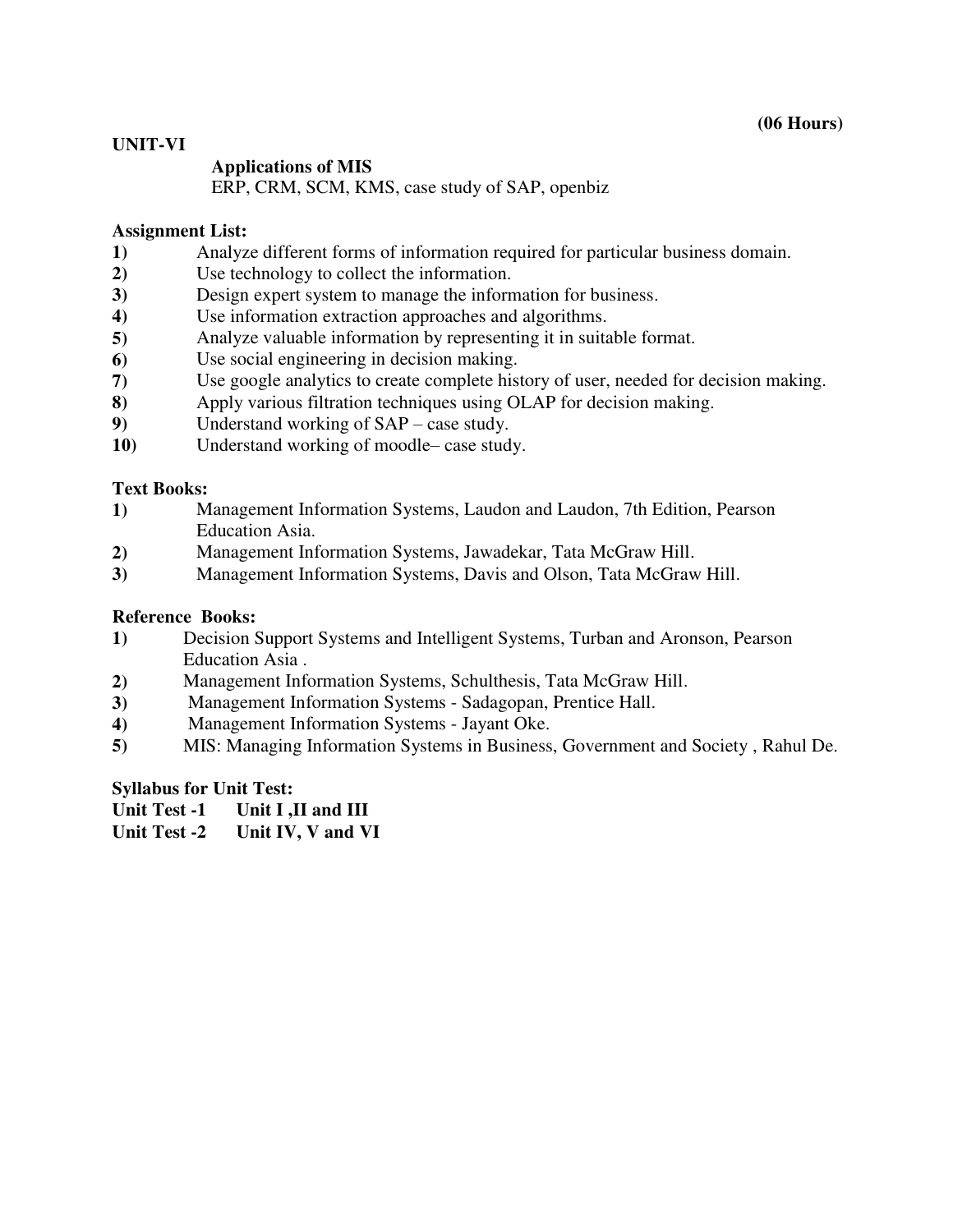**(06 Hours)**

**UNIT-VI**

**Applications of MIS**

ERP, CRM, SCM, KMS, case study of SAP, openbiz

**Assignment List:**

1) Analyze different forms of information required for particular business domain.
2) Use technology to collect the information.
3) Design expert system to manage the information for business.
4) Use information extraction approaches and algorithms.
5) Analyze valuable information by representing it in suitable format.
6) Use social engineering in decision making.
7) Use google analytics to create complete history of user, needed for decision making.
8) Apply various filtration techniques using OLAP for decision making.
9) Understand working of SAP – case study.
10) Understand working of moodle– case study.

**Text Books:**

1) Management Information Systems, Laudon and Laudon, 7th Edition, Pearson Education Asia.
2) Management Information Systems, Jawadekar, Tata McGraw Hill.
3) Management Information Systems, Davis and Olson, Tata McGraw Hill.

**Reference Books:**

1) Decision Support Systems and Intelligent Systems, Turban and Aronson, Pearson Education Asia .
2) Management Information Systems, Schulthesis, Tata McGraw Hill.
3) Management Information Systems - Sadagopan, Prentice Hall.
4) Management Information Systems - Jayant Oke.
5) MIS: Managing Information Systems in Business, Government and Society , Rahul De.

**Syllabus for Unit Test:**

**Unit Test -1 Unit I ,II and III**

**Unit Test -2 Unit IV, V and VI**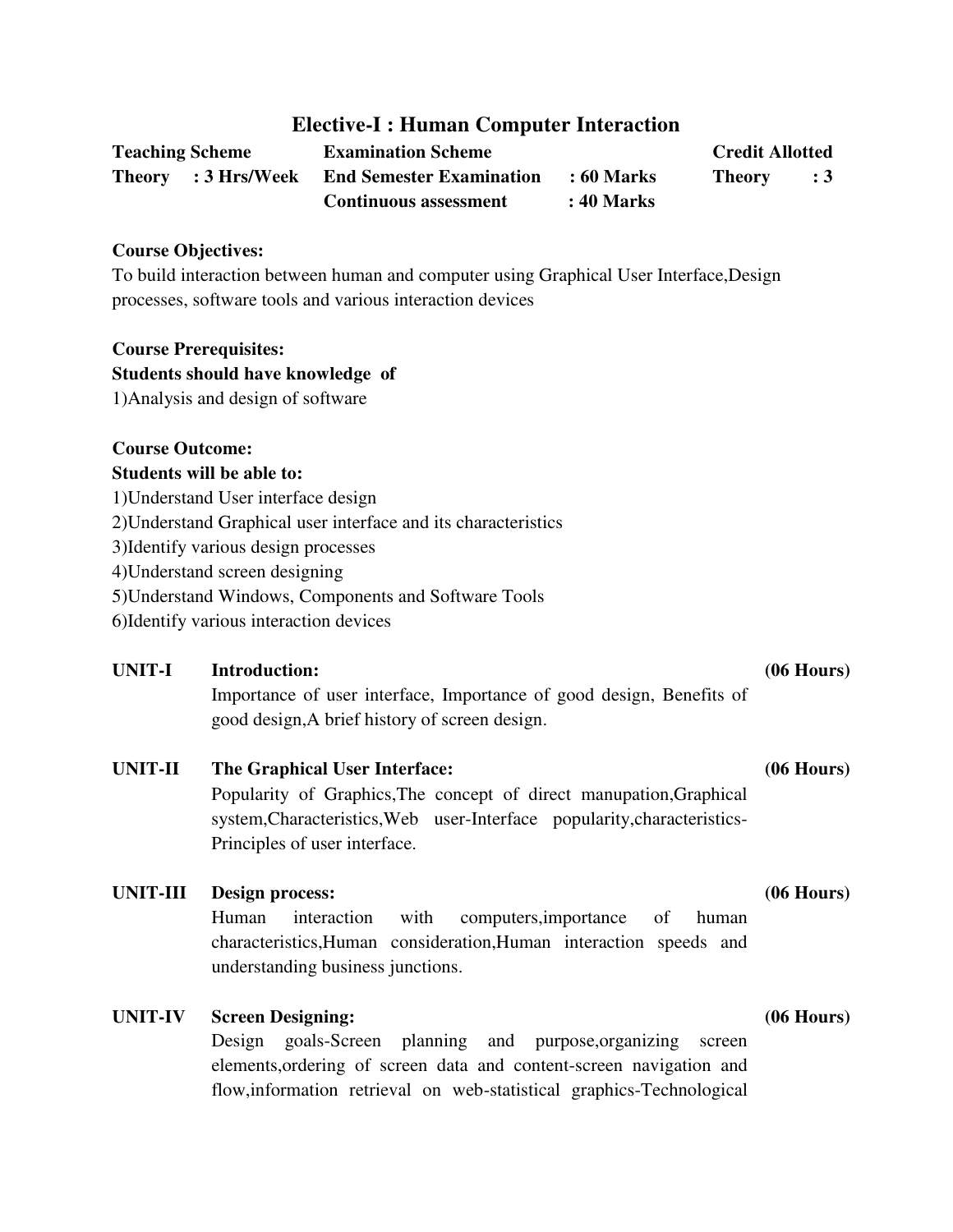## Elective-I : Human Computer Interaction

| **Teaching Scheme** | **Examination Scheme** | | **Credit Allotted** |
|---|---|---|---|
| **Theory : 3 Hrs/Week** | **End Semester Examination** | **: 60 Marks** | **Theory : 3** |
| | **Continuous assessment** | **: 40 Marks** | |

**Course Objectives:**

To build interaction between human and computer using Graphical User Interface,Design processes, software tools and various interaction devices

**Course Prerequisites:**

**Students should have knowledge of**

1)Analysis and design of software

**Course Outcome:**

**Students will be able to:**

1)Understand User interface design
2)Understand Graphical user interface and its characteristics
3)Identify various design processes
4)Understand screen designing
5)Understand Windows, Components and Software Tools
6)Identify various interaction devices

**UNIT-I Introduction:** **(06 Hours)**

Importance of user interface, Importance of good design, Benefits of good design,A brief history of screen design.

**UNIT-II The Graphical User Interface:** **(06 Hours)**

Popularity of Graphics,The concept of direct manupation,Graphical system,Characteristics,Web user-Interface popularity,characteristics-Principles of user interface.

**UNIT-III Design process:** **(06 Hours)**

Human interaction with computers,importance of human characteristics,Human consideration,Human interaction speeds and understanding business junctions.

**UNIT-IV Screen Designing:** **(06 Hours)**

Design goals-Screen planning and purpose,organizing screen elements,ordering of screen data and content-screen navigation and flow,information retrieval on web-statistical graphics-Technological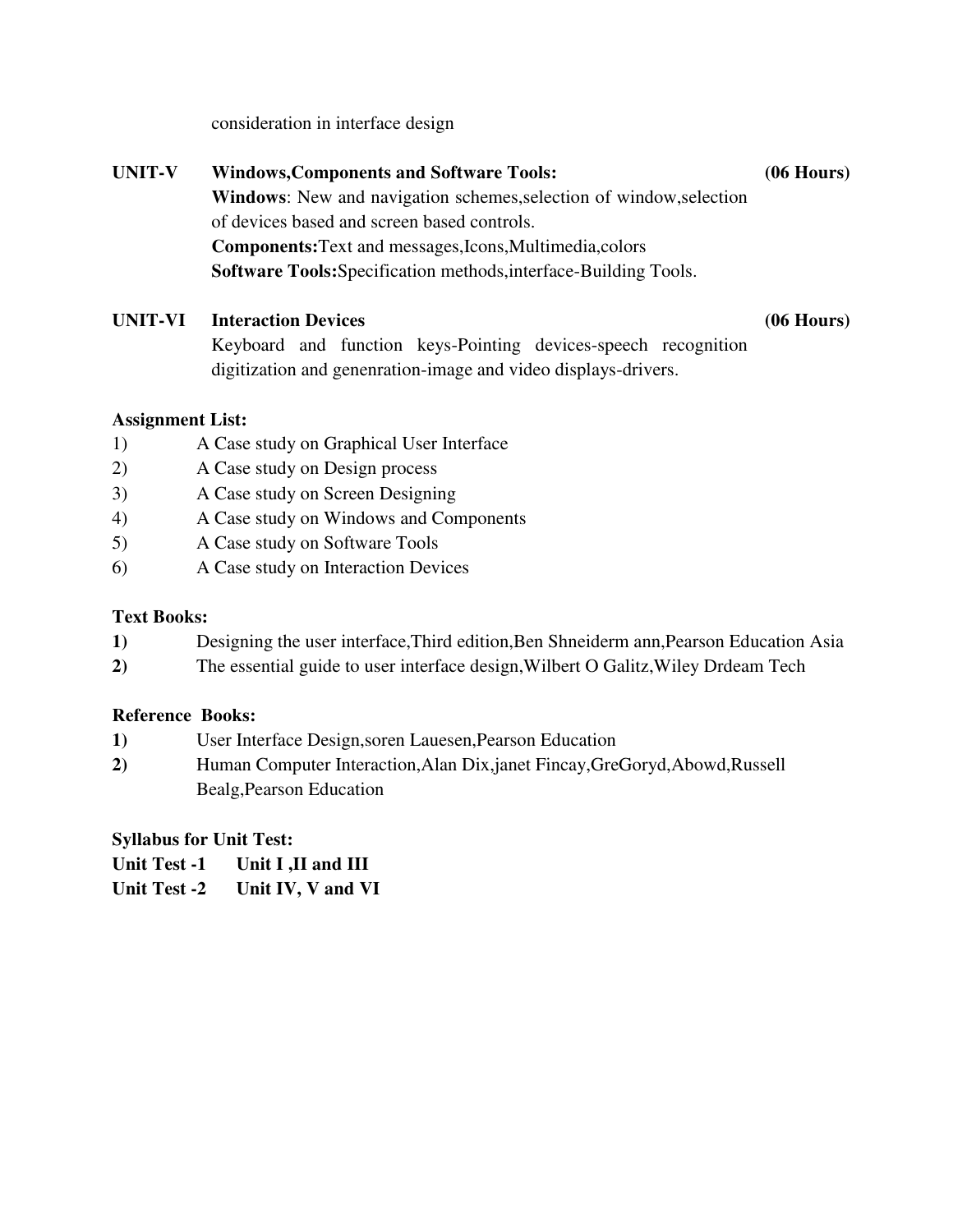consideration in interface design

**UNIT-V** **Windows,Components and Software Tools:** **(06 Hours)**

**Windows**: New and navigation schemes,selection of window,selection of devices based and screen based controls.

**Components:**Text and messages,Icons,Multimedia,colors

**Software Tools:**Specification methods,interface-Building Tools.

**UNIT-VI** **Interaction Devices** **(06 Hours)**

Keyboard and function keys-Pointing devices-speech recognition digitization and genenration-image and video displays-drivers.

**Assignment List:**

1) A Case study on Graphical User Interface
2) A Case study on Design process
3) A Case study on Screen Designing
4) A Case study on Windows and Components
5) A Case study on Software Tools
6) A Case study on Interaction Devices

**Text Books:**

**1)** Designing the user interface,Third edition,Ben Shneiderm ann,Pearson Education Asia

**2)** The essential guide to user interface design,Wilbert O Galitz,Wiley Drdeam Tech

**Reference Books:**

**1)** User Interface Design,soren Lauesen,Pearson Education

**2)** Human Computer Interaction,Alan Dix,janet Fincay,GreGoryd,Abowd,Russell Bealg,Pearson Education

**Syllabus for Unit Test:**

**Unit Test -1** **Unit I ,II and III**

**Unit Test -2** **Unit IV, V and VI**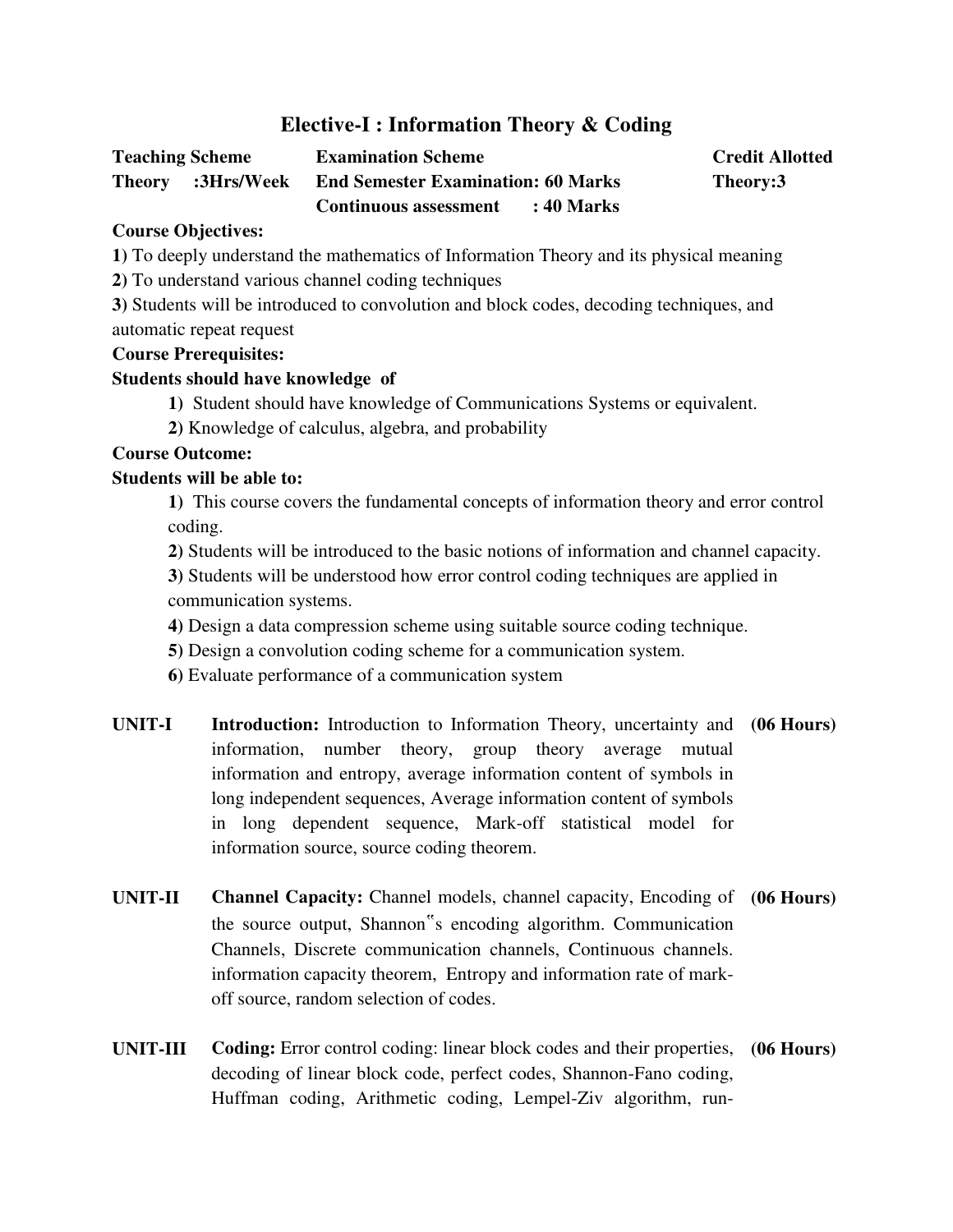# Elective-I : Information Theory & Coding

| **Teaching Scheme** | **Examination Scheme** | **Credit Allotted** |
|---|---|---|
| **Theory :3Hrs/Week** | **End Semester Examination: 60 Marks** | **Theory:3** |
| | **Continuous assessment : 40 Marks** | |

**Course Objectives:**

**1**) To deeply understand the mathematics of Information Theory and its physical meaning

**2**) To understand various channel coding techniques

**3**) Students will be introduced to convolution and block codes, decoding techniques, and automatic repeat request

**Course Prerequisites:**

**Students should have knowledge of**

**1)** Student should have knowledge of Communications Systems or equivalent.

**2**) Knowledge of calculus, algebra, and probability

**Course Outcome:**

**Students will be able to:**

**1)** This course covers the fundamental concepts of information theory and error control coding.

**2)** Students will be introduced to the basic notions of information and channel capacity.

**3)** Students will be understood how error control coding techniques are applied in communication systems.

**4)** Design a data compression scheme using suitable source coding technique.

**5)** Design a convolution coding scheme for a communication system.

**6)** Evaluate performance of a communication system

**UNIT-I** **Introduction:** Introduction to Information Theory, uncertainty and information, number theory, group theory average mutual information and entropy, average information content of symbols in long independent sequences, Average information content of symbols in long dependent sequence, Mark-off statistical model for information source, source coding theorem. **(06 Hours)**

**UNIT-II** **Channel Capacity:** Channel models, channel capacity, Encoding of the source output, Shannon‟s encoding algorithm. Communication Channels, Discrete communication channels, Continuous channels. information capacity theorem, Entropy and information rate of mark-off source, random selection of codes. **(06 Hours)**

**UNIT-III** **Coding:** Error control coding: linear block codes and their properties, decoding of linear block code, perfect codes, Shannon-Fano coding, Huffman coding, Arithmetic coding, Lempel-Ziv algorithm, run- **(06 Hours)**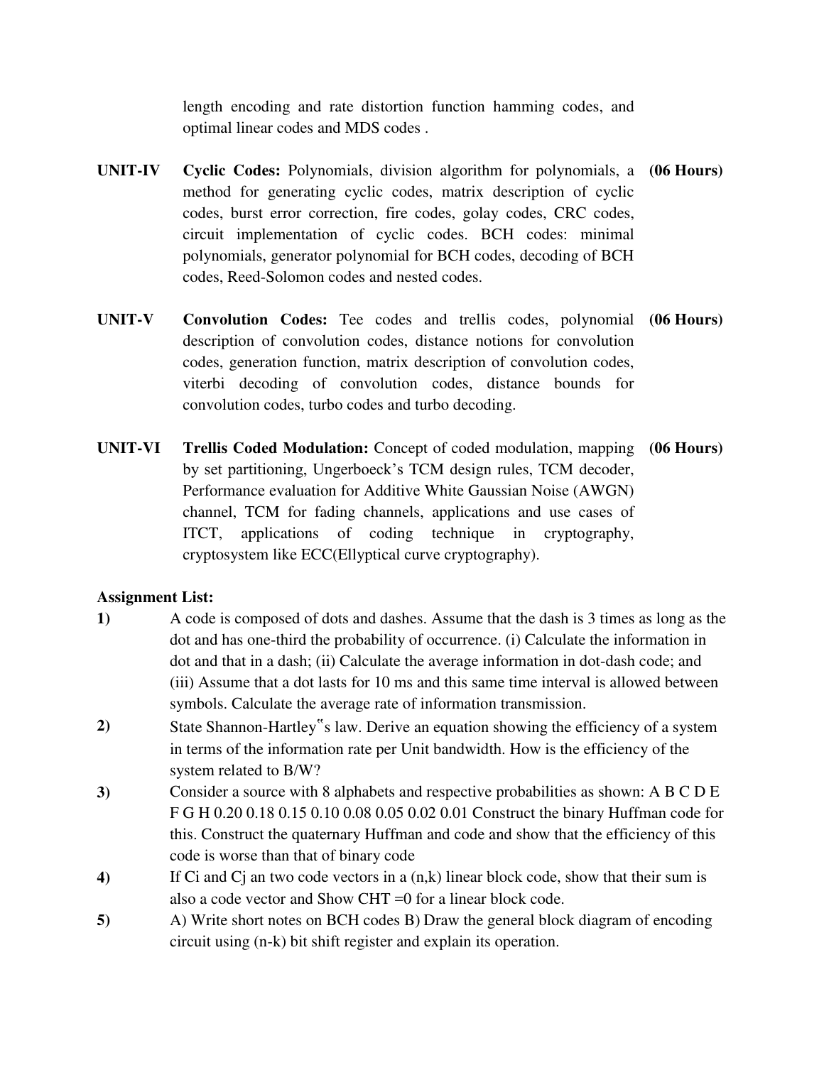length encoding and rate distortion function hamming codes, and optimal linear codes and MDS codes .

**UNIT-IV** **Cyclic Codes:** Polynomials, division algorithm for polynomials, a method for generating cyclic codes, matrix description of cyclic codes, burst error correction, fire codes, golay codes, CRC codes, circuit implementation of cyclic codes. BCH codes: minimal polynomials, generator polynomial for BCH codes, decoding of BCH codes, Reed-Solomon codes and nested codes. **(06 Hours)**

**UNIT-V** **Convolution Codes:** Tee codes and trellis codes, polynomial description of convolution codes, distance notions for convolution codes, generation function, matrix description of convolution codes, viterbi decoding of convolution codes, distance bounds for convolution codes, turbo codes and turbo decoding. **(06 Hours)**

**UNIT-VI** **Trellis Coded Modulation:** Concept of coded modulation, mapping by set partitioning, Ungerboeck's TCM design rules, TCM decoder, Performance evaluation for Additive White Gaussian Noise (AWGN) channel, TCM for fading channels, applications and use cases of ITCT, applications of coding technique in cryptography, cryptosystem like ECC(Ellyptical curve cryptography). **(06 Hours)**

**Assignment List:**

1) A code is composed of dots and dashes. Assume that the dash is 3 times as long as the dot and has one-third the probability of occurrence. (i) Calculate the information in dot and that in a dash; (ii) Calculate the average information in dot-dash code; and (iii) Assume that a dot lasts for 10 ms and this same time interval is allowed between symbols. Calculate the average rate of information transmission.
2) State Shannon-Hartley"s law. Derive an equation showing the efficiency of a system in terms of the information rate per Unit bandwidth. How is the efficiency of the system related to B/W?
3) Consider a source with 8 alphabets and respective probabilities as shown: A B C D E F G H 0.20 0.18 0.15 0.10 0.08 0.05 0.02 0.01 Construct the binary Huffman code for this. Construct the quaternary Huffman and code and show that the efficiency of this code is worse than that of binary code
4) If Ci and Cj an two code vectors in a (n,k) linear block code, show that their sum is also a code vector and Show $CH^T = 0$ for a linear block code.
5) A) Write short notes on BCH codes B) Draw the general block diagram of encoding circuit using (n-k) bit shift register and explain its operation.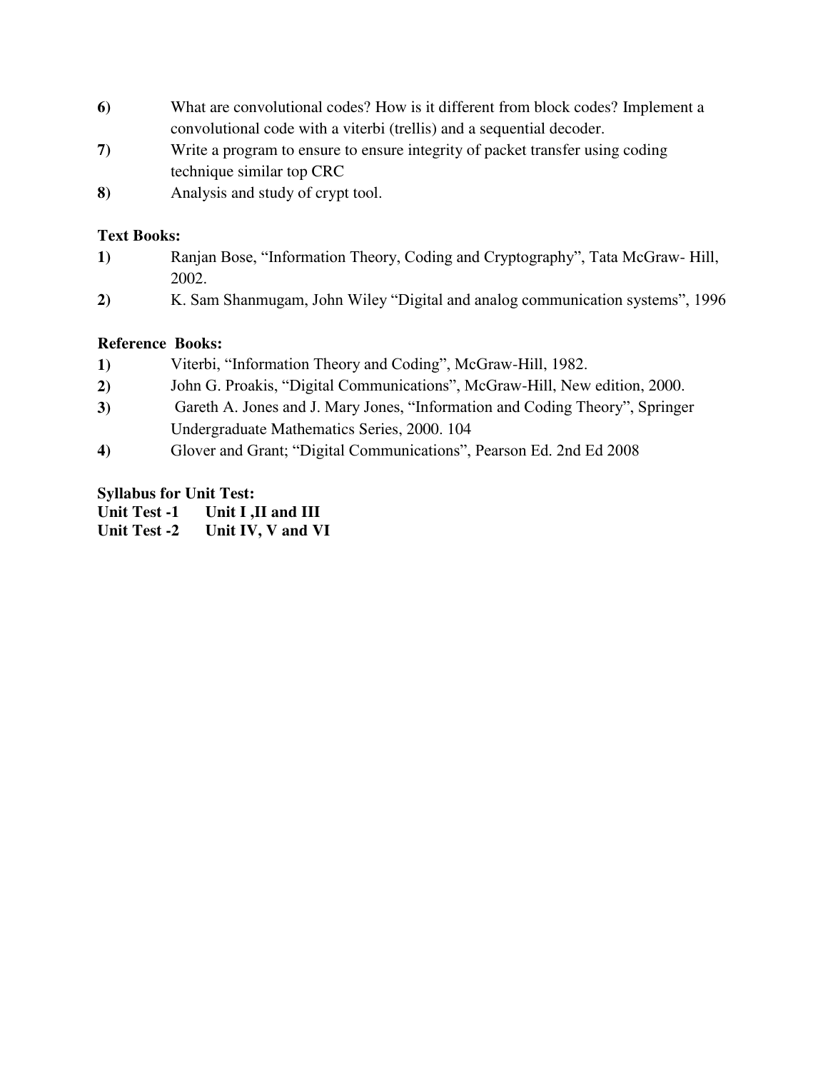**6)** What are convolutional codes? How is it different from block codes? Implement a convolutional code with a viterbi (trellis) and a sequential decoder.

**7)** Write a program to ensure to ensure integrity of packet transfer using coding technique similar top CRC

**8)** Analysis and study of crypt tool.

**Text Books:**

**1)** Ranjan Bose, "Information Theory, Coding and Cryptography", Tata McGraw- Hill, 2002.

**2)** K. Sam Shanmugam, John Wiley "Digital and analog communication systems", 1996

**Reference Books:**

**1)** Viterbi, "Information Theory and Coding", McGraw-Hill, 1982.

**2)** John G. Proakis, "Digital Communications", McGraw-Hill, New edition, 2000.

**3)** Gareth A. Jones and J. Mary Jones, "Information and Coding Theory", Springer Undergraduate Mathematics Series, 2000. 104

**4)** Glover and Grant; "Digital Communications", Pearson Ed. 2nd Ed 2008

**Syllabus for Unit Test:**

**Unit Test -1 Unit I ,II and III**

**Unit Test -2 Unit IV, V and VI**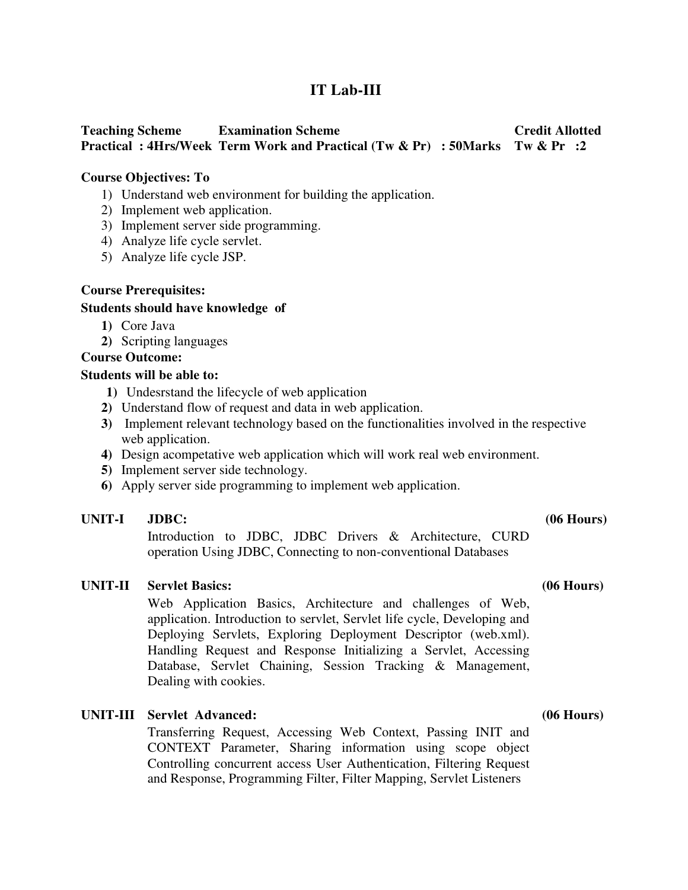# IT Lab-III

| Teaching Scheme | Examination Scheme | Credit Allotted |
|---|---|---|
| Practical : 4Hrs/Week | Term Work and Practical (Tw & Pr) : 50Marks | Tw & Pr :2 |

**Course Objectives: To**

1) Understand web environment for building the application.
2) Implement web application.
3) Implement server side programming.
4) Analyze life cycle servlet.
5) Analyze life cycle JSP.

**Course Prerequisites:**

**Students should have knowledge of**

1) Core Java
2) Scripting languages

**Course Outcome:**

**Students will be able to:**

1) Undesrstand the lifecycle of web application
2) Understand flow of request and data in web application.
3) Implement relevant technology based on the functionalities involved in the respective web application.
4) Design acompetative web application which will work real web environment.
5) Implement server side technology.
6) Apply server side programming to implement web application.

**UNIT-I JDBC: (06 Hours)**

Introduction to JDBC, JDBC Drivers & Architecture, CURD operation Using JDBC, Connecting to non-conventional Databases

**UNIT-II Servlet Basics: (06 Hours)**

Web Application Basics, Architecture and challenges of Web, application. Introduction to servlet, Servlet life cycle, Developing and Deploying Servlets, Exploring Deployment Descriptor (web.xml). Handling Request and Response Initializing a Servlet, Accessing Database, Servlet Chaining, Session Tracking & Management, Dealing with cookies.

**UNIT-III Servlet Advanced: (06 Hours)**

Transferring Request, Accessing Web Context, Passing INIT and CONTEXT Parameter, Sharing information using scope object Controlling concurrent access User Authentication, Filtering Request and Response, Programming Filter, Filter Mapping, Servlet Listeners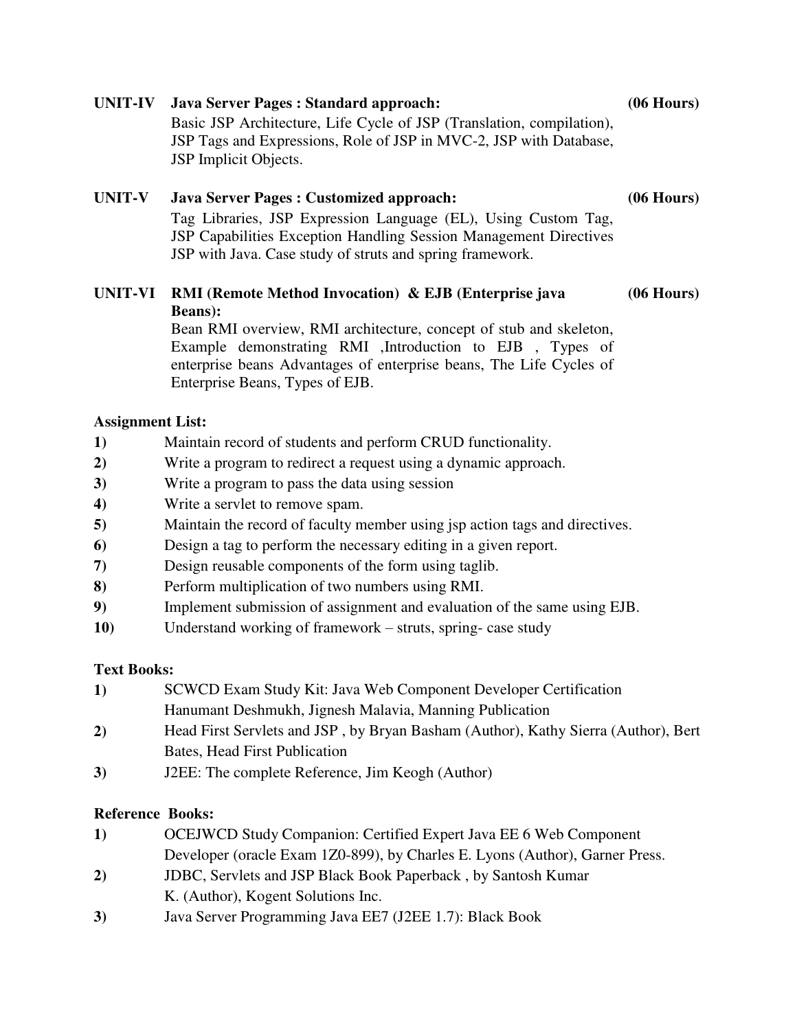**UNIT-IV Java Server Pages : Standard approach:** **(06 Hours)**

Basic JSP Architecture, Life Cycle of JSP (Translation, compilation), JSP Tags and Expressions, Role of JSP in MVC-2, JSP with Database, JSP Implicit Objects.

**UNIT-V Java Server Pages : Customized approach:** **(06 Hours)**

Tag Libraries, JSP Expression Language (EL), Using Custom Tag, JSP Capabilities Exception Handling Session Management Directives JSP with Java. Case study of struts and spring framework.

**UNIT-VI RMI (Remote Method Invocation) & EJB (Enterprise java Beans):** **(06 Hours)**

Bean RMI overview, RMI architecture, concept of stub and skeleton, Example demonstrating RMI ,Introduction to EJB , Types of enterprise beans Advantages of enterprise beans, The Life Cycles of Enterprise Beans, Types of EJB.

**Assignment List:**

1) Maintain record of students and perform CRUD functionality.
2) Write a program to redirect a request using a dynamic approach.
3) Write a program to pass the data using session
4) Write a servlet to remove spam.
5) Maintain the record of faculty member using jsp action tags and directives.
6) Design a tag to perform the necessary editing in a given report.
7) Design reusable components of the form using taglib.
8) Perform multiplication of two numbers using RMI.
9) Implement submission of assignment and evaluation of the same using EJB.
10) Understand working of framework – struts, spring- case study

**Text Books:**

1) SCWCD Exam Study Kit: Java Web Component Developer Certification Hanumant Deshmukh, Jignesh Malavia, Manning Publication
2) Head First Servlets and JSP , by Bryan Basham (Author), Kathy Sierra (Author), Bert Bates, Head First Publication
3) J2EE: The complete Reference, Jim Keogh (Author)

**Reference Books:**

1) OCEJWCD Study Companion: Certified Expert Java EE 6 Web Component Developer (oracle Exam 1Z0-899), by Charles E. Lyons (Author), Garner Press.
2) JDBC, Servlets and JSP Black Book Paperback , by Santosh Kumar K. (Author), Kogent Solutions Inc.
3) Java Server Programming Java EE7 (J2EE 1.7): Black Book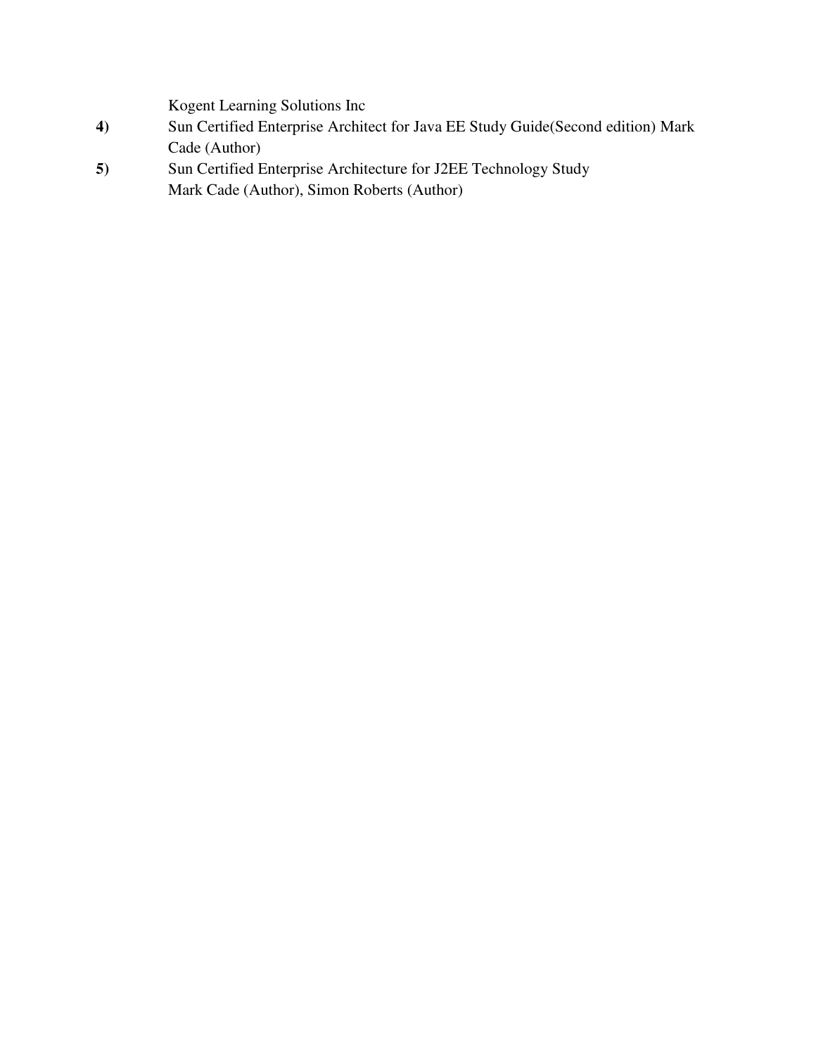Kogent Learning Solutions Inc

**4)** Sun Certified Enterprise Architect for Java EE Study Guide(Second edition) Mark Cade (Author)

**5)** Sun Certified Enterprise Architecture for J2EE Technology Study Mark Cade (Author), Simon Roberts (Author)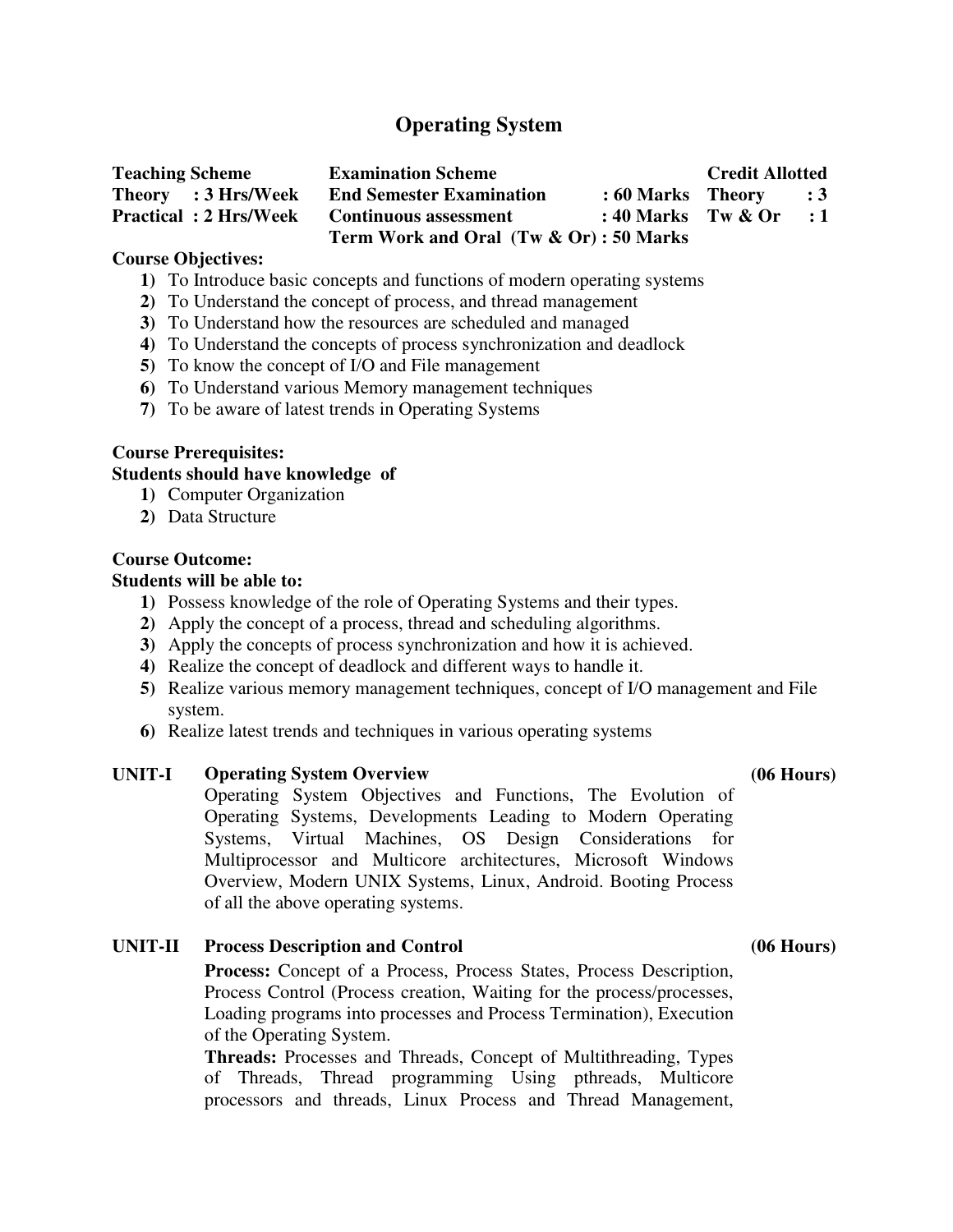# Operating System

| Teaching Scheme | Examination Scheme | | Credit Allotted | |
|---|---|---|---|---|
| Theory : 3 Hrs/Week | End Semester Examination | : 60 Marks | Theory | : 3 |
| Practical : 2 Hrs/Week | Continuous assessment | : 40 Marks | Tw & Or | : 1 |
| | Term Work and Oral (Tw & Or) : 50 Marks | | | |

**Course Objectives:**

1) To Introduce basic concepts and functions of modern operating systems
2) To Understand the concept of process, and thread management
3) To Understand how the resources are scheduled and managed
4) To Understand the concepts of process synchronization and deadlock
5) To know the concept of I/O and File management
6) To Understand various Memory management techniques
7) To be aware of latest trends in Operating Systems

**Course Prerequisites:**
**Students should have knowledge of**

1) Computer Organization
2) Data Structure

**Course Outcome:**
**Students will be able to:**

1) Possess knowledge of the role of Operating Systems and their types.
2) Apply the concept of a process, thread and scheduling algorithms.
3) Apply the concepts of process synchronization and how it is achieved.
4) Realize the concept of deadlock and different ways to handle it.
5) Realize various memory management techniques, concept of I/O management and File system.
6) Realize latest trends and techniques in various operating systems

**UNIT-I Operating System Overview (06 Hours)**

Operating System Objectives and Functions, The Evolution of Operating Systems, Developments Leading to Modern Operating Systems, Virtual Machines, OS Design Considerations for Multiprocessor and Multicore architectures, Microsoft Windows Overview, Modern UNIX Systems, Linux, Android. Booting Process of all the above operating systems.

**UNIT-II Process Description and Control (06 Hours)**

**Process:** Concept of a Process, Process States, Process Description, Process Control (Process creation, Waiting for the process/processes, Loading programs into processes and Process Termination), Execution of the Operating System.

**Threads:** Processes and Threads, Concept of Multithreading, Types of Threads, Thread programming Using pthreads, Multicore processors and threads, Linux Process and Thread Management,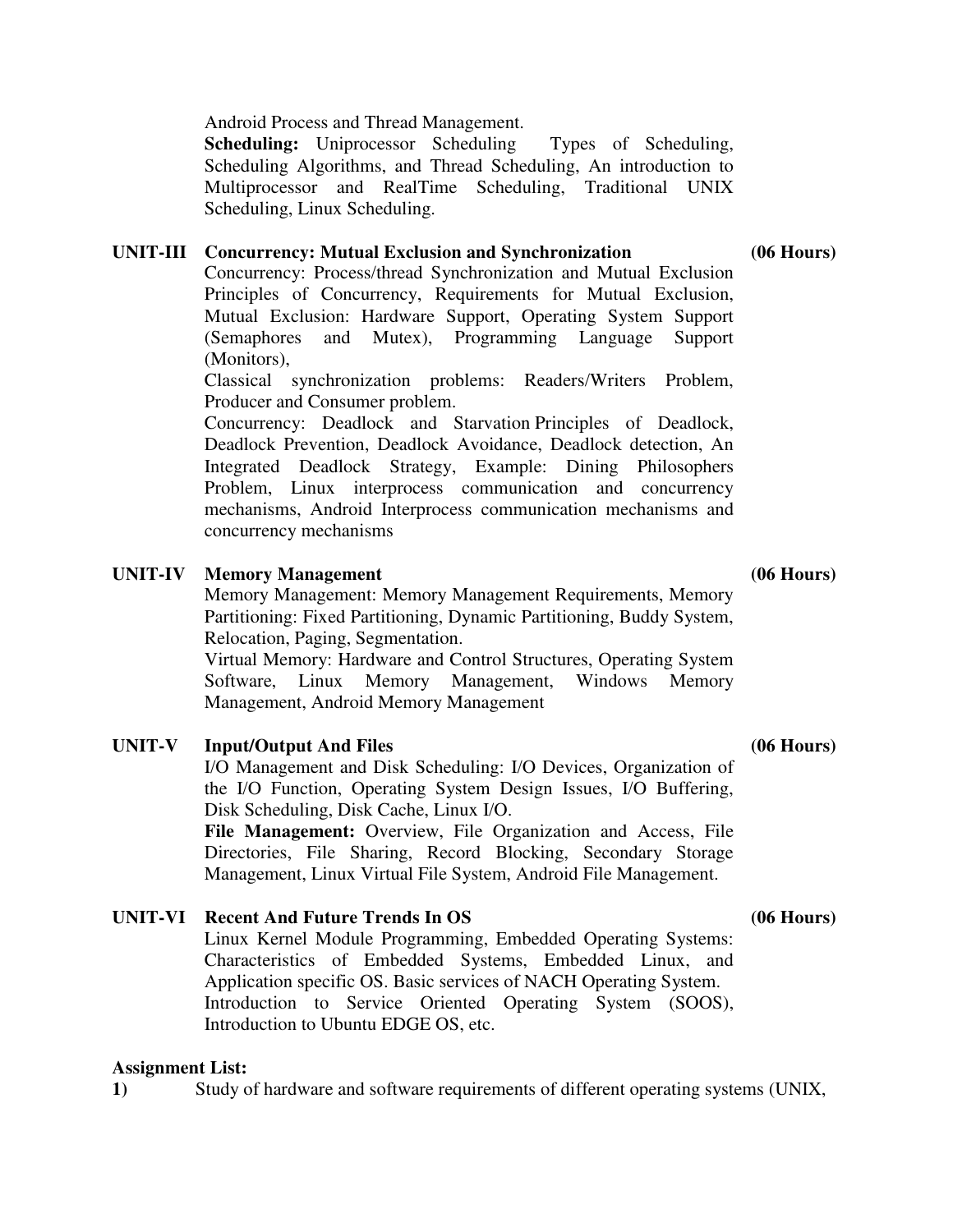Android Process and Thread Management.
**Scheduling:** Uniprocessor Scheduling Types of Scheduling, Scheduling Algorithms, and Thread Scheduling, An introduction to Multiprocessor and RealTime Scheduling, Traditional UNIX Scheduling, Linux Scheduling.

### UNIT-III Concurrency: Mutual Exclusion and Synchronization (06 Hours)

Concurrency: Process/thread Synchronization and Mutual Exclusion Principles of Concurrency, Requirements for Mutual Exclusion, Mutual Exclusion: Hardware Support, Operating System Support (Semaphores and Mutex), Programming Language Support (Monitors),
Classical synchronization problems: Readers/Writers Problem, Producer and Consumer problem.
Concurrency: Deadlock and Starvation Principles of Deadlock, Deadlock Prevention, Deadlock Avoidance, Deadlock detection, An Integrated Deadlock Strategy, Example: Dining Philosophers Problem, Linux interprocess communication and concurrency mechanisms, Android Interprocess communication mechanisms and concurrency mechanisms

### UNIT-IV Memory Management (06 Hours)

Memory Management: Memory Management Requirements, Memory Partitioning: Fixed Partitioning, Dynamic Partitioning, Buddy System, Relocation, Paging, Segmentation.
Virtual Memory: Hardware and Control Structures, Operating System Software, Linux Memory Management, Windows Memory Management, Android Memory Management

### UNIT-V Input/Output And Files (06 Hours)

I/O Management and Disk Scheduling: I/O Devices, Organization of the I/O Function, Operating System Design Issues, I/O Buffering, Disk Scheduling, Disk Cache, Linux I/O.
**File Management:** Overview, File Organization and Access, File Directories, File Sharing, Record Blocking, Secondary Storage Management, Linux Virtual File System, Android File Management.

### UNIT-VI Recent And Future Trends In OS (06 Hours)

Linux Kernel Module Programming, Embedded Operating Systems: Characteristics of Embedded Systems, Embedded Linux, and Application specific OS. Basic services of NACH Operating System.
Introduction to Service Oriented Operating System (SOOS), Introduction to Ubuntu EDGE OS, etc.

**Assignment List:**

**1)** Study of hardware and software requirements of different operating systems (UNIX,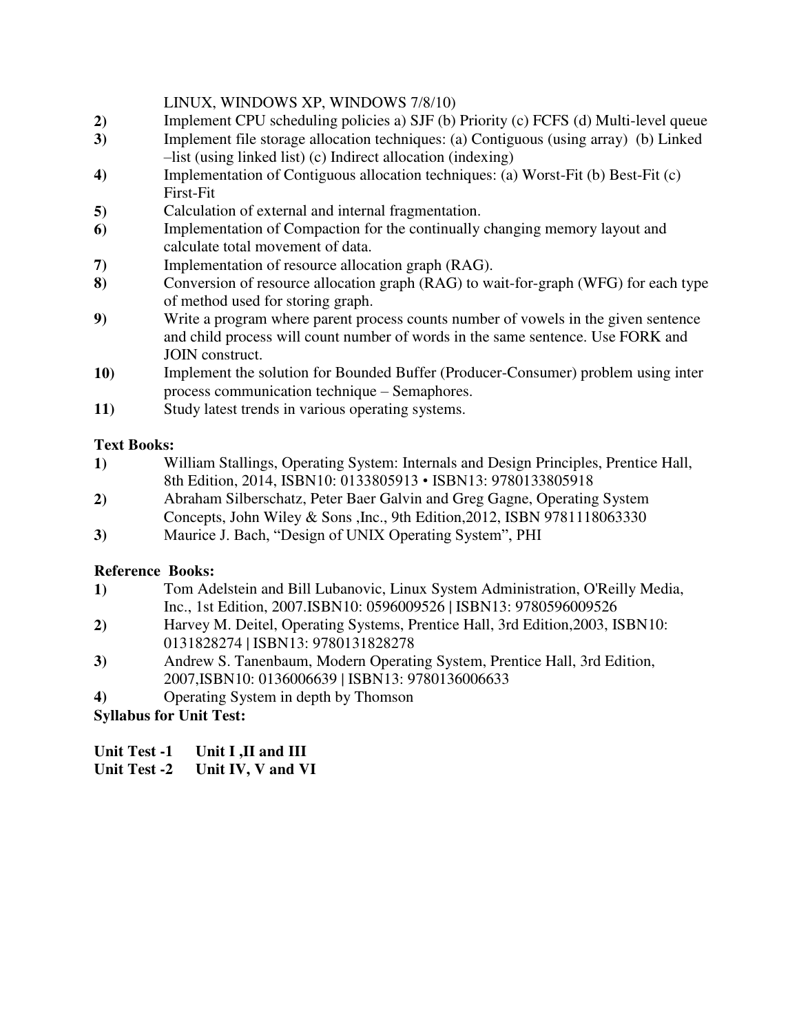LINUX, WINDOWS XP, WINDOWS 7/8/10)

**2)** Implement CPU scheduling policies a) SJF (b) Priority (c) FCFS (d) Multi-level queue

**3)** Implement file storage allocation techniques: (a) Contiguous (using array) (b) Linked –list (using linked list) (c) Indirect allocation (indexing)

**4)** Implementation of Contiguous allocation techniques: (a) Worst-Fit (b) Best-Fit (c) First-Fit

**5)** Calculation of external and internal fragmentation.

**6)** Implementation of Compaction for the continually changing memory layout and calculate total movement of data.

**7)** Implementation of resource allocation graph (RAG).

**8)** Conversion of resource allocation graph (RAG) to wait-for-graph (WFG) for each type of method used for storing graph.

**9)** Write a program where parent process counts number of vowels in the given sentence and child process will count number of words in the same sentence. Use FORK and JOIN construct.

**10)** Implement the solution for Bounded Buffer (Producer-Consumer) problem using inter process communication technique – Semaphores.

**11)** Study latest trends in various operating systems.

**Text Books:**

**1)** William Stallings, Operating System: Internals and Design Principles, Prentice Hall, 8th Edition, 2014, ISBN10: 0133805913 • ISBN13: 9780133805918

**2)** Abraham Silberschatz, Peter Baer Galvin and Greg Gagne, Operating System Concepts, John Wiley & Sons ,Inc., 9th Edition,2012, ISBN 9781118063330

**3)** Maurice J. Bach, "Design of UNIX Operating System", PHI

**Reference Books:**

**1)** Tom Adelstein and Bill Lubanovic, Linux System Administration, O'Reilly Media, Inc., 1st Edition, 2007.ISBN10: 0596009526 | ISBN13: 9780596009526

**2)** Harvey M. Deitel, Operating Systems, Prentice Hall, 3rd Edition,2003, ISBN10: 0131828274 | ISBN13: 9780131828278

**3)** Andrew S. Tanenbaum, Modern Operating System, Prentice Hall, 3rd Edition, 2007,ISBN10: 0136006639 | ISBN13: 9780136006633

**4)** Operating System in depth by Thomson

**Syllabus for Unit Test:**

**Unit Test -1 Unit I ,II and III**

**Unit Test -2 Unit IV, V and VI**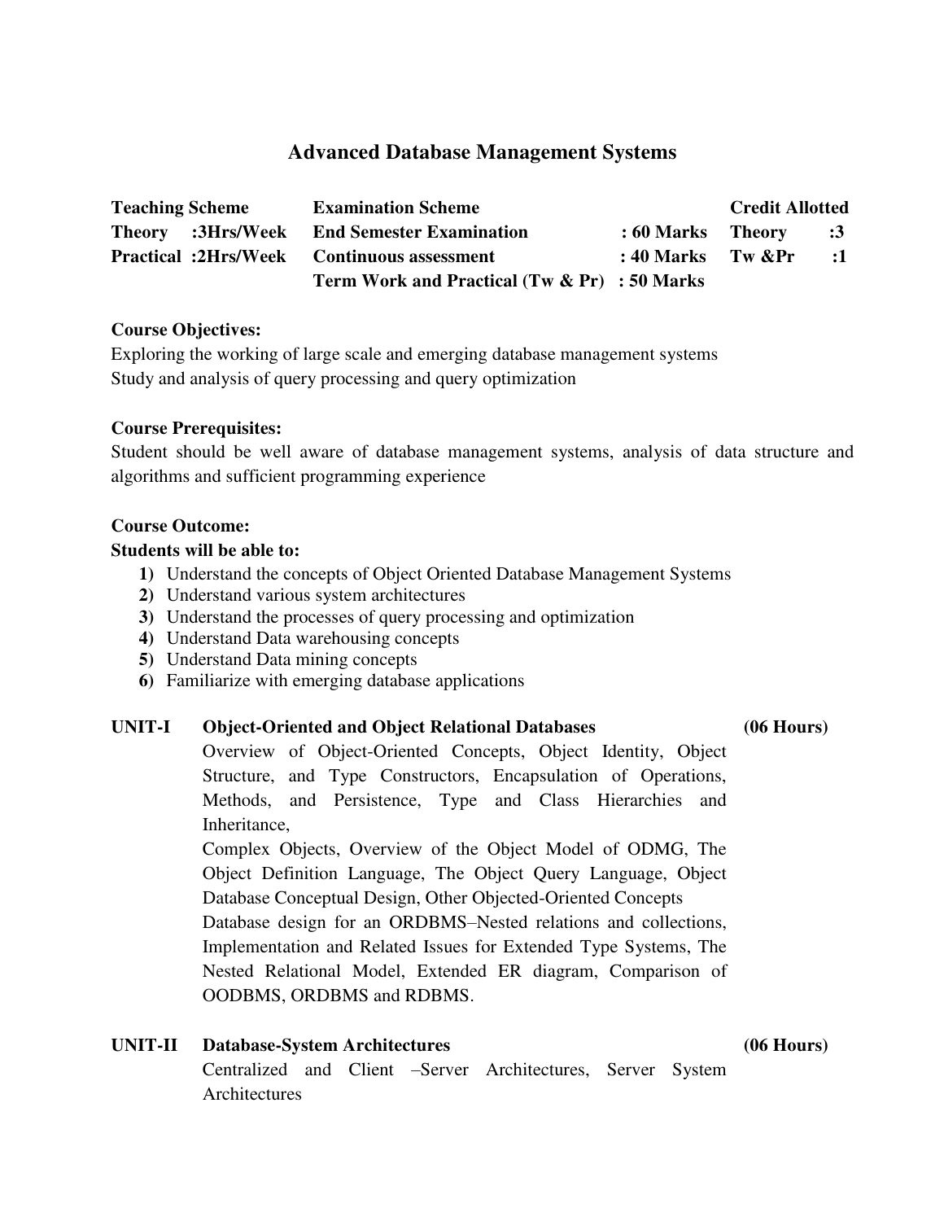# Advanced Database Management Systems

| Teaching Scheme | Examination Scheme | | Credit Allotted | |
|---|---|---|---|---|
| Theory :3Hrs/Week | End Semester Examination | : 60 Marks | Theory | :3 |
| Practical :2Hrs/Week | Continuous assessment | : 40 Marks | Tw &Pr | :1 |
| | Term Work and Practical (Tw & Pr) | : 50 Marks | | |

**Course Objectives:**

Exploring the working of large scale and emerging database management systems
Study and analysis of query processing and query optimization

**Course Prerequisites:**

Student should be well aware of database management systems, analysis of data structure and algorithms and sufficient programming experience

**Course Outcome:**

**Students will be able to:**

1) Understand the concepts of Object Oriented Database Management Systems
2) Understand various system architectures
3) Understand the processes of query processing and optimization
4) Understand Data warehousing concepts
5) Understand Data mining concepts
6) Familiarize with emerging database applications

**UNIT-I Object-Oriented and Object Relational Databases (06 Hours)**

Overview of Object-Oriented Concepts, Object Identity, Object Structure, and Type Constructors, Encapsulation of Operations, Methods, and Persistence, Type and Class Hierarchies and Inheritance,

Complex Objects, Overview of the Object Model of ODMG, The Object Definition Language, The Object Query Language, Object Database Conceptual Design, Other Objected-Oriented Concepts

Database design for an ORDBMS–Nested relations and collections, Implementation and Related Issues for Extended Type Systems, The Nested Relational Model, Extended ER diagram, Comparison of OODBMS, ORDBMS and RDBMS.

**UNIT-II Database-System Architectures (06 Hours)**

Centralized and Client –Server Architectures, Server System Architectures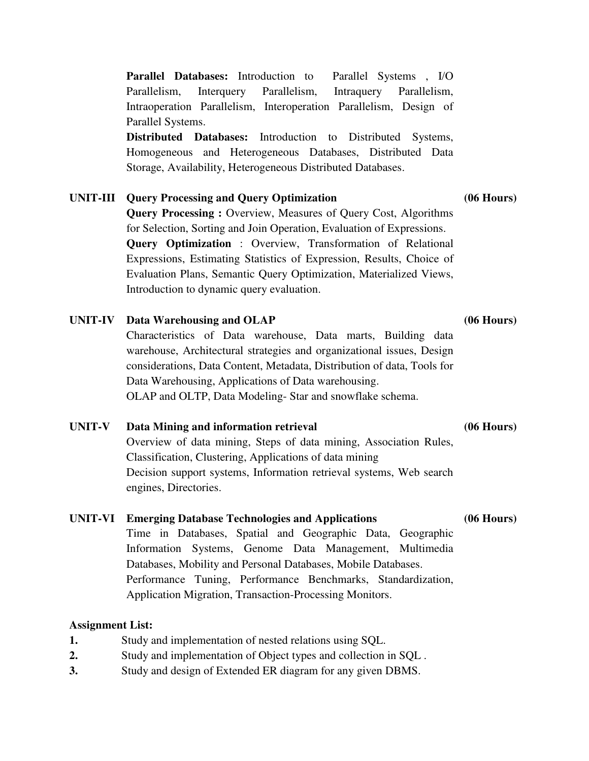**Parallel Databases:** Introduction to Parallel Systems , I/O Parallelism, Interquery Parallelism, Intraquery Parallelism, Intraoperation Parallelism, Interoperation Parallelism, Design of Parallel Systems.

**Distributed Databases:** Introduction to Distributed Systems, Homogeneous and Heterogeneous Databases, Distributed Data Storage, Availability, Heterogeneous Distributed Databases.

**UNIT-III Query Processing and Query Optimization** **(06 Hours)**

**Query Processing :** Overview, Measures of Query Cost, Algorithms for Selection, Sorting and Join Operation, Evaluation of Expressions.

**Query Optimization** : Overview, Transformation of Relational Expressions, Estimating Statistics of Expression, Results, Choice of Evaluation Plans, Semantic Query Optimization, Materialized Views, Introduction to dynamic query evaluation.

**UNIT-IV Data Warehousing and OLAP** **(06 Hours)**

Characteristics of Data warehouse, Data marts, Building data warehouse, Architectural strategies and organizational issues, Design considerations, Data Content, Metadata, Distribution of data, Tools for Data Warehousing, Applications of Data warehousing.

OLAP and OLTP, Data Modeling- Star and snowflake schema.

**UNIT-V Data Mining and information retrieval** **(06 Hours)**

Overview of data mining, Steps of data mining, Association Rules, Classification, Clustering, Applications of data mining

Decision support systems, Information retrieval systems, Web search engines, Directories.

**UNIT-VI Emerging Database Technologies and Applications** **(06 Hours)**

Time in Databases, Spatial and Geographic Data, Geographic Information Systems, Genome Data Management, Multimedia Databases, Mobility and Personal Databases, Mobile Databases.

Performance Tuning, Performance Benchmarks, Standardization, Application Migration, Transaction-Processing Monitors.

**Assignment List:**

**1.** Study and implementation of nested relations using SQL.

**2.** Study and implementation of Object types and collection in SQL .

**3.** Study and design of Extended ER diagram for any given DBMS.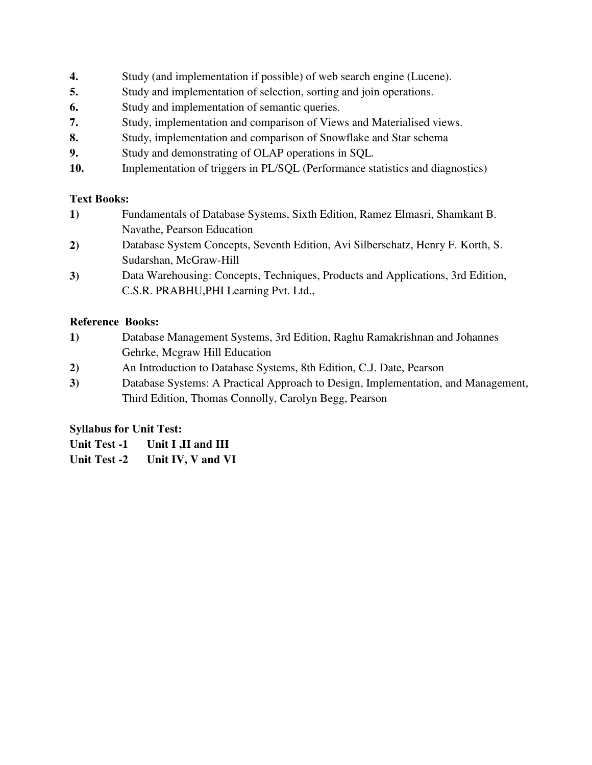**4.** Study (and implementation if possible) of web search engine (Lucene).

**5.** Study and implementation of selection, sorting and join operations.

**6.** Study and implementation of semantic queries.

**7.** Study, implementation and comparison of Views and Materialised views.

**8.** Study, implementation and comparison of Snowflake and Star schema

**9.** Study and demonstrating of OLAP operations in SQL.

**10.** Implementation of triggers in PL/SQL (Performance statistics and diagnostics)

**Text Books:**

**1)** Fundamentals of Database Systems, Sixth Edition, Ramez Elmasri, Shamkant B. Navathe, Pearson Education

**2)** Database System Concepts, Seventh Edition, Avi Silberschatz, Henry F. Korth, S. Sudarshan, McGraw-Hill

**3)** Data Warehousing: Concepts, Techniques, Products and Applications, 3rd Edition, C.S.R. PRABHU,PHI Learning Pvt. Ltd.,

**Reference Books:**

**1)** Database Management Systems, 3rd Edition, Raghu Ramakrishnan and Johannes Gehrke, Mcgraw Hill Education

**2)** An Introduction to Database Systems, 8th Edition, C.J. Date, Pearson

**3)** Database Systems: A Practical Approach to Design, Implementation, and Management, Third Edition, Thomas Connolly, Carolyn Begg, Pearson

**Syllabus for Unit Test:**

**Unit Test -1 Unit I ,II and III**

**Unit Test -2 Unit IV, V and VI**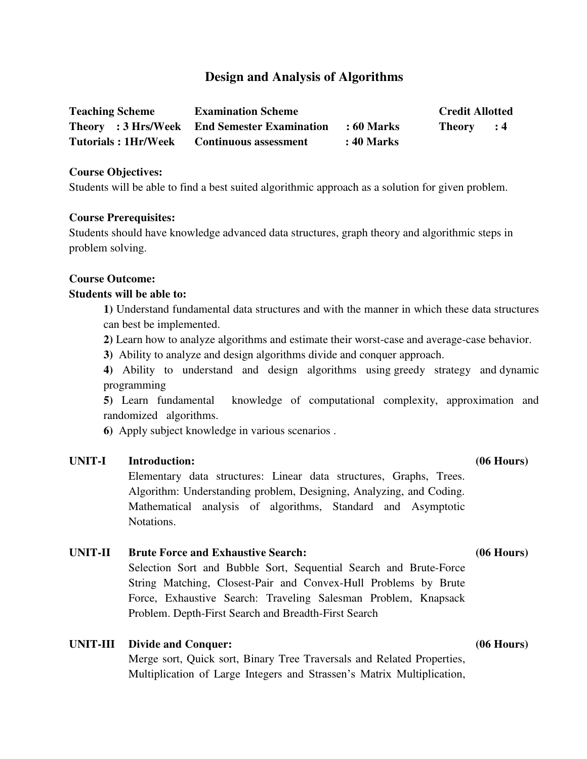# Design and Analysis of Algorithms

| Teaching Scheme | Examination Scheme | | Credit Allotted |
|---|---|---|---|
| Theory : 3 Hrs/Week | End Semester Examination | : 60 Marks | Theory : 4 |
| Tutorials : 1Hr/Week | Continuous assessment | : 40 Marks | |

**Course Objectives:**

Students will be able to find a best suited algorithmic approach as a solution for given problem.

**Course Prerequisites:**

Students should have knowledge advanced data structures, graph theory and algorithmic steps in problem solving.

**Course Outcome:**

**Students will be able to:**

**1)** Understand fundamental data structures and with the manner in which these data structures can best be implemented.

**2)** Learn how to analyze algorithms and estimate their worst-case and average-case behavior.

**3)** Ability to analyze and design algorithms divide and conquer approach.

**4)** Ability to understand and design algorithms using greedy strategy and dynamic programming

**5)** Learn fundamental knowledge of computational complexity, approximation and randomized algorithms.

**6)** Apply subject knowledge in various scenarios .

**UNIT-I Introduction: (06 Hours)**

Elementary data structures: Linear data structures, Graphs, Trees. Algorithm: Understanding problem, Designing, Analyzing, and Coding. Mathematical analysis of algorithms, Standard and Asymptotic Notations.

**UNIT-II Brute Force and Exhaustive Search: (06 Hours)**

Selection Sort and Bubble Sort, Sequential Search and Brute-Force String Matching, Closest-Pair and Convex-Hull Problems by Brute Force, Exhaustive Search: Traveling Salesman Problem, Knapsack Problem. Depth-First Search and Breadth-First Search

**UNIT-III Divide and Conquer: (06 Hours)**

Merge sort, Quick sort, Binary Tree Traversals and Related Properties, Multiplication of Large Integers and Strassen's Matrix Multiplication,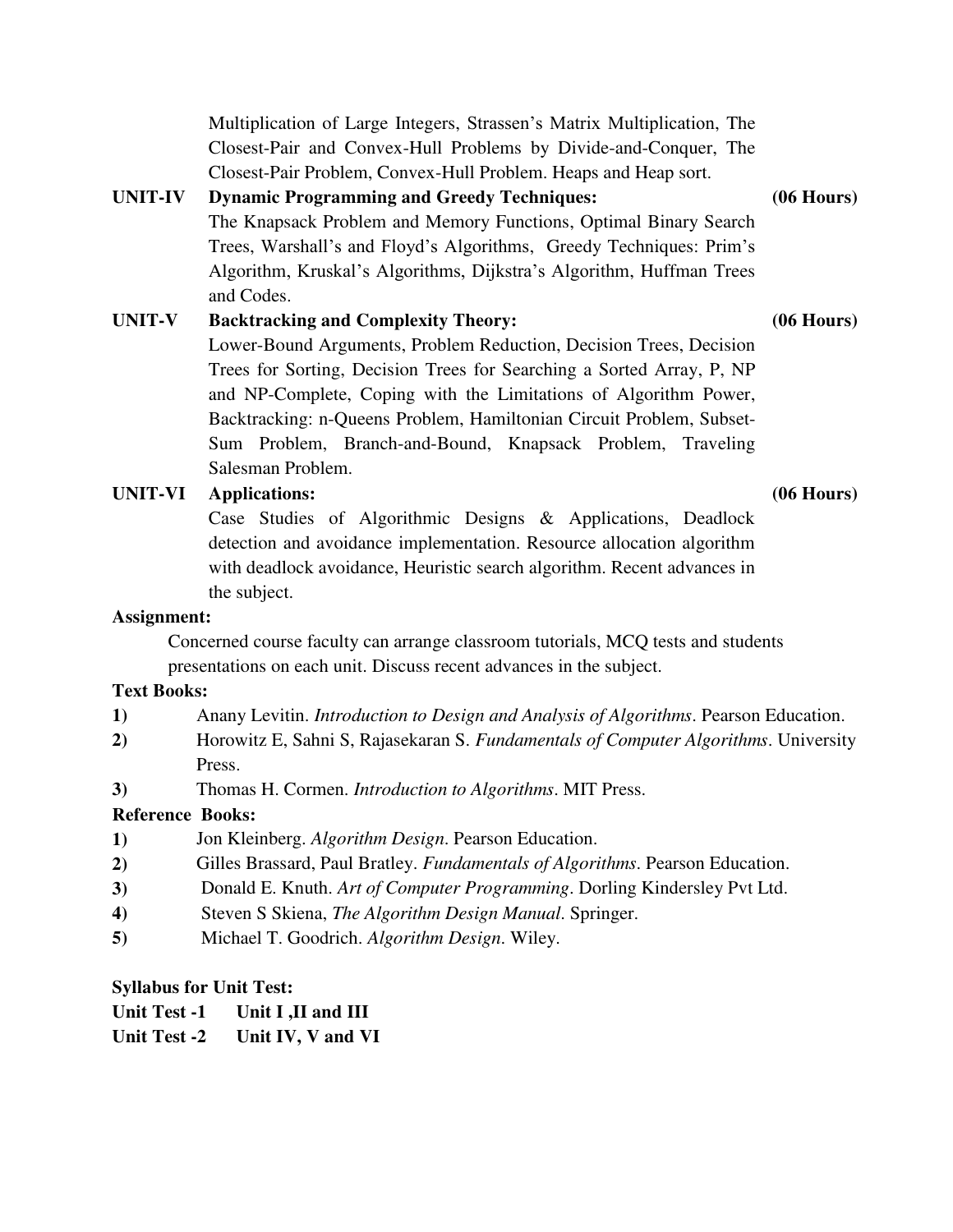Multiplication of Large Integers, Strassen's Matrix Multiplication, The Closest-Pair and Convex-Hull Problems by Divide-and-Conquer, The Closest-Pair Problem, Convex-Hull Problem. Heaps and Heap sort.

**UNIT-IV Dynamic Programming and Greedy Techniques: (06 Hours)**

The Knapsack Problem and Memory Functions, Optimal Binary Search Trees, Warshall's and Floyd's Algorithms, Greedy Techniques: Prim's Algorithm, Kruskal's Algorithms, Dijkstra's Algorithm, Huffman Trees and Codes.

**UNIT-V Backtracking and Complexity Theory: (06 Hours)**

Lower-Bound Arguments, Problem Reduction, Decision Trees, Decision Trees for Sorting, Decision Trees for Searching a Sorted Array, P, NP and NP-Complete, Coping with the Limitations of Algorithm Power, Backtracking: n-Queens Problem, Hamiltonian Circuit Problem, Subset-Sum Problem, Branch-and-Bound, Knapsack Problem, Traveling Salesman Problem.

**UNIT-VI Applications: (06 Hours)**

Case Studies of Algorithmic Designs & Applications, Deadlock detection and avoidance implementation. Resource allocation algorithm with deadlock avoidance, Heuristic search algorithm. Recent advances in the subject.

**Assignment:**

Concerned course faculty can arrange classroom tutorials, MCQ tests and students presentations on each unit. Discuss recent advances in the subject.

**Text Books:**

1) Anany Levitin. *Introduction to Design and Analysis of Algorithms*. Pearson Education.
2) Horowitz E, Sahni S, Rajasekaran S. *Fundamentals of Computer Algorithms*. University Press.
3) Thomas H. Cormen. *Introduction to Algorithms*. MIT Press.

**Reference Books:**

1) Jon Kleinberg. *Algorithm Design*. Pearson Education.
2) Gilles Brassard, Paul Bratley. *Fundamentals of Algorithms*. Pearson Education.
3) Donald E. Knuth. *Art of Computer Programming*. Dorling Kindersley Pvt Ltd.
4) Steven S Skiena, *The Algorithm Design Manual*. Springer.
5) Michael T. Goodrich. *Algorithm Design*. Wiley.

**Syllabus for Unit Test:**

**Unit Test -1 Unit I ,II and III**

**Unit Test -2 Unit IV, V and VI**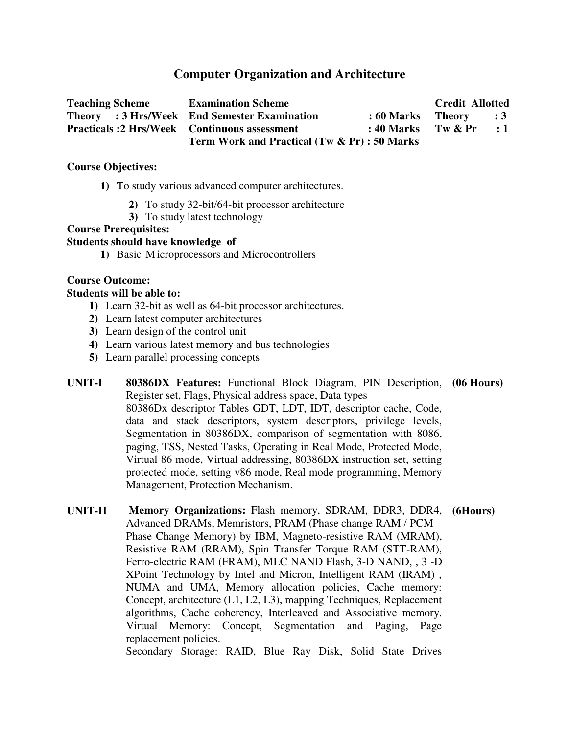# Computer Organization and Architecture

| Teaching Scheme | Examination Scheme | | Credit Allotted | |
|---|---|---|---|---|
| Theory : 3 Hrs/Week | End Semester Examination | : 60 Marks | Theory | : 3 |
| Practicals :2 Hrs/Week | Continuous assessment | : 40 Marks | Tw & Pr | : 1 |
| | Term Work and Practical (Tw & Pr) : 50 Marks | | | |

**Course Objectives:**

1) To study various advanced computer architectures.
2) To study 32-bit/64-bit processor architecture
3) To study latest technology

**Course Prerequisites:**

**Students should have knowledge of**

1) Basic Microprocessors and Microcontrollers

**Course Outcome:**

**Students will be able to:**

1) Learn 32-bit as well as 64-bit processor architectures.
2) Learn latest computer architectures
3) Learn design of the control unit
4) Learn various latest memory and bus technologies
5) Learn parallel processing concepts

**UNIT-I** **80386DX Features:** Functional Block Diagram, PIN Description, Register set, Flags, Physical address space, Data types **(06 Hours)**

80386Dx descriptor Tables GDT, LDT, IDT, descriptor cache, Code, data and stack descriptors, system descriptors, privilege levels, Segmentation in 80386DX, comparison of segmentation with 8086, paging, TSS, Nested Tasks, Operating in Real Mode, Protected Mode, Virtual 86 mode, Virtual addressing, 80386DX instruction set, setting protected mode, setting v86 mode, Real mode programming, Memory Management, Protection Mechanism.

**UNIT-II** **Memory Organizations:** Flash memory, SDRAM, DDR3, DDR4, Advanced DRAMs, Memristors, PRAM (Phase change RAM / PCM – Phase Change Memory) by IBM, Magneto-resistive RAM (MRAM), Resistive RAM (RRAM), Spin Transfer Torque RAM (STT-RAM), Ferro-electric RAM (FRAM), MLC NAND Flash, 3-D NAND, , 3 -D XPoint Technology by Intel and Micron, Intelligent RAM (IRAM) , NUMA and UMA, Memory allocation policies, Cache memory: Concept, architecture (L1, L2, L3), mapping Techniques, Replacement algorithms, Cache coherency, Interleaved and Associative memory. Virtual Memory: Concept, Segmentation and Paging, Page replacement policies. **(6Hours)**

Secondary Storage: RAID, Blue Ray Disk, Solid State Drives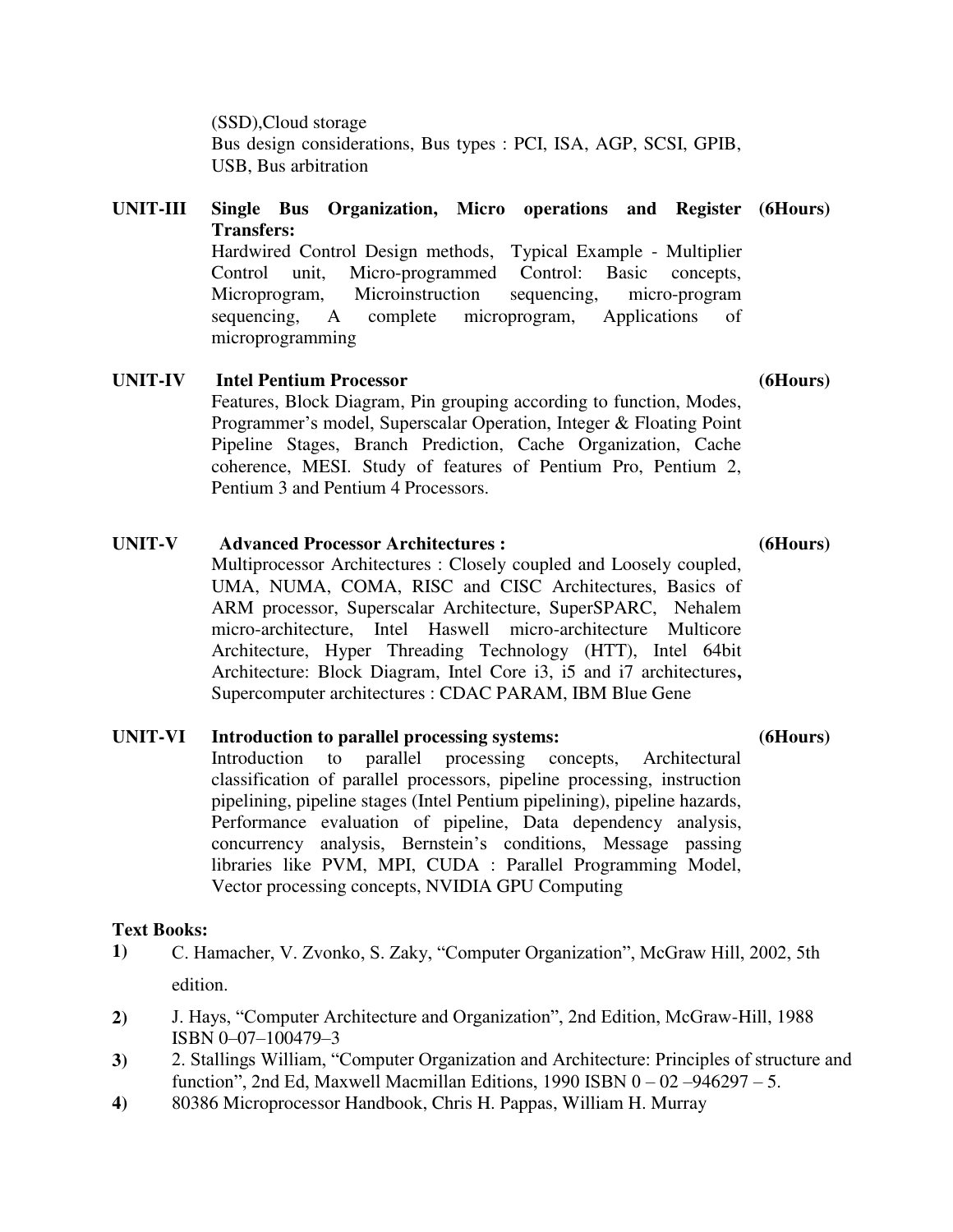(SSD),Cloud storage
Bus design considerations, Bus types : PCI, ISA, AGP, SCSI, GPIB, USB, Bus arbitration

**UNIT-III Single Bus Organization, Micro operations and Register Transfers: (6Hours)**

Hardwired Control Design methods, Typical Example - Multiplier Control unit, Micro-programmed Control: Basic concepts, Microprogram, Microinstruction sequencing, micro-program sequencing, A complete microprogram, Applications of microprogramming

**UNIT-IV Intel Pentium Processor (6Hours)**

Features, Block Diagram, Pin grouping according to function, Modes, Programmer's model, Superscalar Operation, Integer & Floating Point Pipeline Stages, Branch Prediction, Cache Organization, Cache coherence, MESI. Study of features of Pentium Pro, Pentium 2, Pentium 3 and Pentium 4 Processors.

**UNIT-V Advanced Processor Architectures : (6Hours)**

Multiprocessor Architectures : Closely coupled and Loosely coupled, UMA, NUMA, COMA, RISC and CISC Architectures, Basics of ARM processor, Superscalar Architecture, SuperSPARC, Nehalem micro-architecture, Intel Haswell micro-architecture Multicore Architecture, Hyper Threading Technology (HTT), Intel 64bit Architecture: Block Diagram, Intel Core i3, i5 and i7 architectures**,** Supercomputer architectures : CDAC PARAM, IBM Blue Gene

**UNIT-VI Introduction to parallel processing systems: (6Hours)**

Introduction to parallel processing concepts, Architectural classification of parallel processors, pipeline processing, instruction pipelining, pipeline stages (Intel Pentium pipelining), pipeline hazards, Performance evaluation of pipeline, Data dependency analysis, concurrency analysis, Bernstein's conditions, Message passing libraries like PVM, MPI, CUDA : Parallel Programming Model, Vector processing concepts, NVIDIA GPU Computing

**Text Books:**

1) C. Hamacher, V. Zvonko, S. Zaky, "Computer Organization", McGraw Hill, 2002, 5th edition.
2) J. Hays, "Computer Architecture and Organization", 2nd Edition, McGraw-Hill, 1988 ISBN 0–07–100479–3
3) 2. Stallings William, "Computer Organization and Architecture: Principles of structure and function", 2nd Ed, Maxwell Macmillan Editions, 1990 ISBN 0 – 02 –946297 – 5.
4) 80386 Microprocessor Handbook, Chris H. Pappas, William H. Murray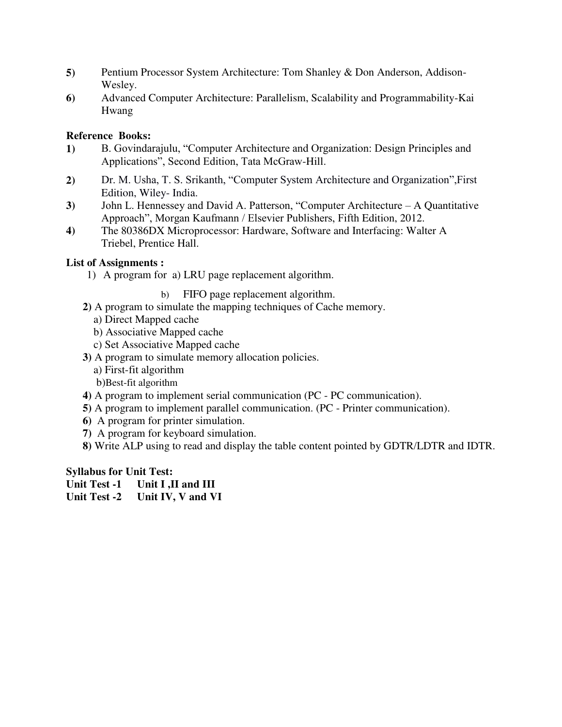5) Pentium Processor System Architecture: Tom Shanley & Don Anderson, Addison-Wesley.
6) Advanced Computer Architecture: Parallelism, Scalability and Programmability-Kai Hwang

**Reference Books:**

1) B. Govindarajulu, "Computer Architecture and Organization: Design Principles and Applications", Second Edition, Tata McGraw-Hill.
2) Dr. M. Usha, T. S. Srikanth, "Computer System Architecture and Organization",First Edition, Wiley- India.
3) John L. Hennessey and David A. Patterson, "Computer Architecture – A Quantitative Approach", Morgan Kaufmann / Elsevier Publishers, Fifth Edition, 2012.
4) The 80386DX Microprocessor: Hardware, Software and Interfacing: Walter A Triebel, Prentice Hall.

**List of Assignments :**

1) A program for a) LRU page replacement algorithm.
   b) FIFO page replacement algorithm.
2) A program to simulate the mapping techniques of Cache memory.
   a) Direct Mapped cache
   b) Associative Mapped cache
   c) Set Associative Mapped cache
3) A program to simulate memory allocation policies.
   a) First-fit algorithm
   b)Best-fit algorithm
4) A program to implement serial communication (PC - PC communication).
5) A program to implement parallel communication. (PC - Printer communication).
6) A program for printer simulation.
7) A program for keyboard simulation.
8) Write ALP using to read and display the table content pointed by GDTR/LDTR and IDTR.

**Syllabus for Unit Test:**

**Unit Test -1 Unit I ,II and III**

**Unit Test -2 Unit IV, V and VI**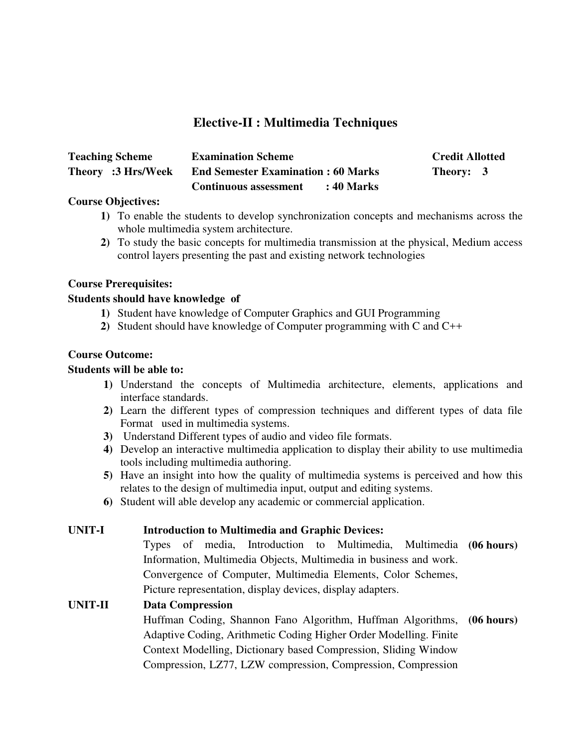## Elective-II : Multimedia Techniques

| Teaching Scheme | Examination Scheme | Credit Allotted |
|---|---|---|
| Theory :3 Hrs/Week | End Semester Examination : 60 Marks | Theory: 3 |
| | Continuous assessment : 40 Marks | |

**Course Objectives:**

1) To enable the students to develop synchronization concepts and mechanisms across the whole multimedia system architecture.
2) To study the basic concepts for multimedia transmission at the physical, Medium access control layers presenting the past and existing network technologies

**Course Prerequisites:**

**Students should have knowledge of**

1) Student have knowledge of Computer Graphics and GUI Programming
2) Student should have knowledge of Computer programming with C and C++

**Course Outcome:**

**Students will be able to:**

1) Understand the concepts of Multimedia architecture, elements, applications and interface standards.
2) Learn the different types of compression techniques and different types of data file Format used in multimedia systems.
3) Understand Different types of audio and video file formats.
4) Develop an interactive multimedia application to display their ability to use multimedia tools including multimedia authoring.
5) Have an insight into how the quality of multimedia systems is perceived and how this relates to the design of multimedia input, output and editing systems.
6) Student will able develop any academic or commercial application.

**UNIT-I Introduction to Multimedia and Graphic Devices:** **(06 hours)**

Types of media, Introduction to Multimedia, Multimedia Information, Multimedia Objects, Multimedia in business and work. Convergence of Computer, Multimedia Elements, Color Schemes, Picture representation, display devices, display adapters.

**UNIT-II Data Compression** **(06 hours)**

Huffman Coding, Shannon Fano Algorithm, Huffman Algorithms, Adaptive Coding, Arithmetic Coding Higher Order Modelling. Finite Context Modelling, Dictionary based Compression, Sliding Window Compression, LZ77, LZW compression, Compression, Compression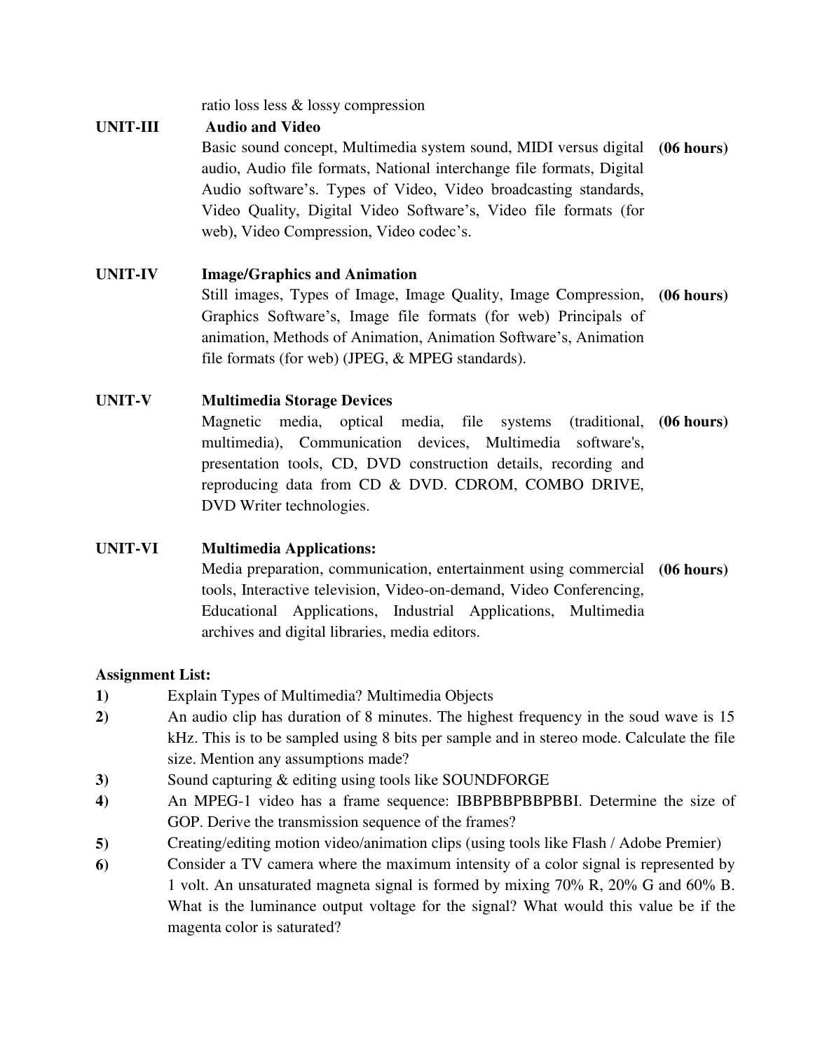ratio loss less & lossy compression

**UNIT-III** **Audio and Video**

Basic sound concept, Multimedia system sound, MIDI versus digital audio, Audio file formats, National interchange file formats, Digital Audio software's. Types of Video, Video broadcasting standards, Video Quality, Digital Video Software's, Video file formats (for web), Video Compression, Video codec's. **(06 hours)**

**UNIT-IV** **Image/Graphics and Animation**

Still images, Types of Image, Image Quality, Image Compression, Graphics Software's, Image file formats (for web) Principals of animation, Methods of Animation, Animation Software's, Animation file formats (for web) (JPEG, & MPEG standards). **(06 hours)**

**UNIT-V** **Multimedia Storage Devices**

Magnetic media, optical media, file systems (traditional, multimedia), Communication devices, Multimedia software's, presentation tools, CD, DVD construction details, recording and reproducing data from CD & DVD. CDROM, COMBO DRIVE, DVD Writer technologies. **(06 hours)**

**UNIT-VI** **Multimedia Applications:**

Media preparation, communication, entertainment using commercial tools, Interactive television, Video-on-demand, Video Conferencing, Educational Applications, Industrial Applications, Multimedia archives and digital libraries, media editors. **(06 hours)**

**Assignment List:**

**1)** Explain Types of Multimedia? Multimedia Objects

**2)** An audio clip has duration of 8 minutes. The highest frequency in the soud wave is 15 kHz. This is to be sampled using 8 bits per sample and in stereo mode. Calculate the file size. Mention any assumptions made?

**3)** Sound capturing & editing using tools like SOUNDFORGE

**4)** An MPEG-1 video has a frame sequence: IBBPBBPBBPBBI. Determine the size of GOP. Derive the transmission sequence of the frames?

**5)** Creating/editing motion video/animation clips (using tools like Flash / Adobe Premier)

**6)** Consider a TV camera where the maximum intensity of a color signal is represented by 1 volt. An unsaturated magneta signal is formed by mixing 70% R, 20% G and 60% B. What is the luminance output voltage for the signal? What would this value be if the magenta color is saturated?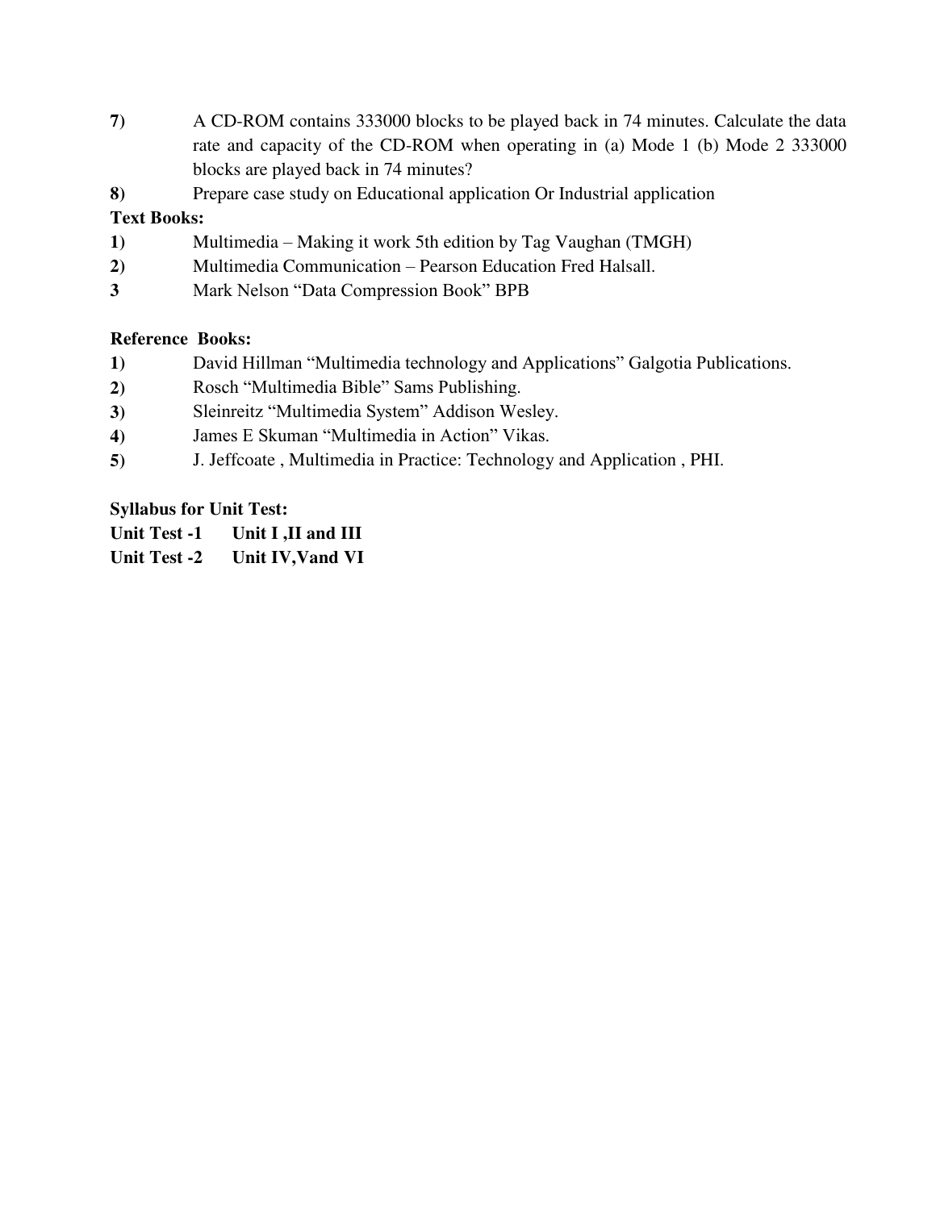7) A CD-ROM contains 333000 blocks to be played back in 74 minutes. Calculate the data rate and capacity of the CD-ROM when operating in (a) Mode 1 (b) Mode 2 333000 blocks are played back in 74 minutes?

8) Prepare case study on Educational application Or Industrial application

**Text Books:**

1) Multimedia – Making it work 5th edition by Tag Vaughan (TMGH)
2) Multimedia Communication – Pearson Education Fred Halsall.
3 Mark Nelson "Data Compression Book" BPB

**Reference Books:**

1) David Hillman "Multimedia technology and Applications" Galgotia Publications.
2) Rosch "Multimedia Bible" Sams Publishing.
3) Sleinreitz "Multimedia System" Addison Wesley.
4) James E Skuman "Multimedia in Action" Vikas.
5) J. Jeffcoate , Multimedia in Practice: Technology and Application , PHI.

**Syllabus for Unit Test:**

**Unit Test -1 Unit I ,II and III**

**Unit Test -2 Unit IV,Vand VI**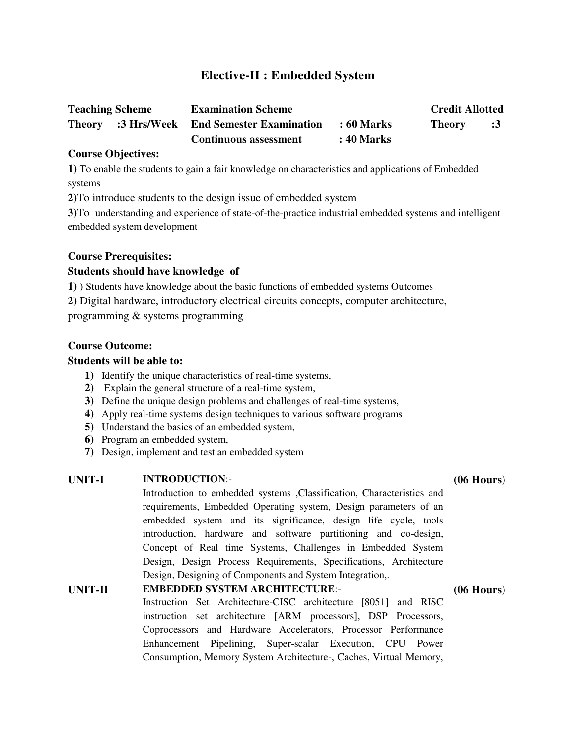# Elective-II : Embedded System

| Teaching Scheme | Examination Scheme | | Credit Allotted |
|---|---|---|---|
| Theory :3 Hrs/Week | End Semester Examination | : 60 Marks | Theory :3 |
| | Continuous assessment | : 40 Marks | |

**Course Objectives:**

**1)** To enable the students to gain a fair knowledge on characteristics and applications of Embedded systems

**2)**To introduce students to the design issue of embedded system

**3)**To understanding and experience of state-of-the-practice industrial embedded systems and intelligent embedded system development

**Course Prerequisites:**

**Students should have knowledge of**

**1)** ) Students have knowledge about the basic functions of embedded systems Outcomes

**2)** Digital hardware, introductory electrical circuits concepts, computer architecture, programming & systems programming

**Course Outcome:**

**Students will be able to:**

1) Identify the unique characteristics of real-time systems,
2) Explain the general structure of a real-time system,
3) Define the unique design problems and challenges of real-time systems,
4) Apply real-time systems design techniques to various software programs
5) Understand the basics of an embedded system,
6) Program an embedded system,
7) Design, implement and test an embedded system

**UNIT-I** **INTRODUCTION**:- **(06 Hours)**

Introduction to embedded systems ,Classification, Characteristics and requirements, Embedded Operating system, Design parameters of an embedded system and its significance, design life cycle, tools introduction, hardware and software partitioning and co-design, Concept of Real time Systems, Challenges in Embedded System Design, Design Process Requirements, Specifications, Architecture Design, Designing of Components and System Integration,.

**UNIT-II** **EMBEDDED SYSTEM ARCHITECTURE**:- **(06 Hours)**

Instruction Set Architecture-CISC architecture [8051] and RISC instruction set architecture [ARM processors], DSP Processors, Coprocessors and Hardware Accelerators, Processor Performance Enhancement Pipelining, Super-scalar Execution, CPU Power Consumption, Memory System Architecture-, Caches, Virtual Memory,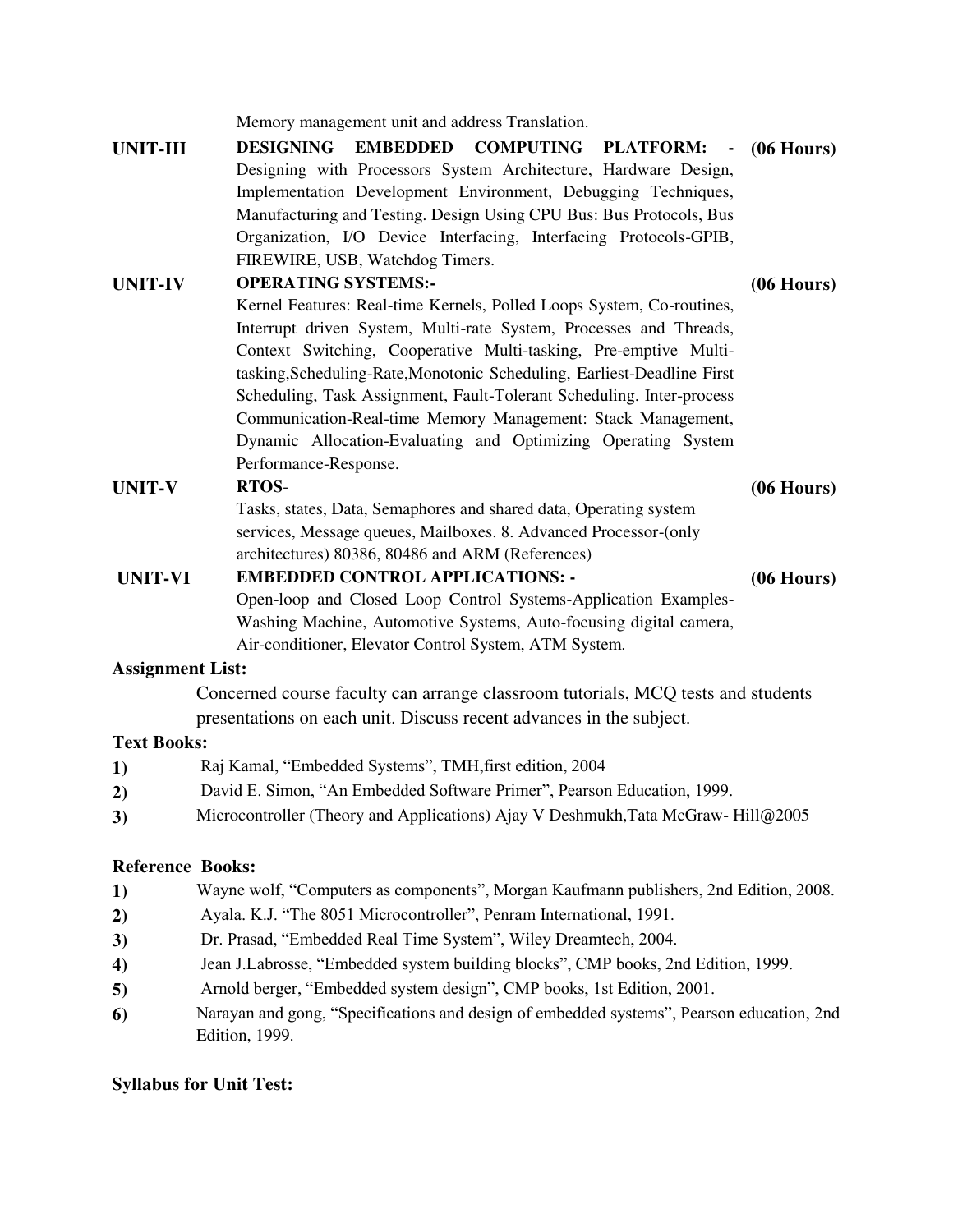Memory management unit and address Translation.

| | | |
|---|---|---|
| **UNIT-III** | **DESIGNING EMBEDDED COMPUTING PLATFORM: -** Designing with Processors System Architecture, Hardware Design, Implementation Development Environment, Debugging Techniques, Manufacturing and Testing. Design Using CPU Bus: Bus Protocols, Bus Organization, I/O Device Interfacing, Interfacing Protocols-GPIB, FIREWIRE, USB, Watchdog Timers. | **(06 Hours)** |
| **UNIT-IV** | **OPERATING SYSTEMS:-** Kernel Features: Real-time Kernels, Polled Loops System, Co-routines, Interrupt driven System, Multi-rate System, Processes and Threads, Context Switching, Cooperative Multi-tasking, Pre-emptive Multi-tasking,Scheduling-Rate,Monotonic Scheduling, Earliest-Deadline First Scheduling, Task Assignment, Fault-Tolerant Scheduling. Inter-process Communication-Real-time Memory Management: Stack Management, Dynamic Allocation-Evaluating and Optimizing Operating System Performance-Response. | **(06 Hours)** |
| **UNIT-V** | **RTOS**- Tasks, states, Data, Semaphores and shared data, Operating system services, Message queues, Mailboxes. 8. Advanced Processor-(only architectures) 80386, 80486 and ARM (References) | **(06 Hours)** |
| **UNIT-VI** | **EMBEDDED CONTROL APPLICATIONS: -** Open-loop and Closed Loop Control Systems-Application Examples-Washing Machine, Automotive Systems, Auto-focusing digital camera, Air-conditioner, Elevator Control System, ATM System. | **(06 Hours)** |

**Assignment List:**

Concerned course faculty can arrange classroom tutorials, MCQ tests and students presentations on each unit. Discuss recent advances in the subject.

**Text Books:**

1) Raj Kamal, "Embedded Systems", TMH,first edition, 2004
2) David E. Simon, "An Embedded Software Primer", Pearson Education, 1999.
3) Microcontroller (Theory and Applications) Ajay V Deshmukh,Tata McGraw- Hill@2005

**Reference Books:**

1) Wayne wolf, "Computers as components", Morgan Kaufmann publishers, 2nd Edition, 2008.
2) Ayala. K.J. "The 8051 Microcontroller", Penram International, 1991.
3) Dr. Prasad, "Embedded Real Time System", Wiley Dreamtech, 2004.
4) Jean J.Labrosse, "Embedded system building blocks", CMP books, 2nd Edition, 1999.
5) Arnold berger, "Embedded system design", CMP books, 1st Edition, 2001.
6) Narayan and gong, "Specifications and design of embedded systems", Pearson education, 2nd Edition, 1999.

**Syllabus for Unit Test:**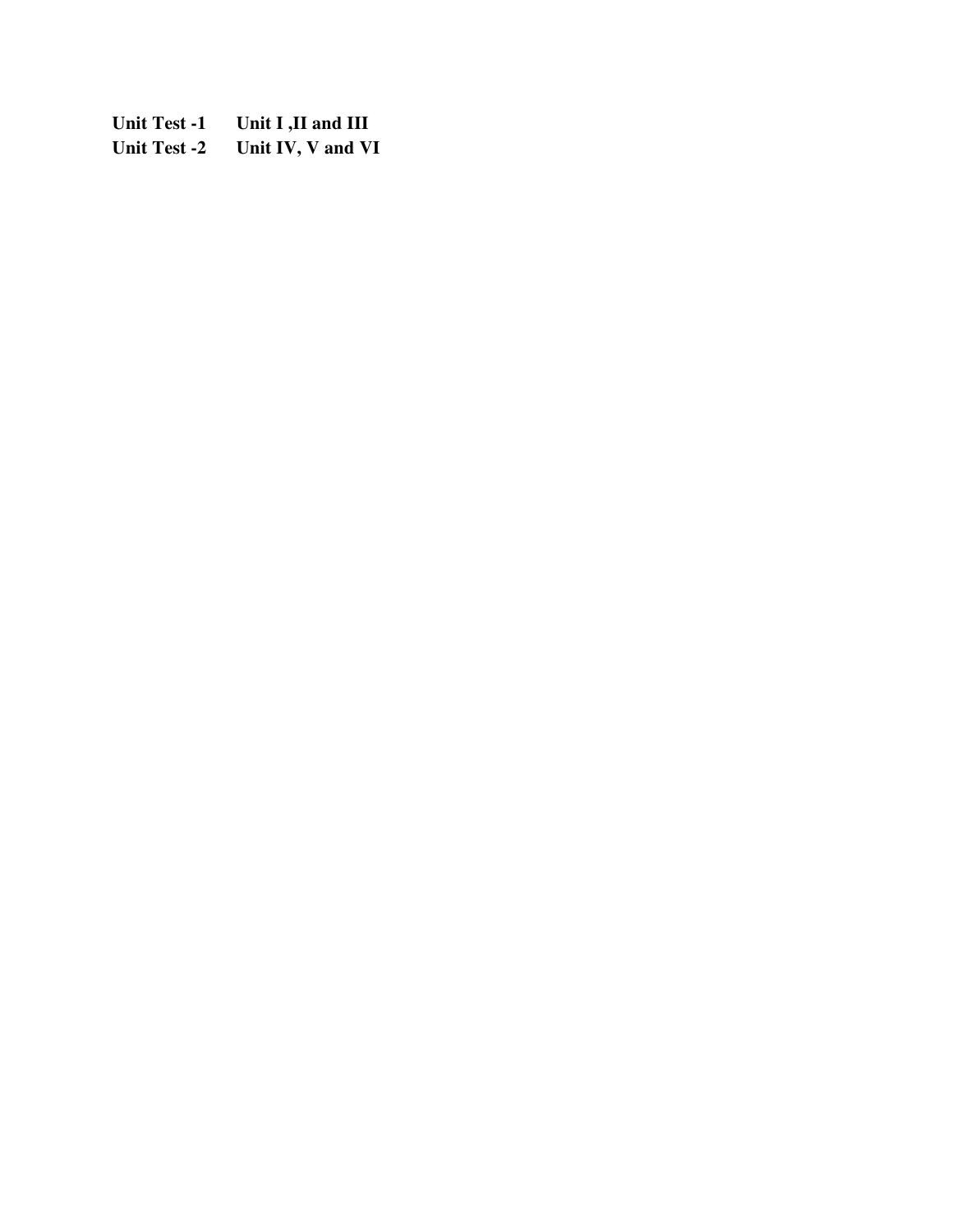| | |
|---|---|
| **Unit Test -1** | **Unit I ,II and III** |
| **Unit Test -2** | **Unit IV, V and VI** |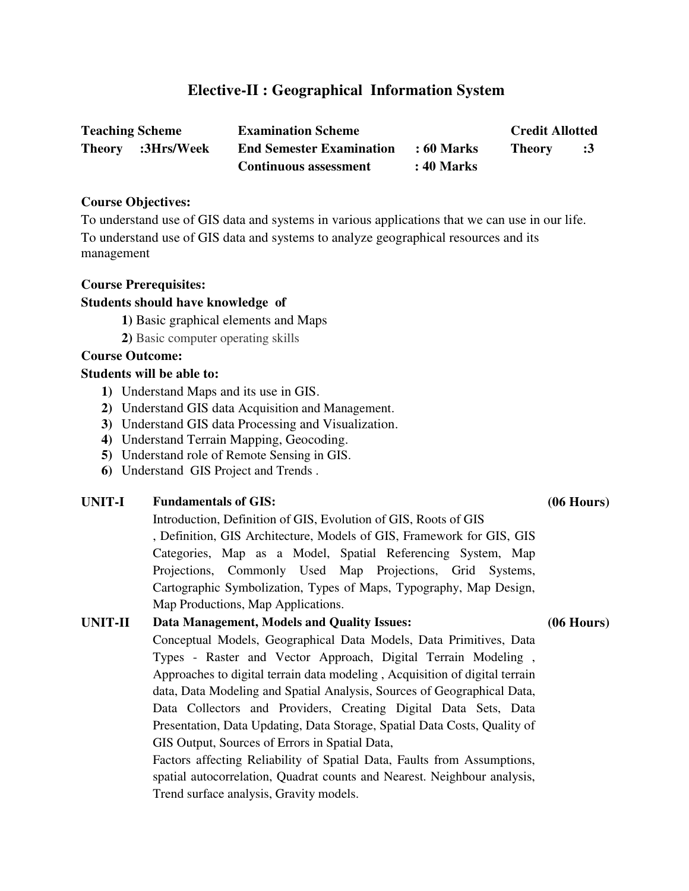# Elective-II : Geographical Information System

| Teaching Scheme | Examination Scheme | | Credit Allotted |
|---|---|---|---|
| Theory :3Hrs/Week | End Semester Examination | : 60 Marks | Theory :3 |
| | Continuous assessment | : 40 Marks | |

**Course Objectives:**

To understand use of GIS data and systems in various applications that we can use in our life.

To understand use of GIS data and systems to analyze geographical resources and its management

**Course Prerequisites:**

**Students should have knowledge of**

**1)** Basic graphical elements and Maps

**2)** Basic computer operating skills

**Course Outcome:**

**Students will be able to:**

1) Understand Maps and its use in GIS.
2) Understand GIS data Acquisition and Management.
3) Understand GIS data Processing and Visualization.
4) Understand Terrain Mapping, Geocoding.
5) Understand role of Remote Sensing in GIS.
6) Understand GIS Project and Trends .

**UNIT-I Fundamentals of GIS:** **(06 Hours)**

Introduction, Definition of GIS, Evolution of GIS, Roots of GIS , Definition, GIS Architecture, Models of GIS, Framework for GIS, GIS Categories, Map as a Model, Spatial Referencing System, Map Projections, Commonly Used Map Projections, Grid Systems, Cartographic Symbolization, Types of Maps, Typography, Map Design, Map Productions, Map Applications.

**UNIT-II Data Management, Models and Quality Issues:** **(06 Hours)**

Conceptual Models, Geographical Data Models, Data Primitives, Data Types - Raster and Vector Approach, Digital Terrain Modeling , Approaches to digital terrain data modeling , Acquisition of digital terrain data, Data Modeling and Spatial Analysis, Sources of Geographical Data, Data Collectors and Providers, Creating Digital Data Sets, Data Presentation, Data Updating, Data Storage, Spatial Data Costs, Quality of GIS Output, Sources of Errors in Spatial Data,

Factors affecting Reliability of Spatial Data, Faults from Assumptions, spatial autocorrelation, Quadrat counts and Nearest. Neighbour analysis, Trend surface analysis, Gravity models.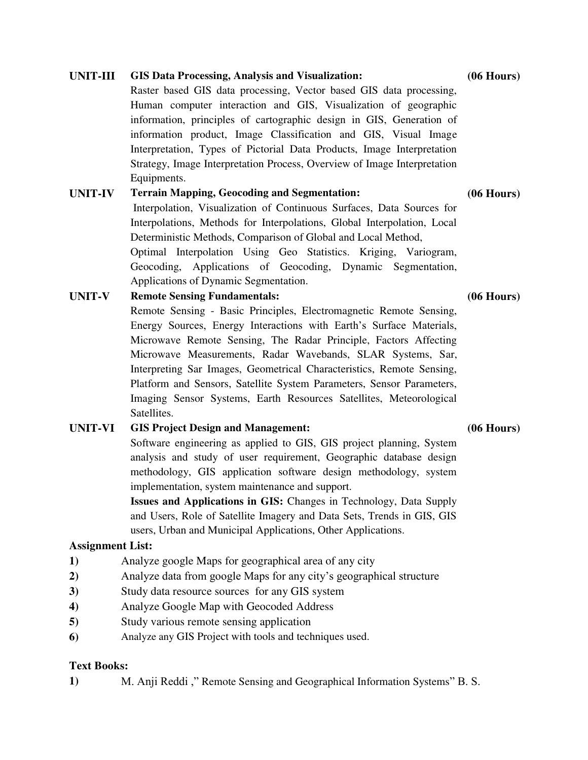**UNIT-III GIS Data Processing, Analysis and Visualization:** **(06 Hours)**

Raster based GIS data processing, Vector based GIS data processing, Human computer interaction and GIS, Visualization of geographic information, principles of cartographic design in GIS, Generation of information product, Image Classification and GIS, Visual Image Interpretation, Types of Pictorial Data Products, Image Interpretation Strategy, Image Interpretation Process, Overview of Image Interpretation Equipments.

**UNIT-IV Terrain Mapping, Geocoding and Segmentation:** **(06 Hours)**

Interpolation, Visualization of Continuous Surfaces, Data Sources for Interpolations, Methods for Interpolations, Global Interpolation, Local Deterministic Methods, Comparison of Global and Local Method,
Optimal Interpolation Using Geo Statistics. Kriging, Variogram, Geocoding, Applications of Geocoding, Dynamic Segmentation, Applications of Dynamic Segmentation.

**UNIT-V Remote Sensing Fundamentals:** **(06 Hours)**

Remote Sensing - Basic Principles, Electromagnetic Remote Sensing, Energy Sources, Energy Interactions with Earth's Surface Materials, Microwave Remote Sensing, The Radar Principle, Factors Affecting Microwave Measurements, Radar Wavebands, SLAR Systems, Sar, Interpreting Sar Images, Geometrical Characteristics, Remote Sensing, Platform and Sensors, Satellite System Parameters, Sensor Parameters, Imaging Sensor Systems, Earth Resources Satellites, Meteorological Satellites.

**UNIT-VI GIS Project Design and Management:** **(06 Hours)**

Software engineering as applied to GIS, GIS project planning, System analysis and study of user requirement, Geographic database design methodology, GIS application software design methodology, system implementation, system maintenance and support.

**Issues and Applications in GIS:** Changes in Technology, Data Supply and Users, Role of Satellite Imagery and Data Sets, Trends in GIS, GIS users, Urban and Municipal Applications, Other Applications.

**Assignment List:**

1) Analyze google Maps for geographical area of any city
2) Analyze data from google Maps for any city's geographical structure
3) Study data resource sources for any GIS system
4) Analyze Google Map with Geocoded Address
5) Study various remote sensing application
6) Analyze any GIS Project with tools and techniques used.

**Text Books:**

1) M. Anji Reddi ," Remote Sensing and Geographical Information Systems" B. S.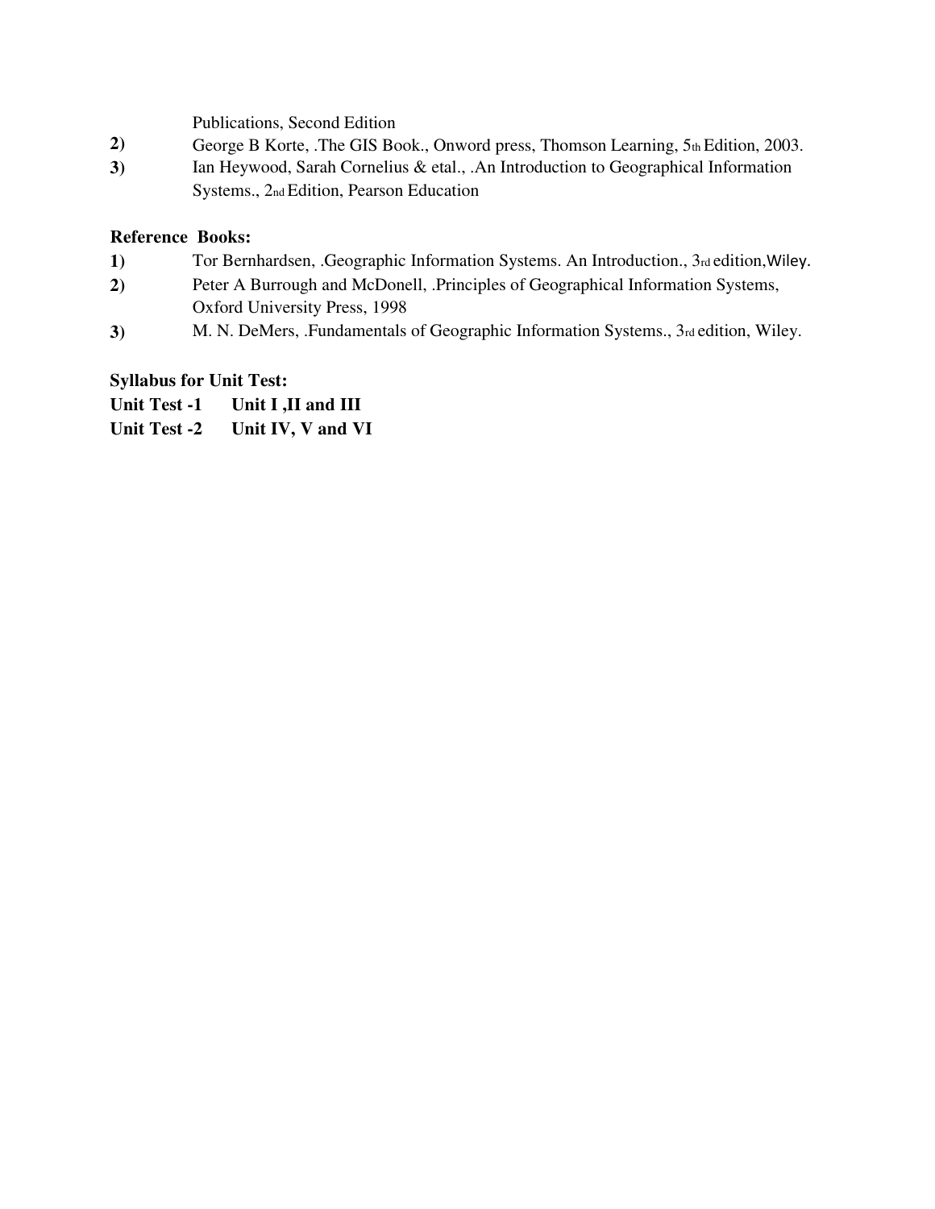Publications, Second Edition

2) George B Korte, .The GIS Book., Onword press, Thomson Learning, 5th Edition, 2003.

3) Ian Heywood, Sarah Cornelius & etal., .An Introduction to Geographical Information Systems., 2nd Edition, Pearson Education

**Reference Books:**

1) Tor Bernhardsen, .Geographic Information Systems. An Introduction., 3rd edition, Wiley.

2) Peter A Burrough and McDonell, .Principles of Geographical Information Systems, Oxford University Press, 1998

3) M. N. DeMers, .Fundamentals of Geographic Information Systems., 3rd edition, Wiley.

**Syllabus for Unit Test:**

**Unit Test -1 Unit I ,II and III**

**Unit Test -2 Unit IV, V and VI**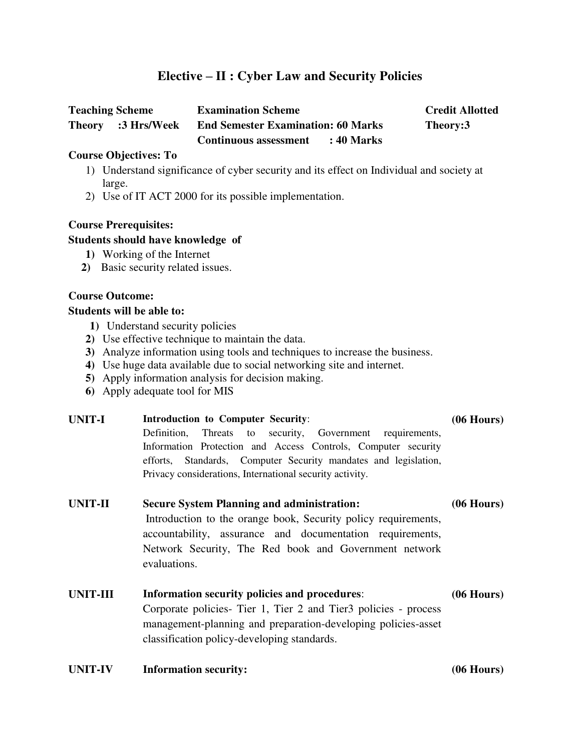# Elective – II : Cyber Law and Security Policies

| Teaching Scheme | Examination Scheme | Credit Allotted |
| --- | --- | --- |
| Theory :3 Hrs/Week | End Semester Examination: 60 Marks | Theory:3 |
| | Continuous assessment : 40 Marks | |

**Course Objectives: To**

1) Understand significance of cyber security and its effect on Individual and society at large.
2) Use of IT ACT 2000 for its possible implementation.

**Course Prerequisites:**

**Students should have knowledge of**

1) Working of the Internet
2) Basic security related issues.

**Course Outcome:**

**Students will be able to:**

1) Understand security policies
2) Use effective technique to maintain the data.
3) Analyze information using tools and techniques to increase the business.
4) Use huge data available due to social networking site and internet.
5) Apply information analysis for decision making.
6) Apply adequate tool for MIS

**UNIT-I** **Introduction to Computer Security**: **(06 Hours)**

Definition, Threats to security, Government requirements, Information Protection and Access Controls, Computer security efforts, Standards, Computer Security mandates and legislation, Privacy considerations, International security activity.

**UNIT-II** **Secure System Planning and administration:** **(06 Hours)**

Introduction to the orange book, Security policy requirements, accountability, assurance and documentation requirements, Network Security, The Red book and Government network evaluations.

**UNIT-III** **Information security policies and procedures**: **(06 Hours)**

Corporate policies- Tier 1, Tier 2 and Tier3 policies - process management-planning and preparation-developing policies-asset classification policy-developing standards.

**UNIT-IV** **Information security:** **(06 Hours)**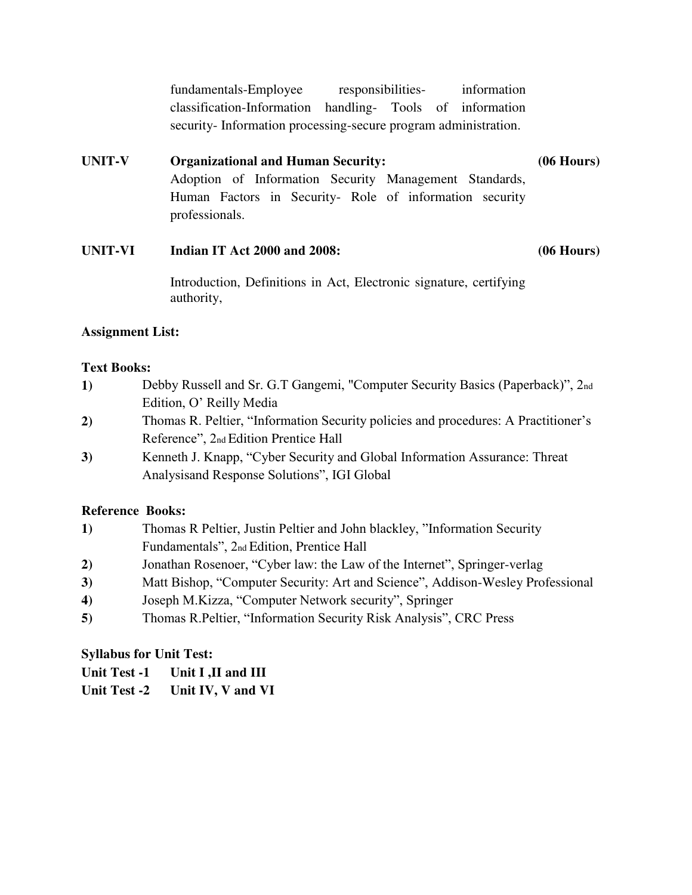fundamentals-Employee responsibilities- information classification-Information handling- Tools of information security- Information processing-secure program administration.

**UNIT-V** **Organizational and Human Security:** **(06 Hours)**

Adoption of Information Security Management Standards, Human Factors in Security- Role of information security professionals.

**UNIT-VI** **Indian IT Act 2000 and 2008:** **(06 Hours)**

Introduction, Definitions in Act, Electronic signature, certifying authority,

**Assignment List:**

**Text Books:**

1) Debby Russell and Sr. G.T Gangemi, "Computer Security Basics (Paperback)", 2nd Edition, O' Reilly Media
2) Thomas R. Peltier, "Information Security policies and procedures: A Practitioner's Reference", 2nd Edition Prentice Hall
3) Kenneth J. Knapp, "Cyber Security and Global Information Assurance: Threat Analysisand Response Solutions", IGI Global

**Reference Books:**

1) Thomas R Peltier, Justin Peltier and John blackley, "Information Security Fundamentals", 2nd Edition, Prentice Hall
2) Jonathan Rosenoer, "Cyber law: the Law of the Internet", Springer-verlag
3) Matt Bishop, "Computer Security: Art and Science", Addison-Wesley Professional
4) Joseph M.Kizza, "Computer Network security", Springer
5) Thomas R.Peltier, "Information Security Risk Analysis", CRC Press

**Syllabus for Unit Test:**

**Unit Test -1 Unit I ,II and III**

**Unit Test -2 Unit IV, V and VI**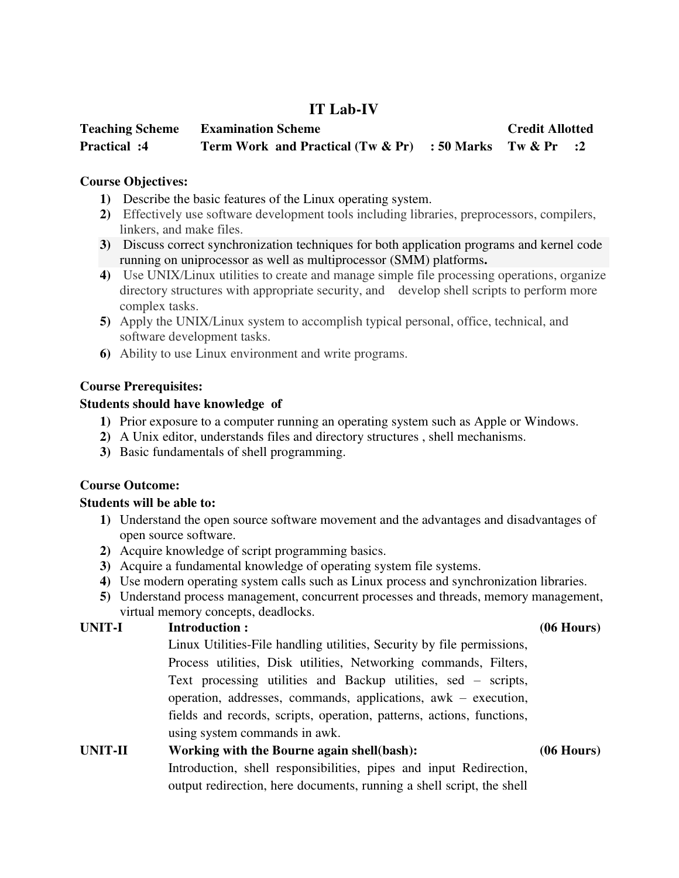# IT Lab-IV

| Teaching Scheme | Examination Scheme | | Credit Allotted |
|---|---|---|---|
| Practical :4 | Term Work and Practical (Tw & Pr) | : 50 Marks | Tw & Pr :2 |

**Course Objectives:**

1) Describe the basic features of the Linux operating system.
2) Effectively use software development tools including libraries, preprocessors, compilers, linkers, and make files.
3) Discuss correct synchronization techniques for both application programs and kernel code running on uniprocessor as well as multiprocessor (SMM) platforms**.**
4) Use UNIX/Linux utilities to create and manage simple file processing operations, organize directory structures with appropriate security, and develop shell scripts to perform more complex tasks.
5) Apply the UNIX/Linux system to accomplish typical personal, office, technical, and software development tasks.
6) Ability to use Linux environment and write programs.

**Course Prerequisites:**

**Students should have knowledge of**

1) Prior exposure to a computer running an operating system such as Apple or Windows.
2) A Unix editor, understands files and directory structures , shell mechanisms.
3) Basic fundamentals of shell programming.

**Course Outcome:**

**Students will be able to:**

1) Understand the open source software movement and the advantages and disadvantages of open source software.
2) Acquire knowledge of script programming basics.
3) Acquire a fundamental knowledge of operating system file systems.
4) Use modern operating system calls such as Linux process and synchronization libraries.
5) Understand process management, concurrent processes and threads, memory management, virtual memory concepts, deadlocks.

**UNIT-I** **Introduction :** **(06 Hours)**

Linux Utilities-File handling utilities, Security by file permissions, Process utilities, Disk utilities, Networking commands, Filters, Text processing utilities and Backup utilities, sed – scripts, operation, addresses, commands, applications, awk – execution, fields and records, scripts, operation, patterns, actions, functions, using system commands in awk.

**UNIT-II** **Working with the Bourne again shell(bash):** **(06 Hours)**

Introduction, shell responsibilities, pipes and input Redirection, output redirection, here documents, running a shell script, the shell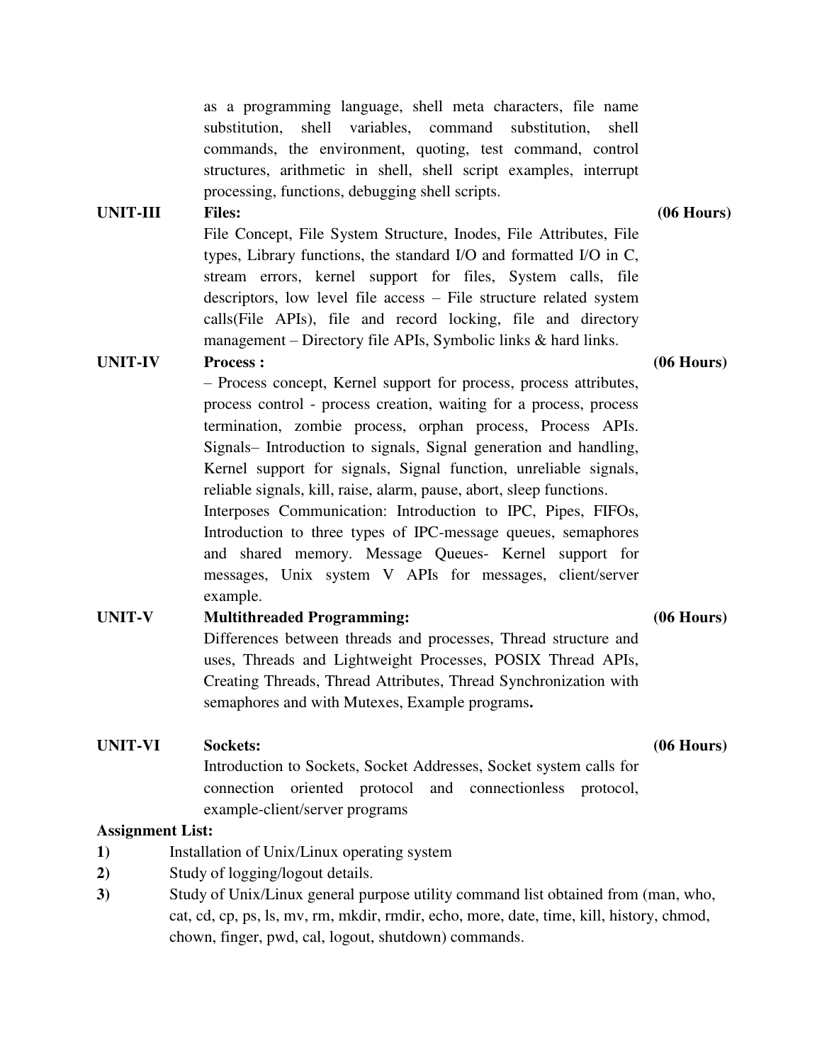as a programming language, shell meta characters, file name substitution, shell variables, command substitution, shell commands, the environment, quoting, test command, control structures, arithmetic in shell, shell script examples, interrupt processing, functions, debugging shell scripts.

**UNIT-III** **Files:** **(06 Hours)**

File Concept, File System Structure, Inodes, File Attributes, File types, Library functions, the standard I/O and formatted I/O in C, stream errors, kernel support for files, System calls, file descriptors, low level file access – File structure related system calls(File APIs), file and record locking, file and directory management – Directory file APIs, Symbolic links & hard links.

**UNIT-IV** **Process :** **(06 Hours)**

– Process concept, Kernel support for process, process attributes, process control - process creation, waiting for a process, process termination, zombie process, orphan process, Process APIs. Signals– Introduction to signals, Signal generation and handling, Kernel support for signals, Signal function, unreliable signals, reliable signals, kill, raise, alarm, pause, abort, sleep functions.

Interposes Communication: Introduction to IPC, Pipes, FIFOs, Introduction to three types of IPC-message queues, semaphores and shared memory. Message Queues- Kernel support for messages, Unix system V APIs for messages, client/server example.

**UNIT-V** **Multithreaded Programming:** **(06 Hours)**

Differences between threads and processes, Thread structure and uses, Threads and Lightweight Processes, POSIX Thread APIs, Creating Threads, Thread Attributes, Thread Synchronization with semaphores and with Mutexes, Example programs**.**

**UNIT-VI** **Sockets:** **(06 Hours)**

Introduction to Sockets, Socket Addresses, Socket system calls for connection oriented protocol and connectionless protocol, example-client/server programs

**Assignment List:**

**1)** Installation of Unix/Linux operating system

**2)** Study of logging/logout details.

**3)** Study of Unix/Linux general purpose utility command list obtained from (man, who, cat, cd, cp, ps, ls, mv, rm, mkdir, rmdir, echo, more, date, time, kill, history, chmod, chown, finger, pwd, cal, logout, shutdown) commands.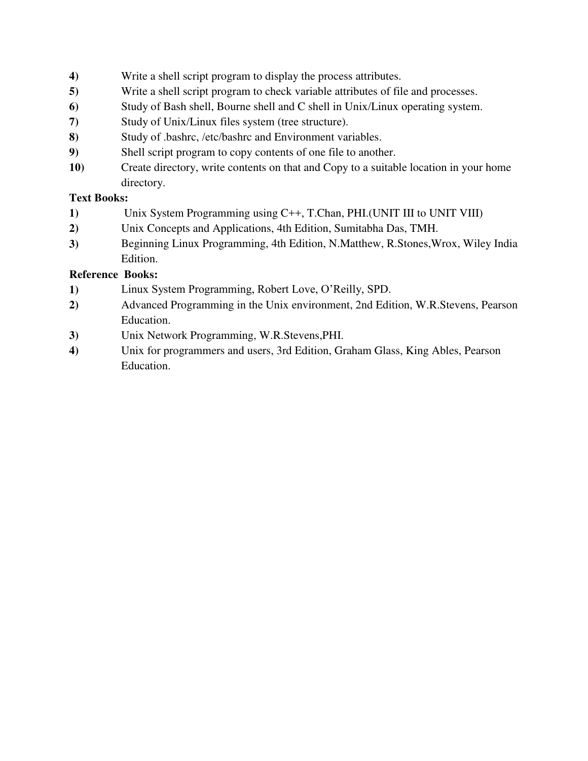4) Write a shell script program to display the process attributes.

5) Write a shell script program to check variable attributes of file and processes.

6) Study of Bash shell, Bourne shell and C shell in Unix/Linux operating system.

7) Study of Unix/Linux files system (tree structure).

8) Study of .bashrc, /etc/bashrc and Environment variables.

9) Shell script program to copy contents of one file to another.

10) Create directory, write contents on that and Copy to a suitable location in your home directory.

**Text Books:**

1) Unix System Programming using C++, T.Chan, PHI.(UNIT III to UNIT VIII)

2) Unix Concepts and Applications, 4th Edition, Sumitabha Das, TMH.

3) Beginning Linux Programming, 4th Edition, N.Matthew, R.Stones,Wrox, Wiley India Edition.

**Reference Books:**

1) Linux System Programming, Robert Love, O'Reilly, SPD.

2) Advanced Programming in the Unix environment, 2nd Edition, W.R.Stevens, Pearson Education.

3) Unix Network Programming, W.R.Stevens,PHI.

4) Unix for programmers and users, 3rd Edition, Graham Glass, King Ables, Pearson Education.